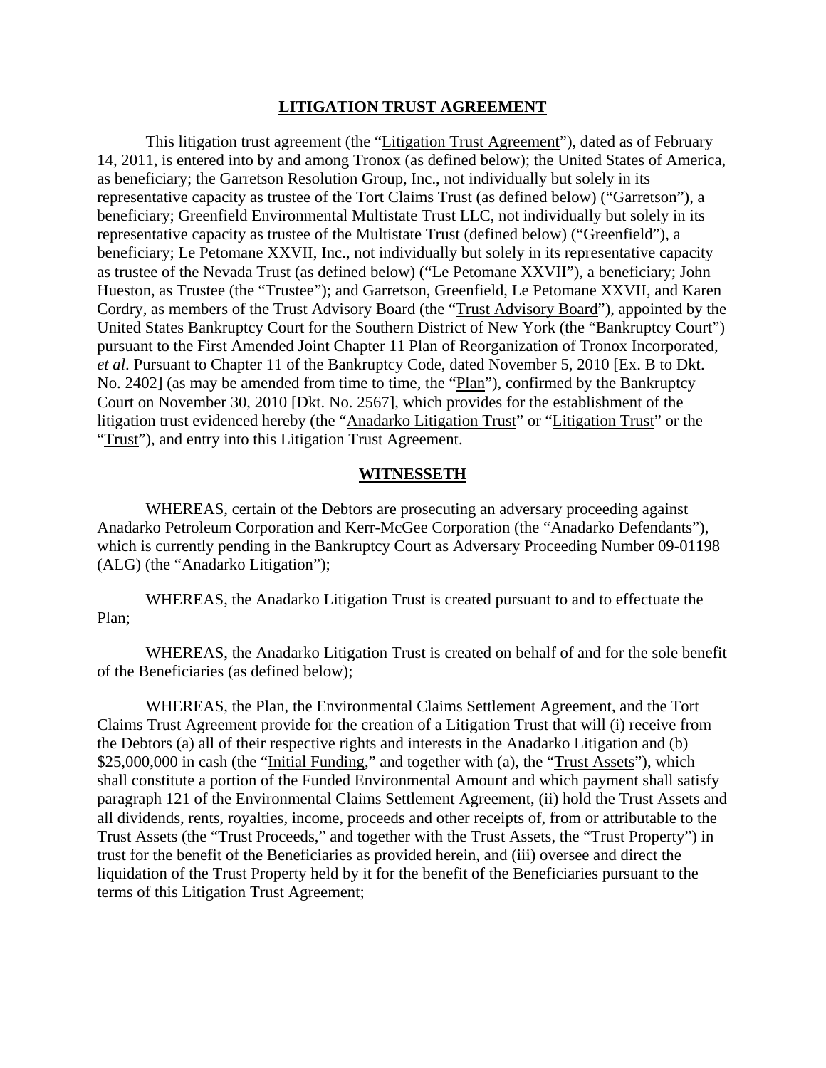# LITIGATION TRUST AGREEMENT

This litigation trust agreement (the "Litigation Trust Agreement"), dated as of February 14, 2011, is entered into by and among Tronox (as defined below); the United States of America, as beneficiary; the Garretson Resolution Group, Inc., not individually but solely in its representative capacity as trustee of the Tort Claims Trust (as defined below) ("Garretson"), a beneficiary; Greenfield Environmental Multistate Trust LLC, not individually but solely in its representative capacity as trustee of the Multistate Trust (defined below) ("Greenfield"), a beneficiary; Le Petomane XXVII, Inc., not individually but solely in its representative capacity as trustee of the Nevada Trust (as defined below) ("Le Petomane XXVII"), a beneficiary; John Hueston, as Trustee (the "Trustee"); and Garretson, Greenfield, Le Petomane XXVII, and Karen Cordry, as members of the Trust Advisory Board (the "Trust Advisory Board"), appointed by the United States Bankruptcy Court for the Southern District of New York (the "Bankruptcy Court") pursuant to the First Amended Joint Chapter 11 Plan of Reorganization of Tronox Incorporated, *et al*. Pursuant to Chapter 11 of the Bankruptcy Code, dated November 5, 2010 [Ex. B to Dkt. No. 2402] (as may be amended from time to time, the "Plan"), confirmed by the Bankruptcy Court on November 30, 2010 [Dkt. No. 2567], which provides for the establishment of the litigation trust evidenced hereby (the "Anadarko Litigation Trust" or "Litigation Trust" or the "Trust"), and entry into this Litigation Trust Agreement.

## WITNESSETH

WHEREAS, certain of the Debtors are prosecuting an adversary proceeding against Anadarko Petroleum Corporation and Kerr-McGee Corporation (the "Anadarko Defendants"), which is currently pending in the Bankruptcy Court as Adversary Proceeding Number 09-01198 (ALG) (the "Anadarko Litigation");

WHEREAS, the Anadarko Litigation Trust is created pursuant to and to effectuate the Plan;

WHEREAS, the Anadarko Litigation Trust is created on behalf of and for the sole benefit of the Beneficiaries (as defined below);

WHEREAS, the Plan, the Environmental Claims Settlement Agreement, and the Tort Claims Trust Agreement provide for the creation of a Litigation Trust that will (i) receive from the Debtors (a) all of their respective rights and interests in the Anadarko Litigation and (b) $25,000,000 in cash (the "Initial Funding," and together with (a), the "Trust Assets"), which shall constitute a portion of the Funded Environmental Amount and which payment shall satisfy paragraph 121 of the Environmental Claims Settlement Agreement, (ii) hold the Trust Assets and all dividends, rents, royalties, income, proceeds and other receipts of, from or attributable to the Trust Assets (the "Trust Proceeds," and together with the Trust Assets, the "Trust Property") in trust for the benefit of the Beneficiaries as provided herein, and (iii) oversee and direct the liquidation of the Trust Property held by it for the benefit of the Beneficiaries pursuant to the terms of this Litigation Trust Agreement;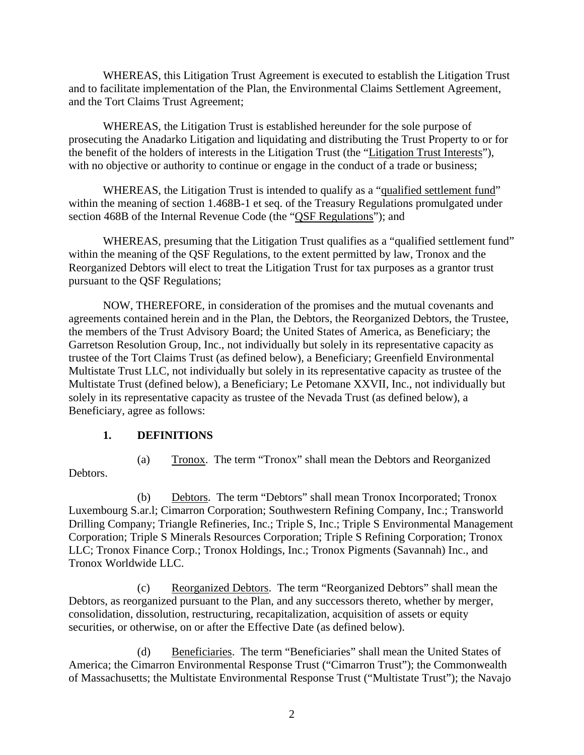WHEREAS, this Litigation Trust Agreement is executed to establish the Litigation Trust and to facilitate implementation of the Plan, the Environmental Claims Settlement Agreement, and the Tort Claims Trust Agreement;

WHEREAS, the Litigation Trust is established hereunder for the sole purpose of prosecuting the Anadarko Litigation and liquidating and distributing the Trust Property to or for the benefit of the holders of interests in the Litigation Trust (the "Litigation Trust Interests"), with no objective or authority to continue or engage in the conduct of a trade or business;

WHEREAS, the Litigation Trust is intended to qualify as a "qualified settlement fund" within the meaning of section 1.468B-1 et seq. of the Treasury Regulations promulgated under section 468B of the Internal Revenue Code (the "QSF Regulations"); and

WHEREAS, presuming that the Litigation Trust qualifies as a "qualified settlement fund" within the meaning of the QSF Regulations, to the extent permitted by law, Tronox and the Reorganized Debtors will elect to treat the Litigation Trust for tax purposes as a grantor trust pursuant to the QSF Regulations;

NOW, THEREFORE, in consideration of the promises and the mutual covenants and agreements contained herein and in the Plan, the Debtors, the Reorganized Debtors, the Trustee, the members of the Trust Advisory Board; the United States of America, as Beneficiary; the Garretson Resolution Group, Inc., not individually but solely in its representative capacity as trustee of the Tort Claims Trust (as defined below), a Beneficiary; Greenfield Environmental Multistate Trust LLC, not individually but solely in its representative capacity as trustee of the Multistate Trust (defined below), a Beneficiary; Le Petomane XXVII, Inc., not individually but solely in its representative capacity as trustee of the Nevada Trust (as defined below), a Beneficiary, agree as follows:

## 1. DEFINITIONS

(a) Tronox. The term "Tronox" shall mean the Debtors and Reorganized Debtors.

(b) Debtors. The term "Debtors" shall mean Tronox Incorporated; Tronox Luxembourg S.ar.l; Cimarron Corporation; Southwestern Refining Company, Inc.; Transworld Drilling Company; Triangle Refineries, Inc.; Triple S, Inc.; Triple S Environmental Management Corporation; Triple S Minerals Resources Corporation; Triple S Refining Corporation; Tronox LLC; Tronox Finance Corp.; Tronox Holdings, Inc.; Tronox Pigments (Savannah) Inc., and Tronox Worldwide LLC.

(c) Reorganized Debtors. The term "Reorganized Debtors" shall mean the Debtors, as reorganized pursuant to the Plan, and any successors thereto, whether by merger, consolidation, dissolution, restructuring, recapitalization, acquisition of assets or equity securities, or otherwise, on or after the Effective Date (as defined below).

(d) Beneficiaries. The term "Beneficiaries" shall mean the United States of America; the Cimarron Environmental Response Trust ("Cimarron Trust"); the Commonwealth of Massachusetts; the Multistate Environmental Response Trust ("Multistate Trust"); the Navajo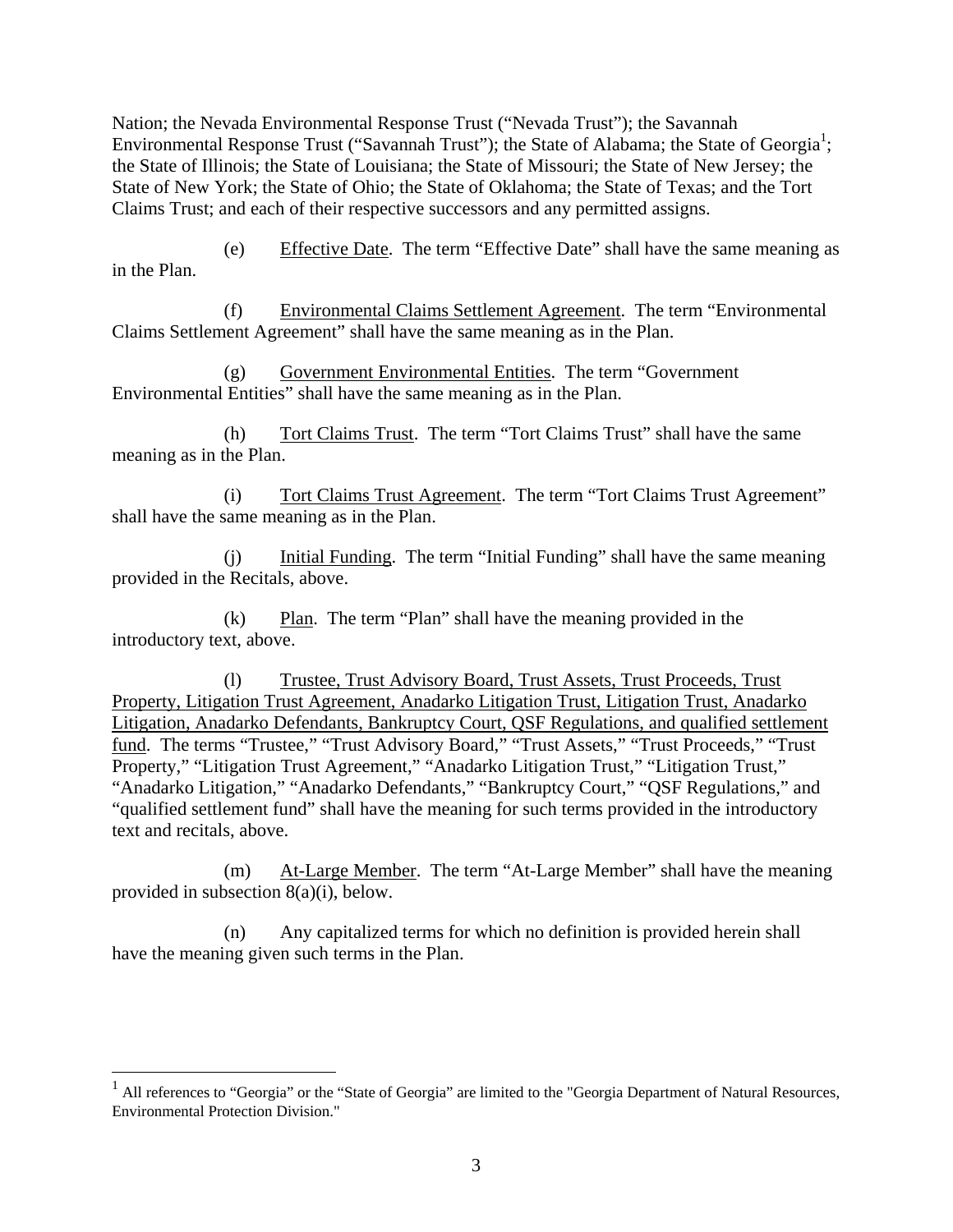Nation; the Nevada Environmental Response Trust ("Nevada Trust"); the Savannah Environmental Response Trust ("Savannah Trust"); the State of Alabama; the State of Georgia[1]; the State of Illinois; the State of Louisiana; the State of Missouri; the State of New Jersey; the State of New York; the State of Ohio; the State of Oklahoma; the State of Texas; and the Tort Claims Trust; and each of their respective successors and any permitted assigns.

(e) Effective Date. The term "Effective Date" shall have the same meaning as in the Plan.

(f) Environmental Claims Settlement Agreement. The term "Environmental Claims Settlement Agreement" shall have the same meaning as in the Plan.

(g) Government Environmental Entities. The term "Government Environmental Entities" shall have the same meaning as in the Plan.

(h) Tort Claims Trust. The term "Tort Claims Trust" shall have the same meaning as in the Plan.

(i) Tort Claims Trust Agreement. The term "Tort Claims Trust Agreement" shall have the same meaning as in the Plan.

(j) Initial Funding. The term "Initial Funding" shall have the same meaning provided in the Recitals, above.

(k) Plan. The term "Plan" shall have the meaning provided in the introductory text, above.

(l) Trustee, Trust Advisory Board, Trust Assets, Trust Proceeds, Trust Property, Litigation Trust Agreement, Anadarko Litigation Trust, Litigation Trust, Anadarko Litigation, Anadarko Defendants, Bankruptcy Court, QSF Regulations, and qualified settlement fund. The terms "Trustee," "Trust Advisory Board," "Trust Assets," "Trust Proceeds," "Trust Property," "Litigation Trust Agreement," "Anadarko Litigation Trust," "Litigation Trust," "Anadarko Litigation," "Anadarko Defendants," "Bankruptcy Court," "QSF Regulations," and "qualified settlement fund" shall have the meaning for such terms provided in the introductory text and recitals, above.

(m) At-Large Member. The term "At-Large Member" shall have the meaning provided in subsection 8(a)(i), below.

(n) Any capitalized terms for which no definition is provided herein shall have the meaning given such terms in the Plan.

[1] All references to "Georgia" or the "State of Georgia" are limited to the "Georgia Department of Natural Resources, Environmental Protection Division."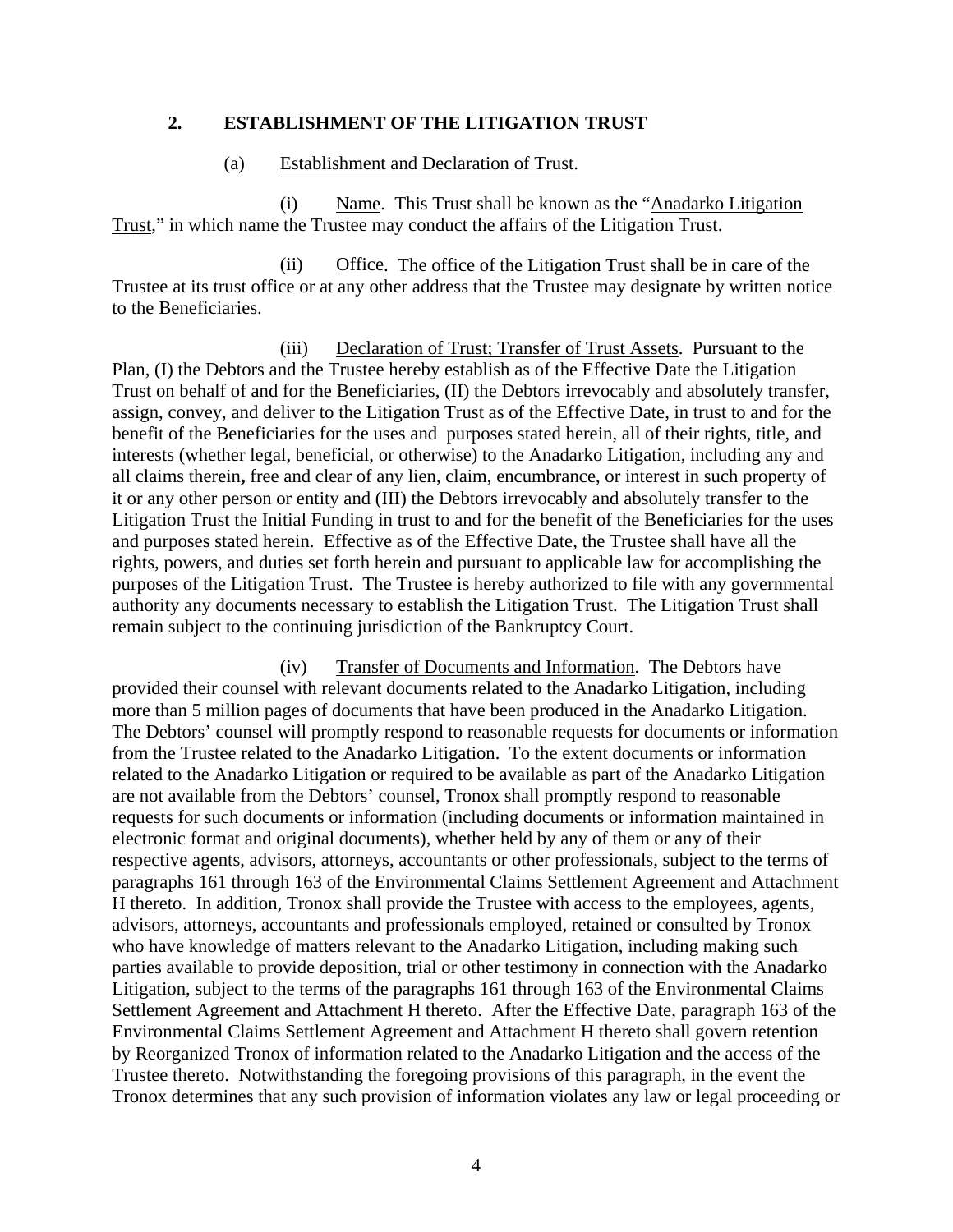## 2. ESTABLISHMENT OF THE LITIGATION TRUST

(a) Establishment and Declaration of Trust.

(i) Name. This Trust shall be known as the "Anadarko Litigation Trust," in which name the Trustee may conduct the affairs of the Litigation Trust.

(ii) Office. The office of the Litigation Trust shall be in care of the Trustee at its trust office or at any other address that the Trustee may designate by written notice to the Beneficiaries.

(iii) Declaration of Trust; Transfer of Trust Assets. Pursuant to the Plan, (I) the Debtors and the Trustee hereby establish as of the Effective Date the Litigation Trust on behalf of and for the Beneficiaries, (II) the Debtors irrevocably and absolutely transfer, assign, convey, and deliver to the Litigation Trust as of the Effective Date, in trust to and for the benefit of the Beneficiaries for the uses and purposes stated herein, all of their rights, title, and interests (whether legal, beneficial, or otherwise) to the Anadarko Litigation, including any and all claims therein**,** free and clear of any lien, claim, encumbrance, or interest in such property of it or any other person or entity and (III) the Debtors irrevocably and absolutely transfer to the Litigation Trust the Initial Funding in trust to and for the benefit of the Beneficiaries for the uses and purposes stated herein. Effective as of the Effective Date, the Trustee shall have all the rights, powers, and duties set forth herein and pursuant to applicable law for accomplishing the purposes of the Litigation Trust. The Trustee is hereby authorized to file with any governmental authority any documents necessary to establish the Litigation Trust. The Litigation Trust shall remain subject to the continuing jurisdiction of the Bankruptcy Court.

(iv) Transfer of Documents and Information. The Debtors have provided their counsel with relevant documents related to the Anadarko Litigation, including more than 5 million pages of documents that have been produced in the Anadarko Litigation. The Debtors' counsel will promptly respond to reasonable requests for documents or information from the Trustee related to the Anadarko Litigation. To the extent documents or information related to the Anadarko Litigation or required to be available as part of the Anadarko Litigation are not available from the Debtors' counsel, Tronox shall promptly respond to reasonable requests for such documents or information (including documents or information maintained in electronic format and original documents), whether held by any of them or any of their respective agents, advisors, attorneys, accountants or other professionals, subject to the terms of paragraphs 161 through 163 of the Environmental Claims Settlement Agreement and Attachment H thereto. In addition, Tronox shall provide the Trustee with access to the employees, agents, advisors, attorneys, accountants and professionals employed, retained or consulted by Tronox who have knowledge of matters relevant to the Anadarko Litigation, including making such parties available to provide deposition, trial or other testimony in connection with the Anadarko Litigation, subject to the terms of the paragraphs 161 through 163 of the Environmental Claims Settlement Agreement and Attachment H thereto. After the Effective Date, paragraph 163 of the Environmental Claims Settlement Agreement and Attachment H thereto shall govern retention by Reorganized Tronox of information related to the Anadarko Litigation and the access of the Trustee thereto. Notwithstanding the foregoing provisions of this paragraph, in the event the Tronox determines that any such provision of information violates any law or legal proceeding or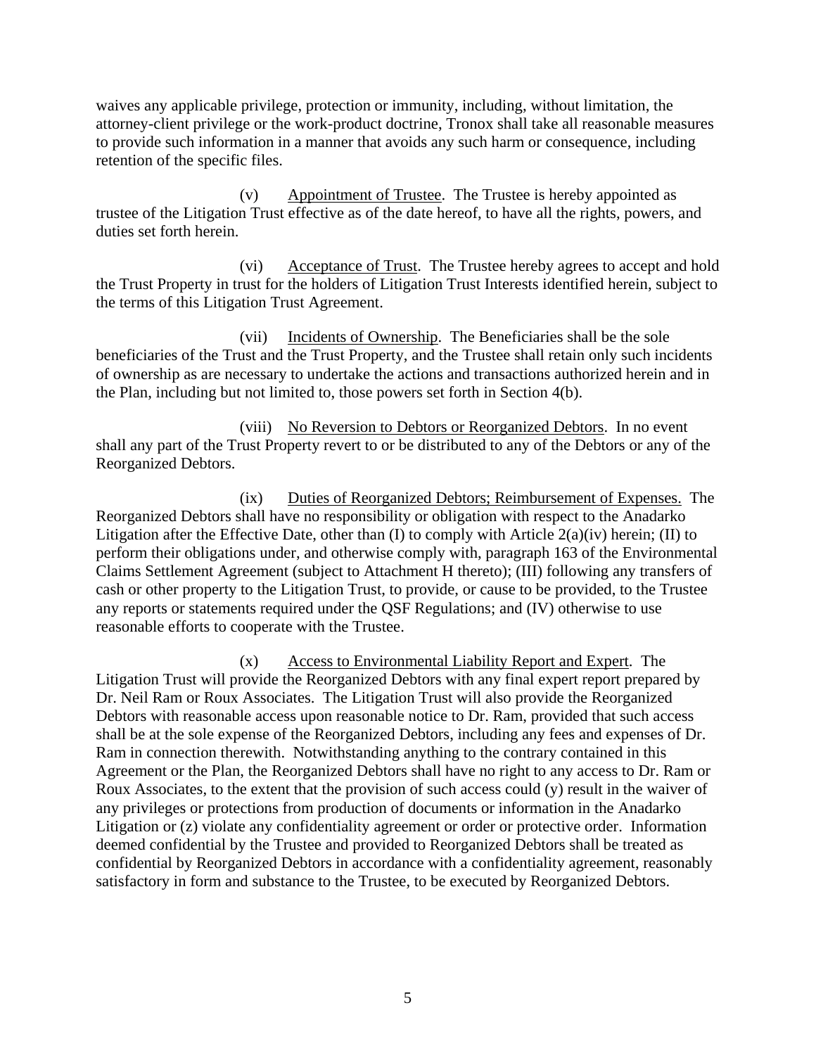waives any applicable privilege, protection or immunity, including, without limitation, the attorney-client privilege or the work-product doctrine, Tronox shall take all reasonable measures to provide such information in a manner that avoids any such harm or consequence, including retention of the specific files.

(v) Appointment of Trustee. The Trustee is hereby appointed as trustee of the Litigation Trust effective as of the date hereof, to have all the rights, powers, and duties set forth herein.

(vi) Acceptance of Trust. The Trustee hereby agrees to accept and hold the Trust Property in trust for the holders of Litigation Trust Interests identified herein, subject to the terms of this Litigation Trust Agreement.

(vii) Incidents of Ownership. The Beneficiaries shall be the sole beneficiaries of the Trust and the Trust Property, and the Trustee shall retain only such incidents of ownership as are necessary to undertake the actions and transactions authorized herein and in the Plan, including but not limited to, those powers set forth in Section 4(b).

(viii) No Reversion to Debtors or Reorganized Debtors. In no event shall any part of the Trust Property revert to or be distributed to any of the Debtors or any of the Reorganized Debtors.

(ix) Duties of Reorganized Debtors; Reimbursement of Expenses. The Reorganized Debtors shall have no responsibility or obligation with respect to the Anadarko Litigation after the Effective Date, other than (I) to comply with Article 2(a)(iv) herein; (II) to perform their obligations under, and otherwise comply with, paragraph 163 of the Environmental Claims Settlement Agreement (subject to Attachment H thereto); (III) following any transfers of cash or other property to the Litigation Trust, to provide, or cause to be provided, to the Trustee any reports or statements required under the QSF Regulations; and (IV) otherwise to use reasonable efforts to cooperate with the Trustee.

(x) Access to Environmental Liability Report and Expert. The Litigation Trust will provide the Reorganized Debtors with any final expert report prepared by Dr. Neil Ram or Roux Associates. The Litigation Trust will also provide the Reorganized Debtors with reasonable access upon reasonable notice to Dr. Ram, provided that such access shall be at the sole expense of the Reorganized Debtors, including any fees and expenses of Dr. Ram in connection therewith. Notwithstanding anything to the contrary contained in this Agreement or the Plan, the Reorganized Debtors shall have no right to any access to Dr. Ram or Roux Associates, to the extent that the provision of such access could (y) result in the waiver of any privileges or protections from production of documents or information in the Anadarko Litigation or (z) violate any confidentiality agreement or order or protective order. Information deemed confidential by the Trustee and provided to Reorganized Debtors shall be treated as confidential by Reorganized Debtors in accordance with a confidentiality agreement, reasonably satisfactory in form and substance to the Trustee, to be executed by Reorganized Debtors.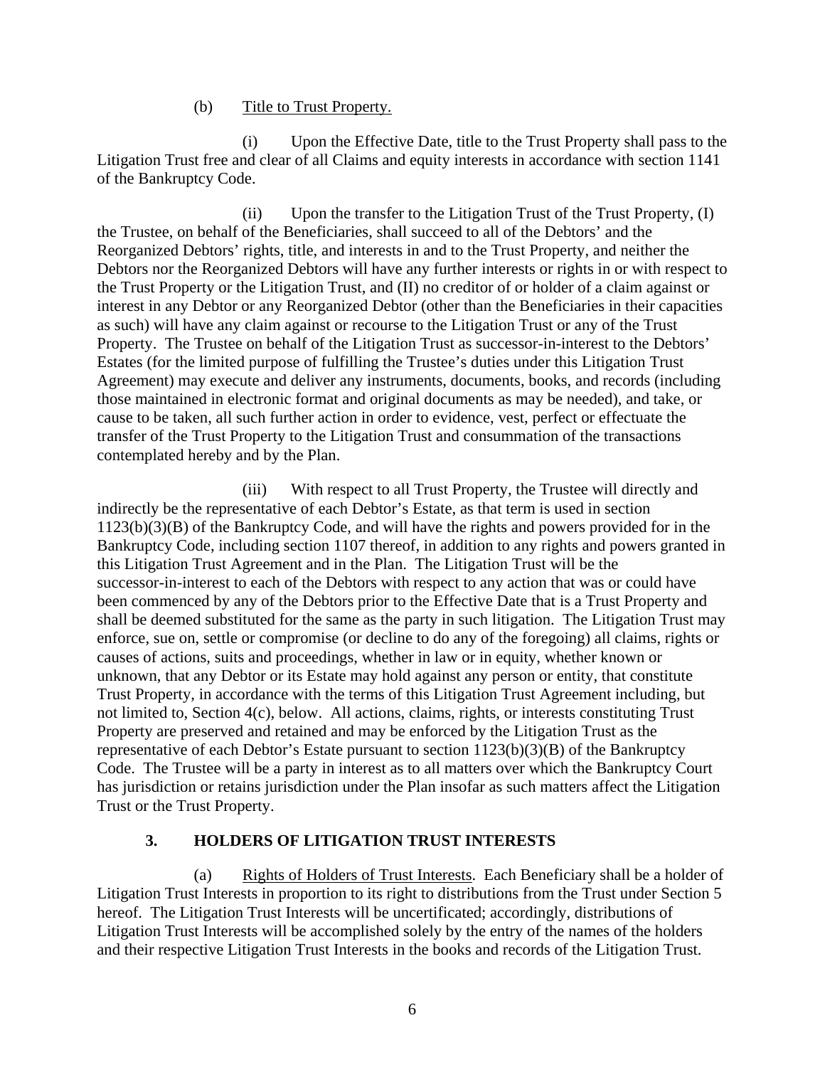(b) <u>Title to Trust Property.</u>

(i) Upon the Effective Date, title to the Trust Property shall pass to the Litigation Trust free and clear of all Claims and equity interests in accordance with section 1141 of the Bankruptcy Code.

(ii) Upon the transfer to the Litigation Trust of the Trust Property, (I) the Trustee, on behalf of the Beneficiaries, shall succeed to all of the Debtors' and the Reorganized Debtors' rights, title, and interests in and to the Trust Property, and neither the Debtors nor the Reorganized Debtors will have any further interests or rights in or with respect to the Trust Property or the Litigation Trust, and (II) no creditor of or holder of a claim against or interest in any Debtor or any Reorganized Debtor (other than the Beneficiaries in their capacities as such) will have any claim against or recourse to the Litigation Trust or any of the Trust Property. The Trustee on behalf of the Litigation Trust as successor-in-interest to the Debtors' Estates (for the limited purpose of fulfilling the Trustee's duties under this Litigation Trust Agreement) may execute and deliver any instruments, documents, books, and records (including those maintained in electronic format and original documents as may be needed), and take, or cause to be taken, all such further action in order to evidence, vest, perfect or effectuate the transfer of the Trust Property to the Litigation Trust and consummation of the transactions contemplated hereby and by the Plan.

(iii) With respect to all Trust Property, the Trustee will directly and indirectly be the representative of each Debtor's Estate, as that term is used in section 1123(b)(3)(B) of the Bankruptcy Code, and will have the rights and powers provided for in the Bankruptcy Code, including section 1107 thereof, in addition to any rights and powers granted in this Litigation Trust Agreement and in the Plan. The Litigation Trust will be the successor-in-interest to each of the Debtors with respect to any action that was or could have been commenced by any of the Debtors prior to the Effective Date that is a Trust Property and shall be deemed substituted for the same as the party in such litigation. The Litigation Trust may enforce, sue on, settle or compromise (or decline to do any of the foregoing) all claims, rights or causes of actions, suits and proceedings, whether in law or in equity, whether known or unknown, that any Debtor or its Estate may hold against any person or entity, that constitute Trust Property, in accordance with the terms of this Litigation Trust Agreement including, but not limited to, Section 4(c), below. All actions, claims, rights, or interests constituting Trust Property are preserved and retained and may be enforced by the Litigation Trust as the representative of each Debtor's Estate pursuant to section 1123(b)(3)(B) of the Bankruptcy Code. The Trustee will be a party in interest as to all matters over which the Bankruptcy Court has jurisdiction or retains jurisdiction under the Plan insofar as such matters affect the Litigation Trust or the Trust Property.

## 3. HOLDERS OF LITIGATION TRUST INTERESTS

(a) <u>Rights of Holders of Trust Interests</u>. Each Beneficiary shall be a holder of Litigation Trust Interests in proportion to its right to distributions from the Trust under Section 5 hereof. The Litigation Trust Interests will be uncertificated; accordingly, distributions of Litigation Trust Interests will be accomplished solely by the entry of the names of the holders and their respective Litigation Trust Interests in the books and records of the Litigation Trust.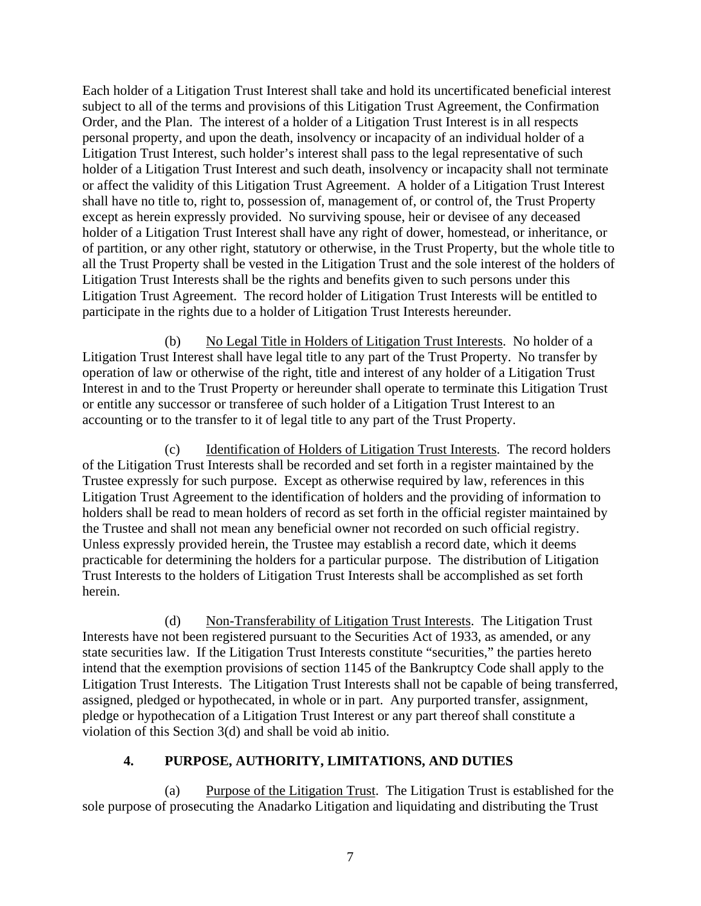Each holder of a Litigation Trust Interest shall take and hold its uncertificated beneficial interest subject to all of the terms and provisions of this Litigation Trust Agreement, the Confirmation Order, and the Plan. The interest of a holder of a Litigation Trust Interest is in all respects personal property, and upon the death, insolvency or incapacity of an individual holder of a Litigation Trust Interest, such holder's interest shall pass to the legal representative of such holder of a Litigation Trust Interest and such death, insolvency or incapacity shall not terminate or affect the validity of this Litigation Trust Agreement. A holder of a Litigation Trust Interest shall have no title to, right to, possession of, management of, or control of, the Trust Property except as herein expressly provided. No surviving spouse, heir or devisee of any deceased holder of a Litigation Trust Interest shall have any right of dower, homestead, or inheritance, or of partition, or any other right, statutory or otherwise, in the Trust Property, but the whole title to all the Trust Property shall be vested in the Litigation Trust and the sole interest of the holders of Litigation Trust Interests shall be the rights and benefits given to such persons under this Litigation Trust Agreement. The record holder of Litigation Trust Interests will be entitled to participate in the rights due to a holder of Litigation Trust Interests hereunder.

(b) No Legal Title in Holders of Litigation Trust Interests. No holder of a Litigation Trust Interest shall have legal title to any part of the Trust Property. No transfer by operation of law or otherwise of the right, title and interest of any holder of a Litigation Trust Interest in and to the Trust Property or hereunder shall operate to terminate this Litigation Trust or entitle any successor or transferee of such holder of a Litigation Trust Interest to an accounting or to the transfer to it of legal title to any part of the Trust Property.

(c) Identification of Holders of Litigation Trust Interests. The record holders of the Litigation Trust Interests shall be recorded and set forth in a register maintained by the Trustee expressly for such purpose. Except as otherwise required by law, references in this Litigation Trust Agreement to the identification of holders and the providing of information to holders shall be read to mean holders of record as set forth in the official register maintained by the Trustee and shall not mean any beneficial owner not recorded on such official registry. Unless expressly provided herein, the Trustee may establish a record date, which it deems practicable for determining the holders for a particular purpose. The distribution of Litigation Trust Interests to the holders of Litigation Trust Interests shall be accomplished as set forth herein.

(d) Non-Transferability of Litigation Trust Interests. The Litigation Trust Interests have not been registered pursuant to the Securities Act of 1933, as amended, or any state securities law. If the Litigation Trust Interests constitute "securities," the parties hereto intend that the exemption provisions of section 1145 of the Bankruptcy Code shall apply to the Litigation Trust Interests. The Litigation Trust Interests shall not be capable of being transferred, assigned, pledged or hypothecated, in whole or in part. Any purported transfer, assignment, pledge or hypothecation of a Litigation Trust Interest or any part thereof shall constitute a violation of this Section 3(d) and shall be void ab initio.

## 4. PURPOSE, AUTHORITY, LIMITATIONS, AND DUTIES

(a) Purpose of the Litigation Trust. The Litigation Trust is established for the sole purpose of prosecuting the Anadarko Litigation and liquidating and distributing the Trust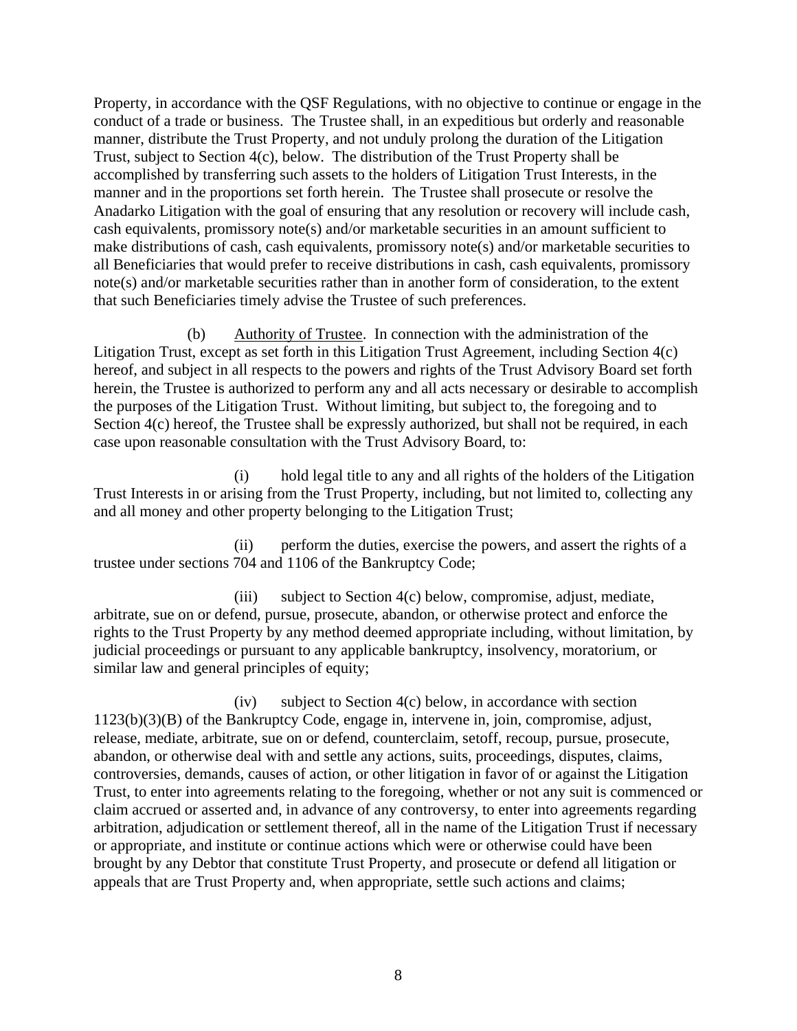Property, in accordance with the QSF Regulations, with no objective to continue or engage in the conduct of a trade or business. The Trustee shall, in an expeditious but orderly and reasonable manner, distribute the Trust Property, and not unduly prolong the duration of the Litigation Trust, subject to Section 4(c), below. The distribution of the Trust Property shall be accomplished by transferring such assets to the holders of Litigation Trust Interests, in the manner and in the proportions set forth herein. The Trustee shall prosecute or resolve the Anadarko Litigation with the goal of ensuring that any resolution or recovery will include cash, cash equivalents, promissory note(s) and/or marketable securities in an amount sufficient to make distributions of cash, cash equivalents, promissory note(s) and/or marketable securities to all Beneficiaries that would prefer to receive distributions in cash, cash equivalents, promissory note(s) and/or marketable securities rather than in another form of consideration, to the extent that such Beneficiaries timely advise the Trustee of such preferences.

(b) Authority of Trustee. In connection with the administration of the Litigation Trust, except as set forth in this Litigation Trust Agreement, including Section 4(c) hereof, and subject in all respects to the powers and rights of the Trust Advisory Board set forth herein, the Trustee is authorized to perform any and all acts necessary or desirable to accomplish the purposes of the Litigation Trust. Without limiting, but subject to, the foregoing and to Section 4(c) hereof, the Trustee shall be expressly authorized, but shall not be required, in each case upon reasonable consultation with the Trust Advisory Board, to:

(i) hold legal title to any and all rights of the holders of the Litigation Trust Interests in or arising from the Trust Property, including, but not limited to, collecting any and all money and other property belonging to the Litigation Trust;

(ii) perform the duties, exercise the powers, and assert the rights of a trustee under sections 704 and 1106 of the Bankruptcy Code;

(iii) subject to Section 4(c) below, compromise, adjust, mediate, arbitrate, sue on or defend, pursue, prosecute, abandon, or otherwise protect and enforce the rights to the Trust Property by any method deemed appropriate including, without limitation, by judicial proceedings or pursuant to any applicable bankruptcy, insolvency, moratorium, or similar law and general principles of equity;

(iv) subject to Section 4(c) below, in accordance with section 1123(b)(3)(B) of the Bankruptcy Code, engage in, intervene in, join, compromise, adjust, release, mediate, arbitrate, sue on or defend, counterclaim, setoff, recoup, pursue, prosecute, abandon, or otherwise deal with and settle any actions, suits, proceedings, disputes, claims, controversies, demands, causes of action, or other litigation in favor of or against the Litigation Trust, to enter into agreements relating to the foregoing, whether or not any suit is commenced or claim accrued or asserted and, in advance of any controversy, to enter into agreements regarding arbitration, adjudication or settlement thereof, all in the name of the Litigation Trust if necessary or appropriate, and institute or continue actions which were or otherwise could have been brought by any Debtor that constitute Trust Property, and prosecute or defend all litigation or appeals that are Trust Property and, when appropriate, settle such actions and claims;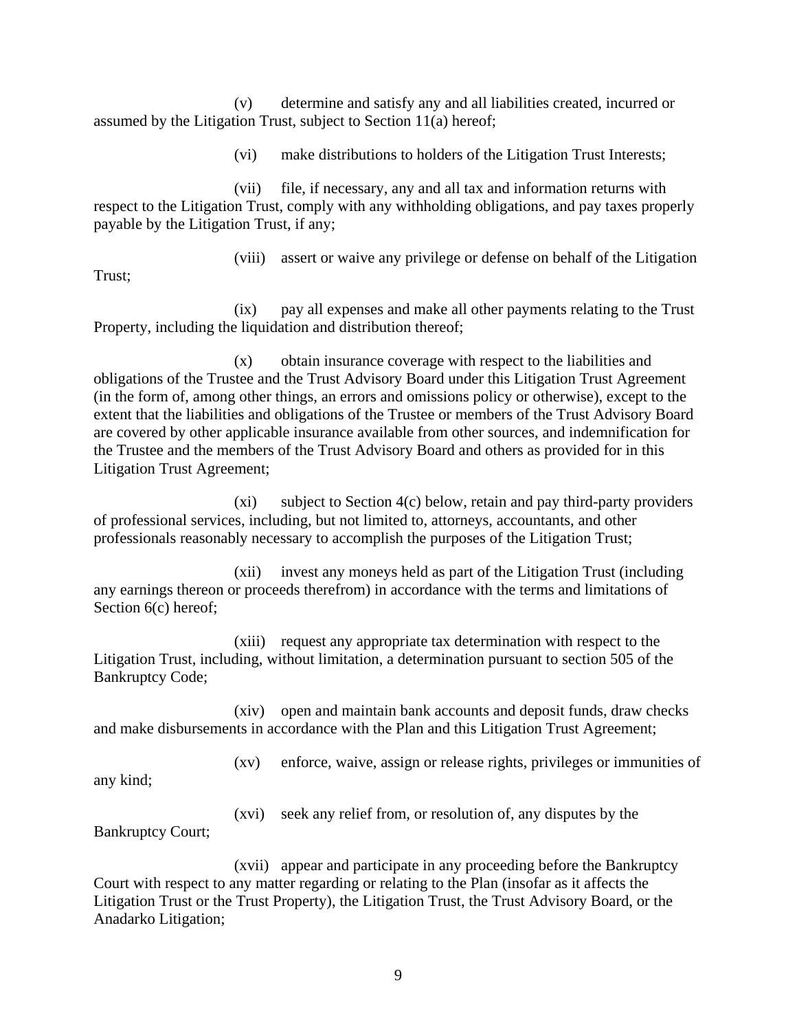(v) determine and satisfy any and all liabilities created, incurred or assumed by the Litigation Trust, subject to Section 11(a) hereof;

(vi) make distributions to holders of the Litigation Trust Interests;

(vii) file, if necessary, any and all tax and information returns with respect to the Litigation Trust, comply with any withholding obligations, and pay taxes properly payable by the Litigation Trust, if any;

(viii) assert or waive any privilege or defense on behalf of the Litigation Trust;

(ix) pay all expenses and make all other payments relating to the Trust Property, including the liquidation and distribution thereof;

(x) obtain insurance coverage with respect to the liabilities and obligations of the Trustee and the Trust Advisory Board under this Litigation Trust Agreement (in the form of, among other things, an errors and omissions policy or otherwise), except to the extent that the liabilities and obligations of the Trustee or members of the Trust Advisory Board are covered by other applicable insurance available from other sources, and indemnification for the Trustee and the members of the Trust Advisory Board and others as provided for in this Litigation Trust Agreement;

(xi) subject to Section 4(c) below, retain and pay third-party providers of professional services, including, but not limited to, attorneys, accountants, and other professionals reasonably necessary to accomplish the purposes of the Litigation Trust;

(xii) invest any moneys held as part of the Litigation Trust (including any earnings thereon or proceeds therefrom) in accordance with the terms and limitations of Section 6(c) hereof;

(xiii) request any appropriate tax determination with respect to the Litigation Trust, including, without limitation, a determination pursuant to section 505 of the Bankruptcy Code;

(xiv) open and maintain bank accounts and deposit funds, draw checks and make disbursements in accordance with the Plan and this Litigation Trust Agreement;

(xv) enforce, waive, assign or release rights, privileges or immunities of any kind;

(xvi) seek any relief from, or resolution of, any disputes by the Bankruptcy Court;

(xvii) appear and participate in any proceeding before the Bankruptcy Court with respect to any matter regarding or relating to the Plan (insofar as it affects the Litigation Trust or the Trust Property), the Litigation Trust, the Trust Advisory Board, or the Anadarko Litigation;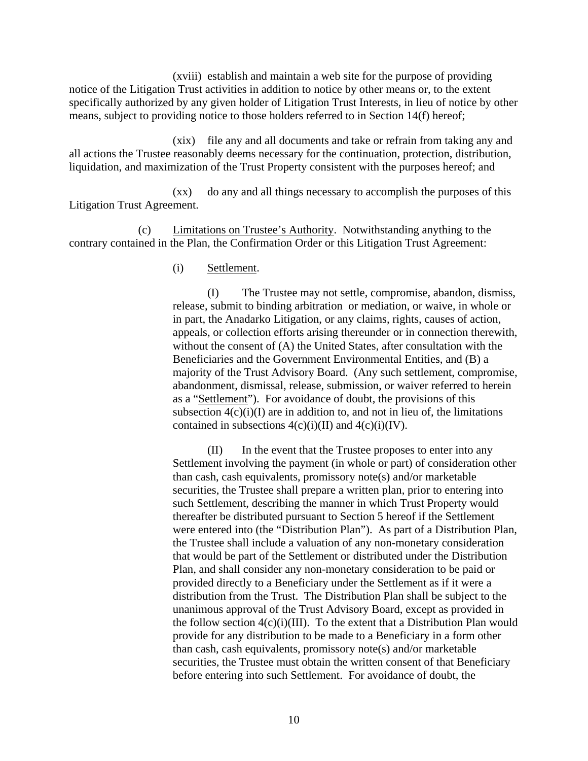(xviii) establish and maintain a web site for the purpose of providing notice of the Litigation Trust activities in addition to notice by other means or, to the extent specifically authorized by any given holder of Litigation Trust Interests, in lieu of notice by other means, subject to providing notice to those holders referred to in Section 14(f) hereof;

(xix) file any and all documents and take or refrain from taking any and all actions the Trustee reasonably deems necessary for the continuation, protection, distribution, liquidation, and maximization of the Trust Property consistent with the purposes hereof; and

(xx) do any and all things necessary to accomplish the purposes of this Litigation Trust Agreement.

(c) Limitations on Trustee's Authority. Notwithstanding anything to the contrary contained in the Plan, the Confirmation Order or this Litigation Trust Agreement:

(i) Settlement.

(I) The Trustee may not settle, compromise, abandon, dismiss, release, submit to binding arbitration or mediation, or waive, in whole or in part, the Anadarko Litigation, or any claims, rights, causes of action, appeals, or collection efforts arising thereunder or in connection therewith, without the consent of (A) the United States, after consultation with the Beneficiaries and the Government Environmental Entities, and (B) a majority of the Trust Advisory Board. (Any such settlement, compromise, abandonment, dismissal, release, submission, or waiver referred to herein as a "Settlement"). For avoidance of doubt, the provisions of this subsection 4(c)(i)(I) are in addition to, and not in lieu of, the limitations contained in subsections 4(c)(i)(II) and 4(c)(i)(IV).

(II) In the event that the Trustee proposes to enter into any Settlement involving the payment (in whole or part) of consideration other than cash, cash equivalents, promissory note(s) and/or marketable securities, the Trustee shall prepare a written plan, prior to entering into such Settlement, describing the manner in which Trust Property would thereafter be distributed pursuant to Section 5 hereof if the Settlement were entered into (the "Distribution Plan"). As part of a Distribution Plan, the Trustee shall include a valuation of any non-monetary consideration that would be part of the Settlement or distributed under the Distribution Plan, and shall consider any non-monetary consideration to be paid or provided directly to a Beneficiary under the Settlement as if it were a distribution from the Trust. The Distribution Plan shall be subject to the unanimous approval of the Trust Advisory Board, except as provided in the follow section 4(c)(i)(III). To the extent that a Distribution Plan would provide for any distribution to be made to a Beneficiary in a form other than cash, cash equivalents, promissory note(s) and/or marketable securities, the Trustee must obtain the written consent of that Beneficiary before entering into such Settlement. For avoidance of doubt, the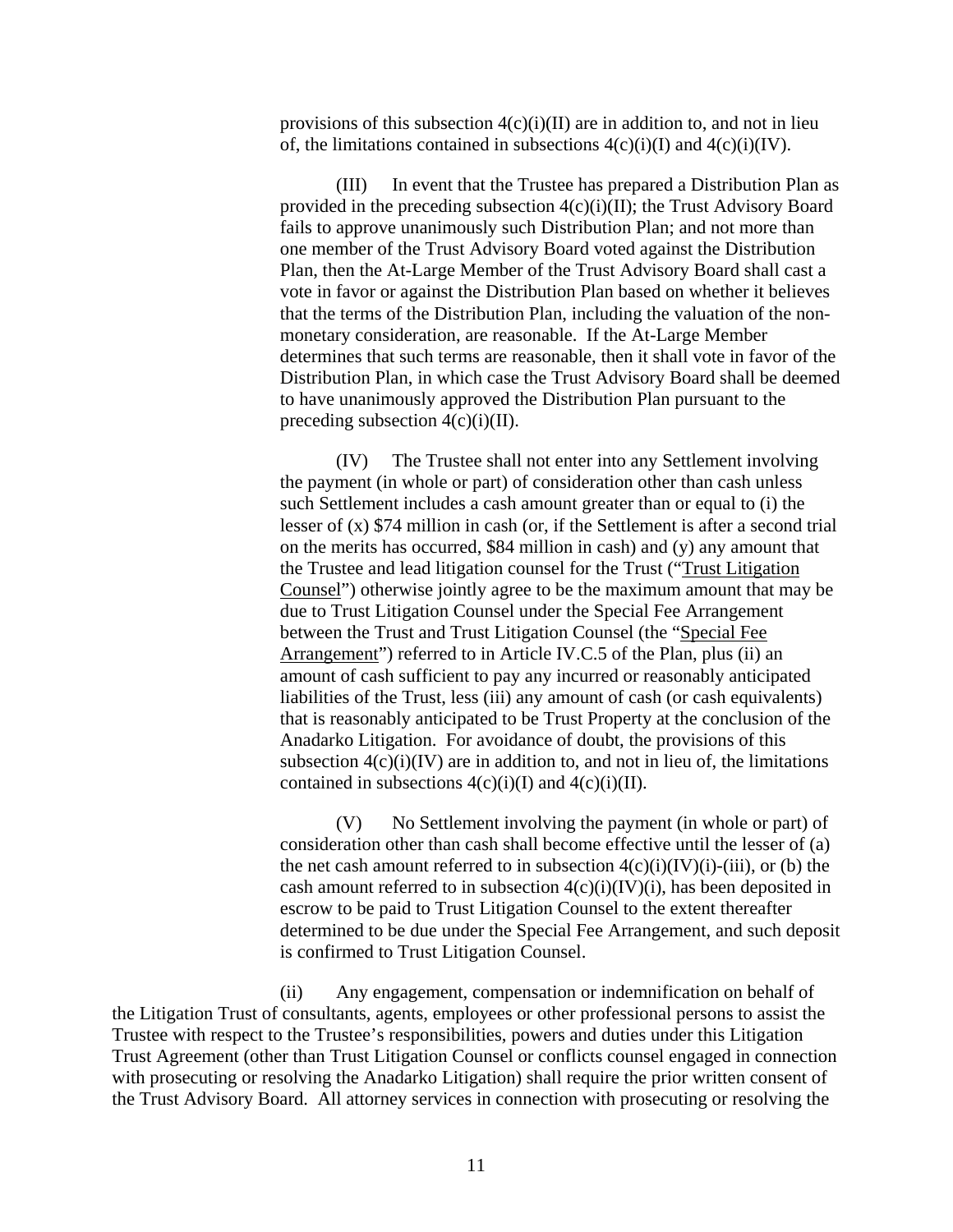provisions of this subsection 4(c)(i)(II) are in addition to, and not in lieu of, the limitations contained in subsections 4(c)(i)(I) and 4(c)(i)(IV).

(III) In event that the Trustee has prepared a Distribution Plan as provided in the preceding subsection 4(c)(i)(II); the Trust Advisory Board fails to approve unanimously such Distribution Plan; and not more than one member of the Trust Advisory Board voted against the Distribution Plan, then the At-Large Member of the Trust Advisory Board shall cast a vote in favor or against the Distribution Plan based on whether it believes that the terms of the Distribution Plan, including the valuation of the non-monetary consideration, are reasonable. If the At-Large Member determines that such terms are reasonable, then it shall vote in favor of the Distribution Plan, in which case the Trust Advisory Board shall be deemed to have unanimously approved the Distribution Plan pursuant to the preceding subsection 4(c)(i)(II).

(IV) The Trustee shall not enter into any Settlement involving the payment (in whole or part) of consideration other than cash unless such Settlement includes a cash amount greater than or equal to (i) the lesser of (x) $74 million in cash (or, if the Settlement is after a second trial on the merits has occurred, $84 million in cash) and (y) any amount that the Trustee and lead litigation counsel for the Trust ("Trust Litigation Counsel") otherwise jointly agree to be the maximum amount that may be due to Trust Litigation Counsel under the Special Fee Arrangement between the Trust and Trust Litigation Counsel (the "Special Fee Arrangement") referred to in Article IV.C.5 of the Plan, plus (ii) an amount of cash sufficient to pay any incurred or reasonably anticipated liabilities of the Trust, less (iii) any amount of cash (or cash equivalents) that is reasonably anticipated to be Trust Property at the conclusion of the Anadarko Litigation. For avoidance of doubt, the provisions of this subsection 4(c)(i)(IV) are in addition to, and not in lieu of, the limitations contained in subsections 4(c)(i)(I) and 4(c)(i)(II).

(V) No Settlement involving the payment (in whole or part) of consideration other than cash shall become effective until the lesser of (a) the net cash amount referred to in subsection 4(c)(i)(IV)(i)-(iii), or (b) the cash amount referred to in subsection 4(c)(i)(IV)(i), has been deposited in escrow to be paid to Trust Litigation Counsel to the extent thereafter determined to be due under the Special Fee Arrangement, and such deposit is confirmed to Trust Litigation Counsel.

(ii) Any engagement, compensation or indemnification on behalf of the Litigation Trust of consultants, agents, employees or other professional persons to assist the Trustee with respect to the Trustee's responsibilities, powers and duties under this Litigation Trust Agreement (other than Trust Litigation Counsel or conflicts counsel engaged in connection with prosecuting or resolving the Anadarko Litigation) shall require the prior written consent of the Trust Advisory Board. All attorney services in connection with prosecuting or resolving the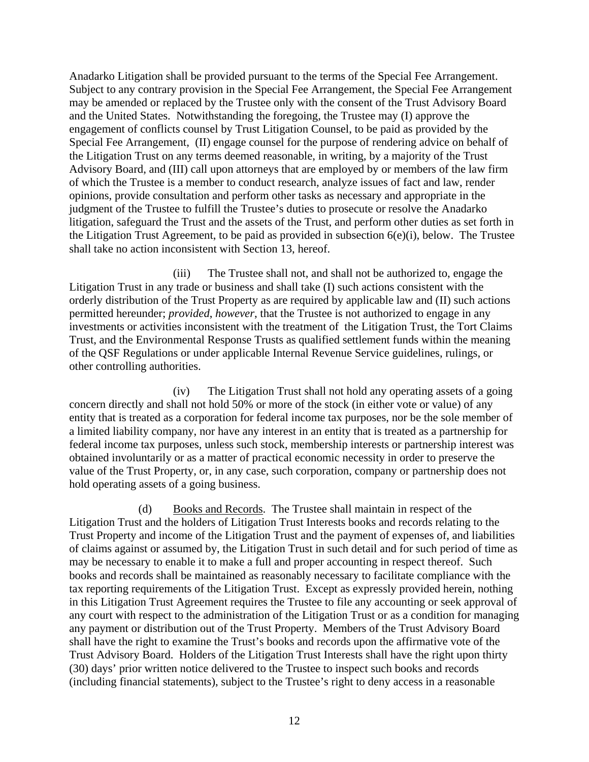Anadarko Litigation shall be provided pursuant to the terms of the Special Fee Arrangement. Subject to any contrary provision in the Special Fee Arrangement, the Special Fee Arrangement may be amended or replaced by the Trustee only with the consent of the Trust Advisory Board and the United States. Notwithstanding the foregoing, the Trustee may (I) approve the engagement of conflicts counsel by Trust Litigation Counsel, to be paid as provided by the Special Fee Arrangement, (II) engage counsel for the purpose of rendering advice on behalf of the Litigation Trust on any terms deemed reasonable, in writing, by a majority of the Trust Advisory Board, and (III) call upon attorneys that are employed by or members of the law firm of which the Trustee is a member to conduct research, analyze issues of fact and law, render opinions, provide consultation and perform other tasks as necessary and appropriate in the judgment of the Trustee to fulfill the Trustee's duties to prosecute or resolve the Anadarko litigation, safeguard the Trust and the assets of the Trust, and perform other duties as set forth in the Litigation Trust Agreement, to be paid as provided in subsection 6(e)(i), below. The Trustee shall take no action inconsistent with Section 13, hereof.

(iii) The Trustee shall not, and shall not be authorized to, engage the Litigation Trust in any trade or business and shall take (I) such actions consistent with the orderly distribution of the Trust Property as are required by applicable law and (II) such actions permitted hereunder; *provided*, *however*, that the Trustee is not authorized to engage in any investments or activities inconsistent with the treatment of the Litigation Trust, the Tort Claims Trust, and the Environmental Response Trusts as qualified settlement funds within the meaning of the QSF Regulations or under applicable Internal Revenue Service guidelines, rulings, or other controlling authorities.

(iv) The Litigation Trust shall not hold any operating assets of a going concern directly and shall not hold 50% or more of the stock (in either vote or value) of any entity that is treated as a corporation for federal income tax purposes, nor be the sole member of a limited liability company, nor have any interest in an entity that is treated as a partnership for federal income tax purposes, unless such stock, membership interests or partnership interest was obtained involuntarily or as a matter of practical economic necessity in order to preserve the value of the Trust Property, or, in any case, such corporation, company or partnership does not hold operating assets of a going business.

(d) Books and Records. The Trustee shall maintain in respect of the Litigation Trust and the holders of Litigation Trust Interests books and records relating to the Trust Property and income of the Litigation Trust and the payment of expenses of, and liabilities of claims against or assumed by, the Litigation Trust in such detail and for such period of time as may be necessary to enable it to make a full and proper accounting in respect thereof. Such books and records shall be maintained as reasonably necessary to facilitate compliance with the tax reporting requirements of the Litigation Trust. Except as expressly provided herein, nothing in this Litigation Trust Agreement requires the Trustee to file any accounting or seek approval of any court with respect to the administration of the Litigation Trust or as a condition for managing any payment or distribution out of the Trust Property. Members of the Trust Advisory Board shall have the right to examine the Trust's books and records upon the affirmative vote of the Trust Advisory Board. Holders of the Litigation Trust Interests shall have the right upon thirty (30) days' prior written notice delivered to the Trustee to inspect such books and records (including financial statements), subject to the Trustee's right to deny access in a reasonable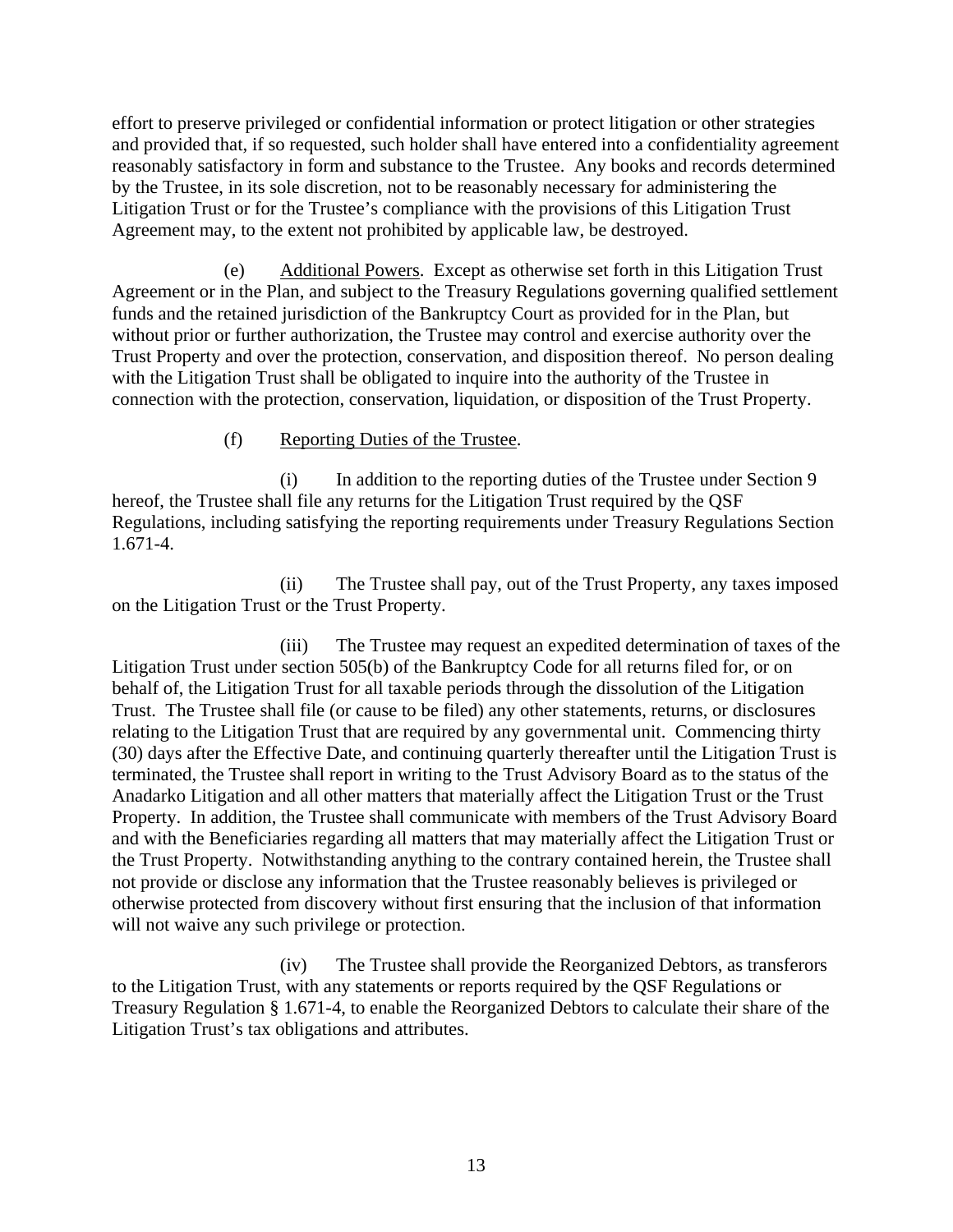effort to preserve privileged or confidential information or protect litigation or other strategies and provided that, if so requested, such holder shall have entered into a confidentiality agreement reasonably satisfactory in form and substance to the Trustee. Any books and records determined by the Trustee, in its sole discretion, not to be reasonably necessary for administering the Litigation Trust or for the Trustee's compliance with the provisions of this Litigation Trust Agreement may, to the extent not prohibited by applicable law, be destroyed.

(e) Additional Powers. Except as otherwise set forth in this Litigation Trust Agreement or in the Plan, and subject to the Treasury Regulations governing qualified settlement funds and the retained jurisdiction of the Bankruptcy Court as provided for in the Plan, but without prior or further authorization, the Trustee may control and exercise authority over the Trust Property and over the protection, conservation, and disposition thereof. No person dealing with the Litigation Trust shall be obligated to inquire into the authority of the Trustee in connection with the protection, conservation, liquidation, or disposition of the Trust Property.

(f) Reporting Duties of the Trustee.

(i) In addition to the reporting duties of the Trustee under Section 9 hereof, the Trustee shall file any returns for the Litigation Trust required by the QSF Regulations, including satisfying the reporting requirements under Treasury Regulations Section 1.671-4.

(ii) The Trustee shall pay, out of the Trust Property, any taxes imposed on the Litigation Trust or the Trust Property.

(iii) The Trustee may request an expedited determination of taxes of the Litigation Trust under section 505(b) of the Bankruptcy Code for all returns filed for, or on behalf of, the Litigation Trust for all taxable periods through the dissolution of the Litigation Trust. The Trustee shall file (or cause to be filed) any other statements, returns, or disclosures relating to the Litigation Trust that are required by any governmental unit. Commencing thirty (30) days after the Effective Date, and continuing quarterly thereafter until the Litigation Trust is terminated, the Trustee shall report in writing to the Trust Advisory Board as to the status of the Anadarko Litigation and all other matters that materially affect the Litigation Trust or the Trust Property. In addition, the Trustee shall communicate with members of the Trust Advisory Board and with the Beneficiaries regarding all matters that may materially affect the Litigation Trust or the Trust Property. Notwithstanding anything to the contrary contained herein, the Trustee shall not provide or disclose any information that the Trustee reasonably believes is privileged or otherwise protected from discovery without first ensuring that the inclusion of that information will not waive any such privilege or protection.

(iv) The Trustee shall provide the Reorganized Debtors, as transferors to the Litigation Trust, with any statements or reports required by the QSF Regulations or Treasury Regulation § 1.671-4, to enable the Reorganized Debtors to calculate their share of the Litigation Trust's tax obligations and attributes.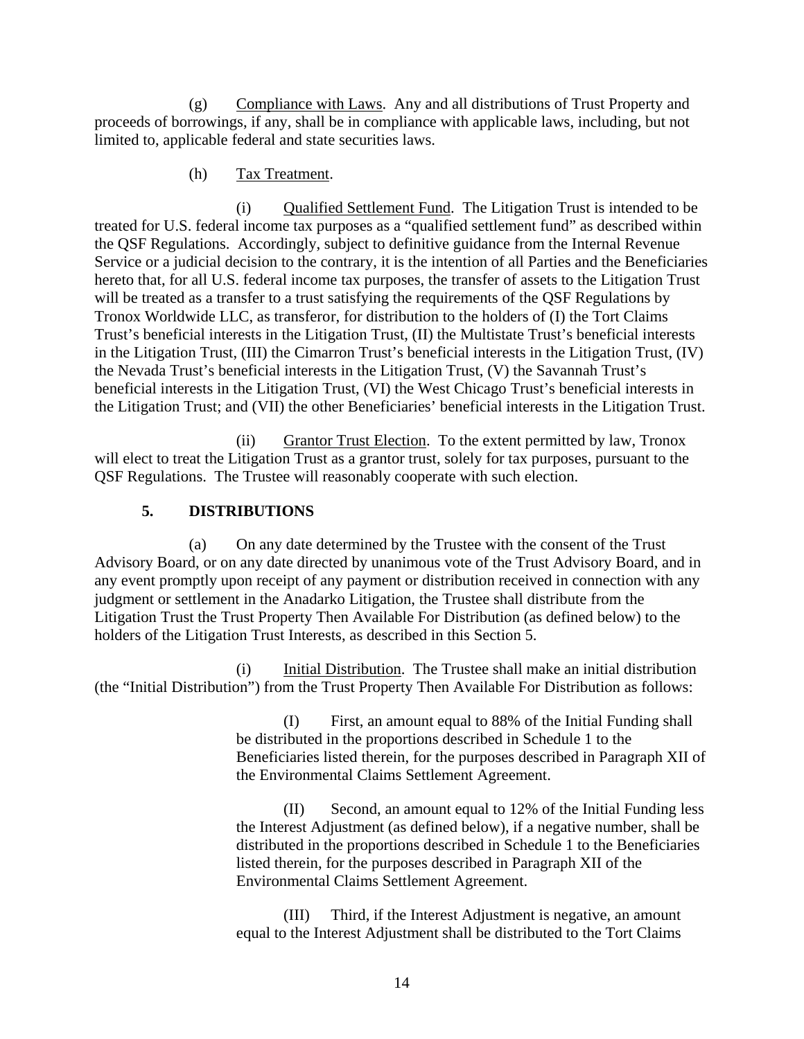(g) Compliance with Laws. Any and all distributions of Trust Property and proceeds of borrowings, if any, shall be in compliance with applicable laws, including, but not limited to, applicable federal and state securities laws.

(h) Tax Treatment.

(i) Qualified Settlement Fund. The Litigation Trust is intended to be treated for U.S. federal income tax purposes as a "qualified settlement fund" as described within the QSF Regulations. Accordingly, subject to definitive guidance from the Internal Revenue Service or a judicial decision to the contrary, it is the intention of all Parties and the Beneficiaries hereto that, for all U.S. federal income tax purposes, the transfer of assets to the Litigation Trust will be treated as a transfer to a trust satisfying the requirements of the QSF Regulations by Tronox Worldwide LLC, as transferor, for distribution to the holders of (I) the Tort Claims Trust's beneficial interests in the Litigation Trust, (II) the Multistate Trust's beneficial interests in the Litigation Trust, (III) the Cimarron Trust's beneficial interests in the Litigation Trust, (IV) the Nevada Trust's beneficial interests in the Litigation Trust, (V) the Savannah Trust's beneficial interests in the Litigation Trust, (VI) the West Chicago Trust's beneficial interests in the Litigation Trust; and (VII) the other Beneficiaries' beneficial interests in the Litigation Trust.

(ii) Grantor Trust Election. To the extent permitted by law, Tronox will elect to treat the Litigation Trust as a grantor trust, solely for tax purposes, pursuant to the QSF Regulations. The Trustee will reasonably cooperate with such election.

## 5. DISTRIBUTIONS

(a) On any date determined by the Trustee with the consent of the Trust Advisory Board, or on any date directed by unanimous vote of the Trust Advisory Board, and in any event promptly upon receipt of any payment or distribution received in connection with any judgment or settlement in the Anadarko Litigation, the Trustee shall distribute from the Litigation Trust the Trust Property Then Available For Distribution (as defined below) to the holders of the Litigation Trust Interests, as described in this Section 5.

(i) Initial Distribution. The Trustee shall make an initial distribution (the "Initial Distribution") from the Trust Property Then Available For Distribution as follows:

> (I) First, an amount equal to 88% of the Initial Funding shall be distributed in the proportions described in Schedule 1 to the Beneficiaries listed therein, for the purposes described in Paragraph XII of the Environmental Claims Settlement Agreement.
>
> (II) Second, an amount equal to 12% of the Initial Funding less the Interest Adjustment (as defined below), if a negative number, shall be distributed in the proportions described in Schedule 1 to the Beneficiaries listed therein, for the purposes described in Paragraph XII of the Environmental Claims Settlement Agreement.
>
> (III) Third, if the Interest Adjustment is negative, an amount equal to the Interest Adjustment shall be distributed to the Tort Claims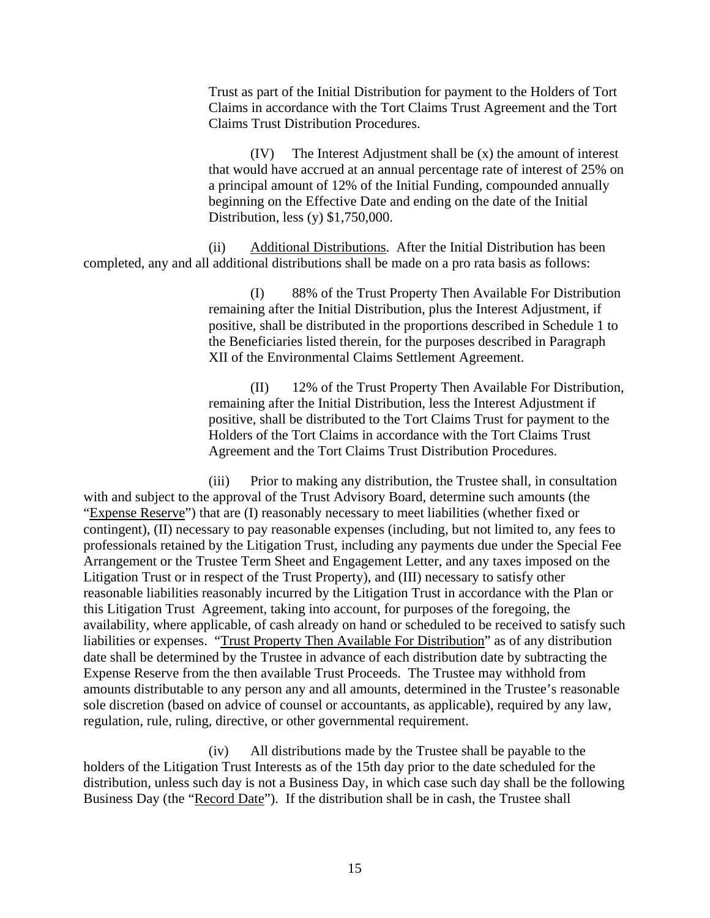Trust as part of the Initial Distribution for payment to the Holders of Tort Claims in accordance with the Tort Claims Trust Agreement and the Tort Claims Trust Distribution Procedures.

(IV) The Interest Adjustment shall be (x) the amount of interest that would have accrued at an annual percentage rate of interest of 25% on a principal amount of 12% of the Initial Funding, compounded annually beginning on the Effective Date and ending on the date of the Initial Distribution, less (y) $1,750,000.

(ii) Additional Distributions. After the Initial Distribution has been completed, any and all additional distributions shall be made on a pro rata basis as follows:

(I) 88% of the Trust Property Then Available For Distribution remaining after the Initial Distribution, plus the Interest Adjustment, if positive, shall be distributed in the proportions described in Schedule 1 to the Beneficiaries listed therein, for the purposes described in Paragraph XII of the Environmental Claims Settlement Agreement.

(II) 12% of the Trust Property Then Available For Distribution, remaining after the Initial Distribution, less the Interest Adjustment if positive, shall be distributed to the Tort Claims Trust for payment to the Holders of the Tort Claims in accordance with the Tort Claims Trust Agreement and the Tort Claims Trust Distribution Procedures.

(iii) Prior to making any distribution, the Trustee shall, in consultation with and subject to the approval of the Trust Advisory Board, determine such amounts (the "Expense Reserve") that are (I) reasonably necessary to meet liabilities (whether fixed or contingent), (II) necessary to pay reasonable expenses (including, but not limited to, any fees to professionals retained by the Litigation Trust, including any payments due under the Special Fee Arrangement or the Trustee Term Sheet and Engagement Letter, and any taxes imposed on the Litigation Trust or in respect of the Trust Property), and (III) necessary to satisfy other reasonable liabilities reasonably incurred by the Litigation Trust in accordance with the Plan or this Litigation Trust Agreement, taking into account, for purposes of the foregoing, the availability, where applicable, of cash already on hand or scheduled to be received to satisfy such liabilities or expenses. "Trust Property Then Available For Distribution" as of any distribution date shall be determined by the Trustee in advance of each distribution date by subtracting the Expense Reserve from the then available Trust Proceeds. The Trustee may withhold from amounts distributable to any person any and all amounts, determined in the Trustee's reasonable sole discretion (based on advice of counsel or accountants, as applicable), required by any law, regulation, rule, ruling, directive, or other governmental requirement.

(iv) All distributions made by the Trustee shall be payable to the holders of the Litigation Trust Interests as of the 15th day prior to the date scheduled for the distribution, unless such day is not a Business Day, in which case such day shall be the following Business Day (the "Record Date"). If the distribution shall be in cash, the Trustee shall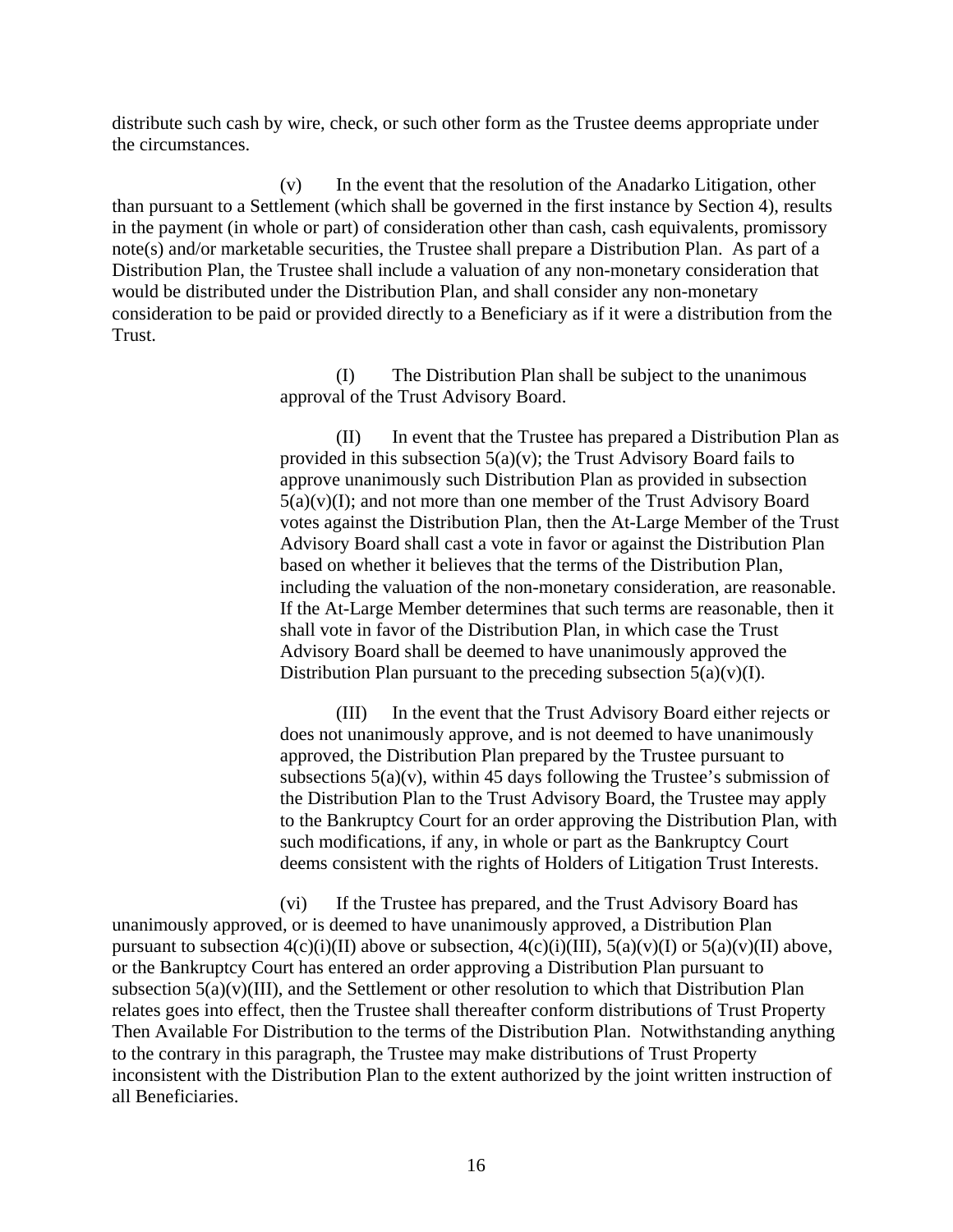distribute such cash by wire, check, or such other form as the Trustee deems appropriate under the circumstances.

(v) In the event that the resolution of the Anadarko Litigation, other than pursuant to a Settlement (which shall be governed in the first instance by Section 4), results in the payment (in whole or part) of consideration other than cash, cash equivalents, promissory note(s) and/or marketable securities, the Trustee shall prepare a Distribution Plan. As part of a Distribution Plan, the Trustee shall include a valuation of any non-monetary consideration that would be distributed under the Distribution Plan, and shall consider any non-monetary consideration to be paid or provided directly to a Beneficiary as if it were a distribution from the Trust.

(I) The Distribution Plan shall be subject to the unanimous approval of the Trust Advisory Board.

(II) In event that the Trustee has prepared a Distribution Plan as provided in this subsection 5(a)(v); the Trust Advisory Board fails to approve unanimously such Distribution Plan as provided in subsection 5(a)(v)(I); and not more than one member of the Trust Advisory Board votes against the Distribution Plan, then the At-Large Member of the Trust Advisory Board shall cast a vote in favor or against the Distribution Plan based on whether it believes that the terms of the Distribution Plan, including the valuation of the non-monetary consideration, are reasonable. If the At-Large Member determines that such terms are reasonable, then it shall vote in favor of the Distribution Plan, in which case the Trust Advisory Board shall be deemed to have unanimously approved the Distribution Plan pursuant to the preceding subsection 5(a)(v)(I).

(III) In the event that the Trust Advisory Board either rejects or does not unanimously approve, and is not deemed to have unanimously approved, the Distribution Plan prepared by the Trustee pursuant to subsections 5(a)(v), within 45 days following the Trustee's submission of the Distribution Plan to the Trust Advisory Board, the Trustee may apply to the Bankruptcy Court for an order approving the Distribution Plan, with such modifications, if any, in whole or part as the Bankruptcy Court deems consistent with the rights of Holders of Litigation Trust Interests.

(vi) If the Trustee has prepared, and the Trust Advisory Board has unanimously approved, or is deemed to have unanimously approved, a Distribution Plan pursuant to subsection 4(c)(i)(II) above or subsection, 4(c)(i)(III), 5(a)(v)(I) or 5(a)(v)(II) above, or the Bankruptcy Court has entered an order approving a Distribution Plan pursuant to subsection 5(a)(v)(III), and the Settlement or other resolution to which that Distribution Plan relates goes into effect, then the Trustee shall thereafter conform distributions of Trust Property Then Available For Distribution to the terms of the Distribution Plan. Notwithstanding anything to the contrary in this paragraph, the Trustee may make distributions of Trust Property inconsistent with the Distribution Plan to the extent authorized by the joint written instruction of all Beneficiaries.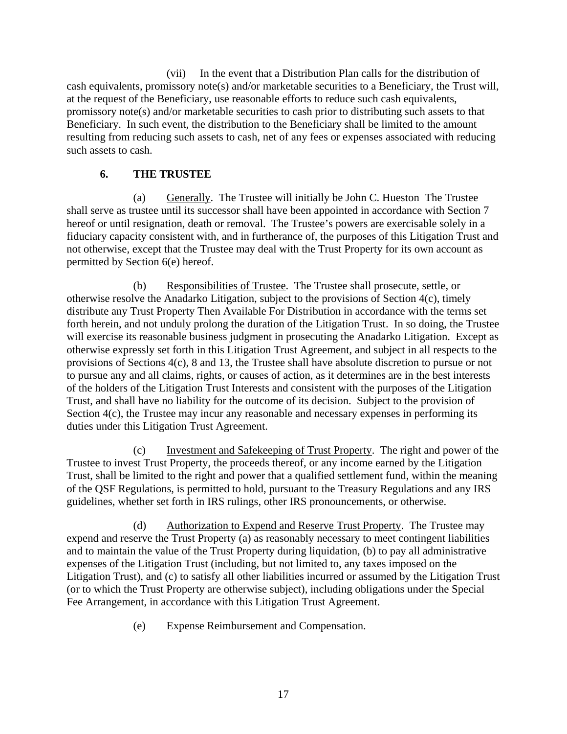(vii) In the event that a Distribution Plan calls for the distribution of cash equivalents, promissory note(s) and/or marketable securities to a Beneficiary, the Trust will, at the request of the Beneficiary, use reasonable efforts to reduce such cash equivalents, promissory note(s) and/or marketable securities to cash prior to distributing such assets to that Beneficiary. In such event, the distribution to the Beneficiary shall be limited to the amount resulting from reducing such assets to cash, net of any fees or expenses associated with reducing such assets to cash.

## 6. THE TRUSTEE

(a) Generally. The Trustee will initially be John C. Hueston The Trustee shall serve as trustee until its successor shall have been appointed in accordance with Section 7 hereof or until resignation, death or removal. The Trustee's powers are exercisable solely in a fiduciary capacity consistent with, and in furtherance of, the purposes of this Litigation Trust and not otherwise, except that the Trustee may deal with the Trust Property for its own account as permitted by Section 6(e) hereof.

(b) Responsibilities of Trustee. The Trustee shall prosecute, settle, or otherwise resolve the Anadarko Litigation, subject to the provisions of Section 4(c), timely distribute any Trust Property Then Available For Distribution in accordance with the terms set forth herein, and not unduly prolong the duration of the Litigation Trust. In so doing, the Trustee will exercise its reasonable business judgment in prosecuting the Anadarko Litigation. Except as otherwise expressly set forth in this Litigation Trust Agreement, and subject in all respects to the provisions of Sections 4(c), 8 and 13, the Trustee shall have absolute discretion to pursue or not to pursue any and all claims, rights, or causes of action, as it determines are in the best interests of the holders of the Litigation Trust Interests and consistent with the purposes of the Litigation Trust, and shall have no liability for the outcome of its decision. Subject to the provision of Section 4(c), the Trustee may incur any reasonable and necessary expenses in performing its duties under this Litigation Trust Agreement.

(c) Investment and Safekeeping of Trust Property. The right and power of the Trustee to invest Trust Property, the proceeds thereof, or any income earned by the Litigation Trust, shall be limited to the right and power that a qualified settlement fund, within the meaning of the QSF Regulations, is permitted to hold, pursuant to the Treasury Regulations and any IRS guidelines, whether set forth in IRS rulings, other IRS pronouncements, or otherwise.

(d) Authorization to Expend and Reserve Trust Property. The Trustee may expend and reserve the Trust Property (a) as reasonably necessary to meet contingent liabilities and to maintain the value of the Trust Property during liquidation, (b) to pay all administrative expenses of the Litigation Trust (including, but not limited to, any taxes imposed on the Litigation Trust), and (c) to satisfy all other liabilities incurred or assumed by the Litigation Trust (or to which the Trust Property are otherwise subject), including obligations under the Special Fee Arrangement, in accordance with this Litigation Trust Agreement.

(e) Expense Reimbursement and Compensation.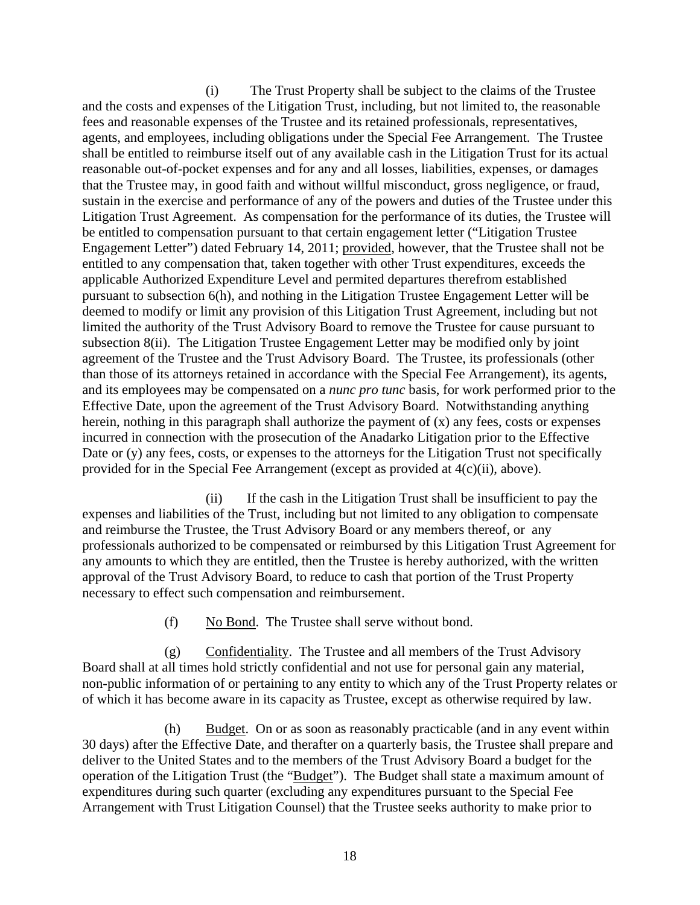(i) The Trust Property shall be subject to the claims of the Trustee and the costs and expenses of the Litigation Trust, including, but not limited to, the reasonable fees and reasonable expenses of the Trustee and its retained professionals, representatives, agents, and employees, including obligations under the Special Fee Arrangement. The Trustee shall be entitled to reimburse itself out of any available cash in the Litigation Trust for its actual reasonable out-of-pocket expenses and for any and all losses, liabilities, expenses, or damages that the Trustee may, in good faith and without willful misconduct, gross negligence, or fraud, sustain in the exercise and performance of any of the powers and duties of the Trustee under this Litigation Trust Agreement. As compensation for the performance of its duties, the Trustee will be entitled to compensation pursuant to that certain engagement letter ("Litigation Trustee Engagement Letter") dated February 14, 2011; provided, however, that the Trustee shall not be entitled to any compensation that, taken together with other Trust expenditures, exceeds the applicable Authorized Expenditure Level and permited departures therefrom established pursuant to subsection 6(h), and nothing in the Litigation Trustee Engagement Letter will be deemed to modify or limit any provision of this Litigation Trust Agreement, including but not limited the authority of the Trust Advisory Board to remove the Trustee for cause pursuant to subsection 8(ii). The Litigation Trustee Engagement Letter may be modified only by joint agreement of the Trustee and the Trust Advisory Board. The Trustee, its professionals (other than those of its attorneys retained in accordance with the Special Fee Arrangement), its agents, and its employees may be compensated on a *nunc pro tunc* basis, for work performed prior to the Effective Date, upon the agreement of the Trust Advisory Board. Notwithstanding anything herein, nothing in this paragraph shall authorize the payment of (x) any fees, costs or expenses incurred in connection with the prosecution of the Anadarko Litigation prior to the Effective Date or (y) any fees, costs, or expenses to the attorneys for the Litigation Trust not specifically provided for in the Special Fee Arrangement (except as provided at 4(c)(ii), above).

(ii) If the cash in the Litigation Trust shall be insufficient to pay the expenses and liabilities of the Trust, including but not limited to any obligation to compensate and reimburse the Trustee, the Trust Advisory Board or any members thereof, or any professionals authorized to be compensated or reimbursed by this Litigation Trust Agreement for any amounts to which they are entitled, then the Trustee is hereby authorized, with the written approval of the Trust Advisory Board, to reduce to cash that portion of the Trust Property necessary to effect such compensation and reimbursement.

(f) No Bond. The Trustee shall serve without bond.

(g) Confidentiality. The Trustee and all members of the Trust Advisory Board shall at all times hold strictly confidential and not use for personal gain any material, non-public information of or pertaining to any entity to which any of the Trust Property relates or of which it has become aware in its capacity as Trustee, except as otherwise required by law.

(h) Budget. On or as soon as reasonably practicable (and in any event within 30 days) after the Effective Date, and therafter on a quarterly basis, the Trustee shall prepare and deliver to the United States and to the members of the Trust Advisory Board a budget for the operation of the Litigation Trust (the "Budget"). The Budget shall state a maximum amount of expenditures during such quarter (excluding any expenditures pursuant to the Special Fee Arrangement with Trust Litigation Counsel) that the Trustee seeks authority to make prior to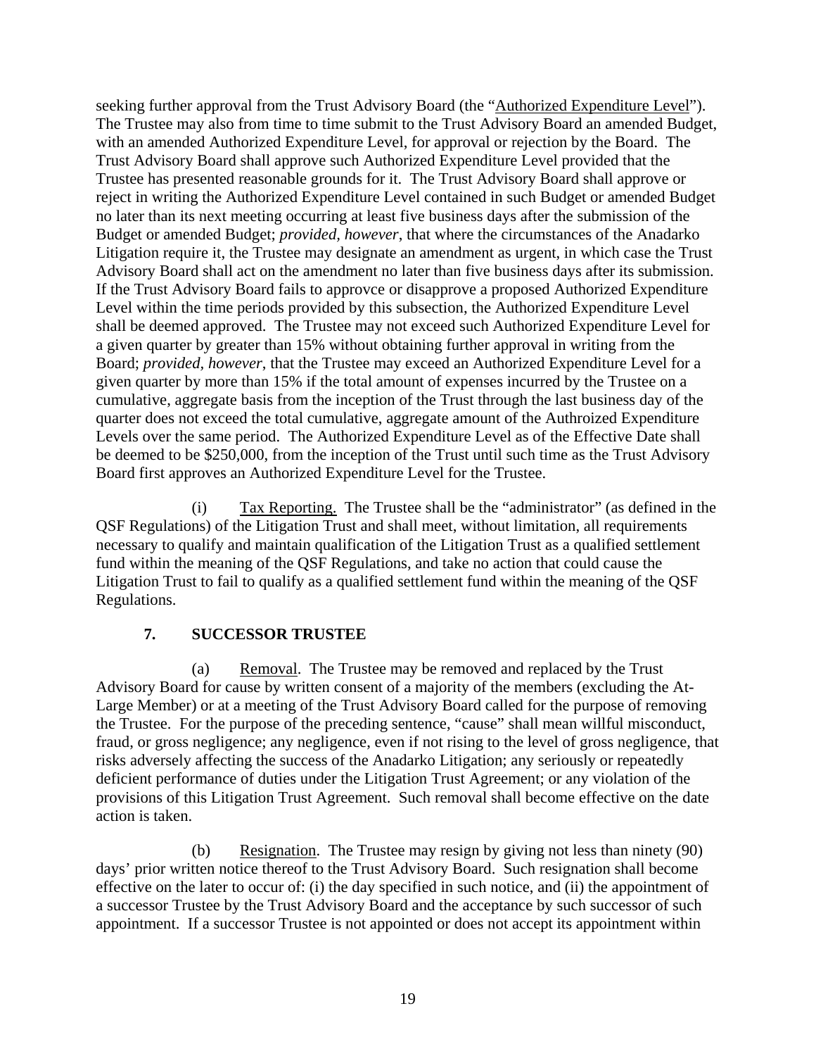seeking further approval from the Trust Advisory Board (the "Authorized Expenditure Level"). The Trustee may also from time to time submit to the Trust Advisory Board an amended Budget, with an amended Authorized Expenditure Level, for approval or rejection by the Board. The Trust Advisory Board shall approve such Authorized Expenditure Level provided that the Trustee has presented reasonable grounds for it. The Trust Advisory Board shall approve or reject in writing the Authorized Expenditure Level contained in such Budget or amended Budget no later than its next meeting occurring at least five business days after the submission of the Budget or amended Budget; *provided, however*, that where the circumstances of the Anadarko Litigation require it, the Trustee may designate an amendment as urgent, in which case the Trust Advisory Board shall act on the amendment no later than five business days after its submission. If the Trust Advisory Board fails to approvce or disapprove a proposed Authorized Expenditure Level within the time periods provided by this subsection, the Authorized Expenditure Level shall be deemed approved. The Trustee may not exceed such Authorized Expenditure Level for a given quarter by greater than 15% without obtaining further approval in writing from the Board; *provided, however*, that the Trustee may exceed an Authorized Expenditure Level for a given quarter by more than 15% if the total amount of expenses incurred by the Trustee on a cumulative, aggregate basis from the inception of the Trust through the last business day of the quarter does not exceed the total cumulative, aggregate amount of the Authroized Expenditure Levels over the same period. The Authorized Expenditure Level as of the Effective Date shall be deemed to be $250,000, from the inception of the Trust until such time as the Trust Advisory Board first approves an Authorized Expenditure Level for the Trustee.

(i) Tax Reporting. The Trustee shall be the "administrator" (as defined in the QSF Regulations) of the Litigation Trust and shall meet, without limitation, all requirements necessary to qualify and maintain qualification of the Litigation Trust as a qualified settlement fund within the meaning of the QSF Regulations, and take no action that could cause the Litigation Trust to fail to qualify as a qualified settlement fund within the meaning of the QSF Regulations.

## 7. SUCCESSOR TRUSTEE

(a) Removal. The Trustee may be removed and replaced by the Trust Advisory Board for cause by written consent of a majority of the members (excluding the At-Large Member) or at a meeting of the Trust Advisory Board called for the purpose of removing the Trustee. For the purpose of the preceding sentence, "cause" shall mean willful misconduct, fraud, or gross negligence; any negligence, even if not rising to the level of gross negligence, that risks adversely affecting the success of the Anadarko Litigation; any seriously or repeatedly deficient performance of duties under the Litigation Trust Agreement; or any violation of the provisions of this Litigation Trust Agreement. Such removal shall become effective on the date action is taken.

(b) Resignation. The Trustee may resign by giving not less than ninety (90) days' prior written notice thereof to the Trust Advisory Board. Such resignation shall become effective on the later to occur of: (i) the day specified in such notice, and (ii) the appointment of a successor Trustee by the Trust Advisory Board and the acceptance by such successor of such appointment. If a successor Trustee is not appointed or does not accept its appointment within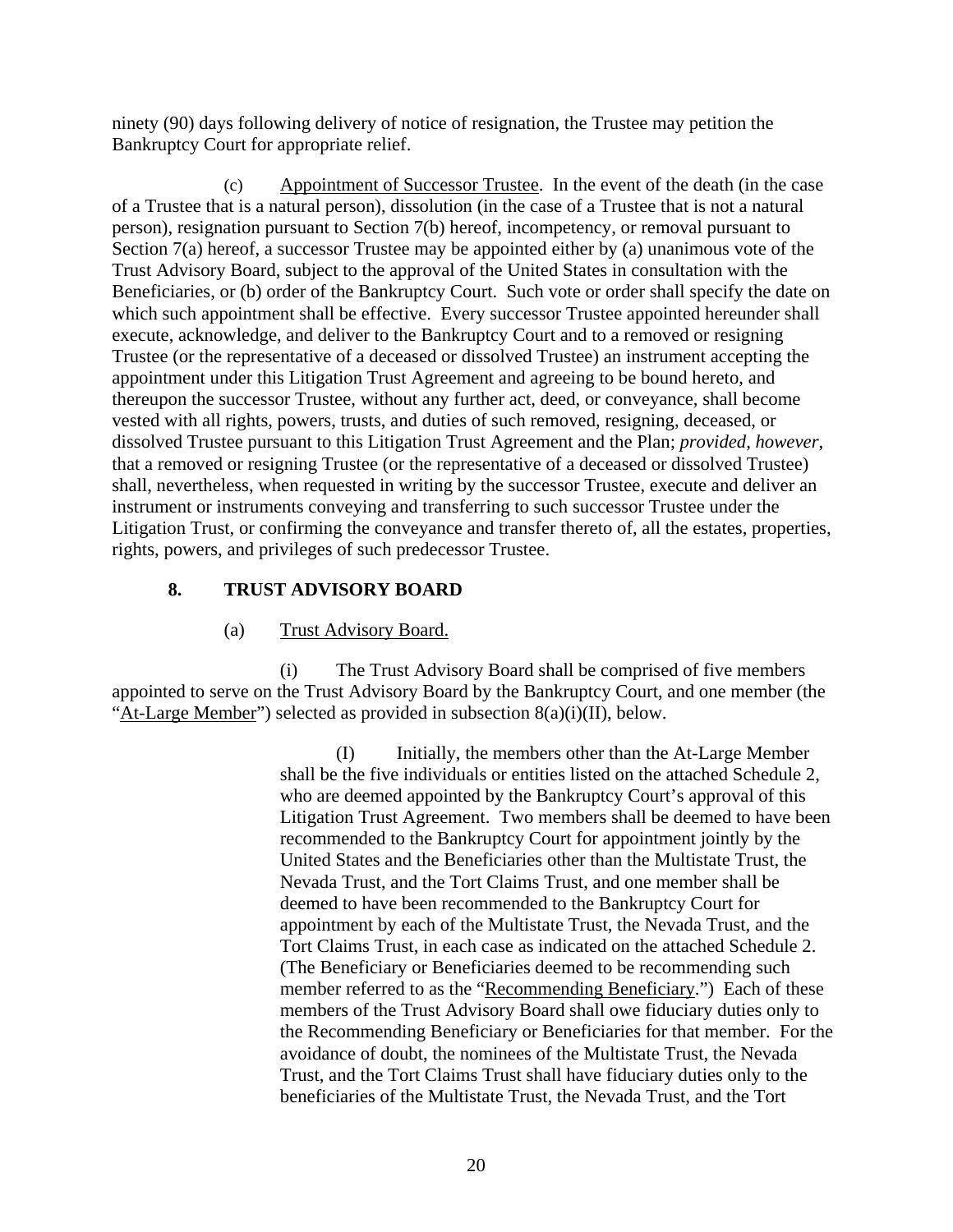ninety (90) days following delivery of notice of resignation, the Trustee may petition the Bankruptcy Court for appropriate relief.

(c) Appointment of Successor Trustee. In the event of the death (in the case of a Trustee that is a natural person), dissolution (in the case of a Trustee that is not a natural person), resignation pursuant to Section 7(b) hereof, incompetency, or removal pursuant to Section 7(a) hereof, a successor Trustee may be appointed either by (a) unanimous vote of the Trust Advisory Board, subject to the approval of the United States in consultation with the Beneficiaries, or (b) order of the Bankruptcy Court. Such vote or order shall specify the date on which such appointment shall be effective. Every successor Trustee appointed hereunder shall execute, acknowledge, and deliver to the Bankruptcy Court and to a removed or resigning Trustee (or the representative of a deceased or dissolved Trustee) an instrument accepting the appointment under this Litigation Trust Agreement and agreeing to be bound hereto, and thereupon the successor Trustee, without any further act, deed, or conveyance, shall become vested with all rights, powers, trusts, and duties of such removed, resigning, deceased, or dissolved Trustee pursuant to this Litigation Trust Agreement and the Plan; *provided*, *however*, that a removed or resigning Trustee (or the representative of a deceased or dissolved Trustee) shall, nevertheless, when requested in writing by the successor Trustee, execute and deliver an instrument or instruments conveying and transferring to such successor Trustee under the Litigation Trust, or confirming the conveyance and transfer thereto of, all the estates, properties, rights, powers, and privileges of such predecessor Trustee.

## 8. TRUST ADVISORY BOARD

(a) Trust Advisory Board.

(i) The Trust Advisory Board shall be comprised of five members appointed to serve on the Trust Advisory Board by the Bankruptcy Court, and one member (the "At-Large Member") selected as provided in subsection 8(a)(i)(II), below.

(I) Initially, the members other than the At-Large Member shall be the five individuals or entities listed on the attached Schedule 2, who are deemed appointed by the Bankruptcy Court's approval of this Litigation Trust Agreement. Two members shall be deemed to have been recommended to the Bankruptcy Court for appointment jointly by the United States and the Beneficiaries other than the Multistate Trust, the Nevada Trust, and the Tort Claims Trust, and one member shall be deemed to have been recommended to the Bankruptcy Court for appointment by each of the Multistate Trust, the Nevada Trust, and the Tort Claims Trust, in each case as indicated on the attached Schedule 2. (The Beneficiary or Beneficiaries deemed to be recommending such member referred to as the "Recommending Beneficiary.") Each of these members of the Trust Advisory Board shall owe fiduciary duties only to the Recommending Beneficiary or Beneficiaries for that member. For the avoidance of doubt, the nominees of the Multistate Trust, the Nevada Trust, and the Tort Claims Trust shall have fiduciary duties only to the beneficiaries of the Multistate Trust, the Nevada Trust, and the Tort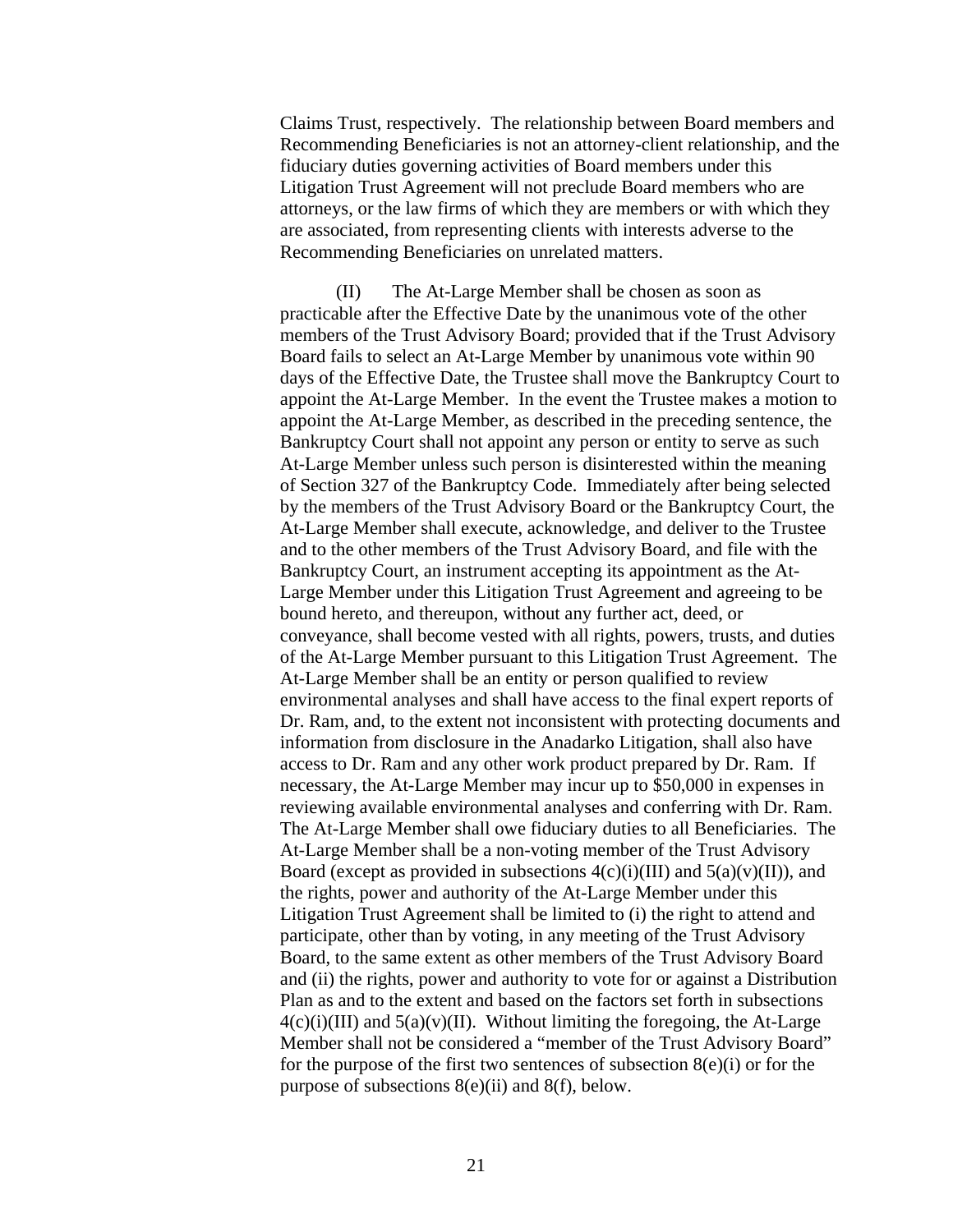Claims Trust, respectively. The relationship between Board members and Recommending Beneficiaries is not an attorney-client relationship, and the fiduciary duties governing activities of Board members under this Litigation Trust Agreement will not preclude Board members who are attorneys, or the law firms of which they are members or with which they are associated, from representing clients with interests adverse to the Recommending Beneficiaries on unrelated matters.

(II) The At-Large Member shall be chosen as soon as practicable after the Effective Date by the unanimous vote of the other members of the Trust Advisory Board; provided that if the Trust Advisory Board fails to select an At-Large Member by unanimous vote within 90 days of the Effective Date, the Trustee shall move the Bankruptcy Court to appoint the At-Large Member. In the event the Trustee makes a motion to appoint the At-Large Member, as described in the preceding sentence, the Bankruptcy Court shall not appoint any person or entity to serve as such At-Large Member unless such person is disinterested within the meaning of Section 327 of the Bankruptcy Code. Immediately after being selected by the members of the Trust Advisory Board or the Bankruptcy Court, the At-Large Member shall execute, acknowledge, and deliver to the Trustee and to the other members of the Trust Advisory Board, and file with the Bankruptcy Court, an instrument accepting its appointment as the At-Large Member under this Litigation Trust Agreement and agreeing to be bound hereto, and thereupon, without any further act, deed, or conveyance, shall become vested with all rights, powers, trusts, and duties of the At-Large Member pursuant to this Litigation Trust Agreement. The At-Large Member shall be an entity or person qualified to review environmental analyses and shall have access to the final expert reports of Dr. Ram, and, to the extent not inconsistent with protecting documents and information from disclosure in the Anadarko Litigation, shall also have access to Dr. Ram and any other work product prepared by Dr. Ram. If necessary, the At-Large Member may incur up to $50,000 in expenses in reviewing available environmental analyses and conferring with Dr. Ram. The At-Large Member shall owe fiduciary duties to all Beneficiaries. The At-Large Member shall be a non-voting member of the Trust Advisory Board (except as provided in subsections 4(c)(i)(III) and 5(a)(v)(II)), and the rights, power and authority of the At-Large Member under this Litigation Trust Agreement shall be limited to (i) the right to attend and participate, other than by voting, in any meeting of the Trust Advisory Board, to the same extent as other members of the Trust Advisory Board and (ii) the rights, power and authority to vote for or against a Distribution Plan as and to the extent and based on the factors set forth in subsections 4(c)(i)(III) and 5(a)(v)(II). Without limiting the foregoing, the At-Large Member shall not be considered a "member of the Trust Advisory Board" for the purpose of the first two sentences of subsection 8(e)(i) or for the purpose of subsections 8(e)(ii) and 8(f), below.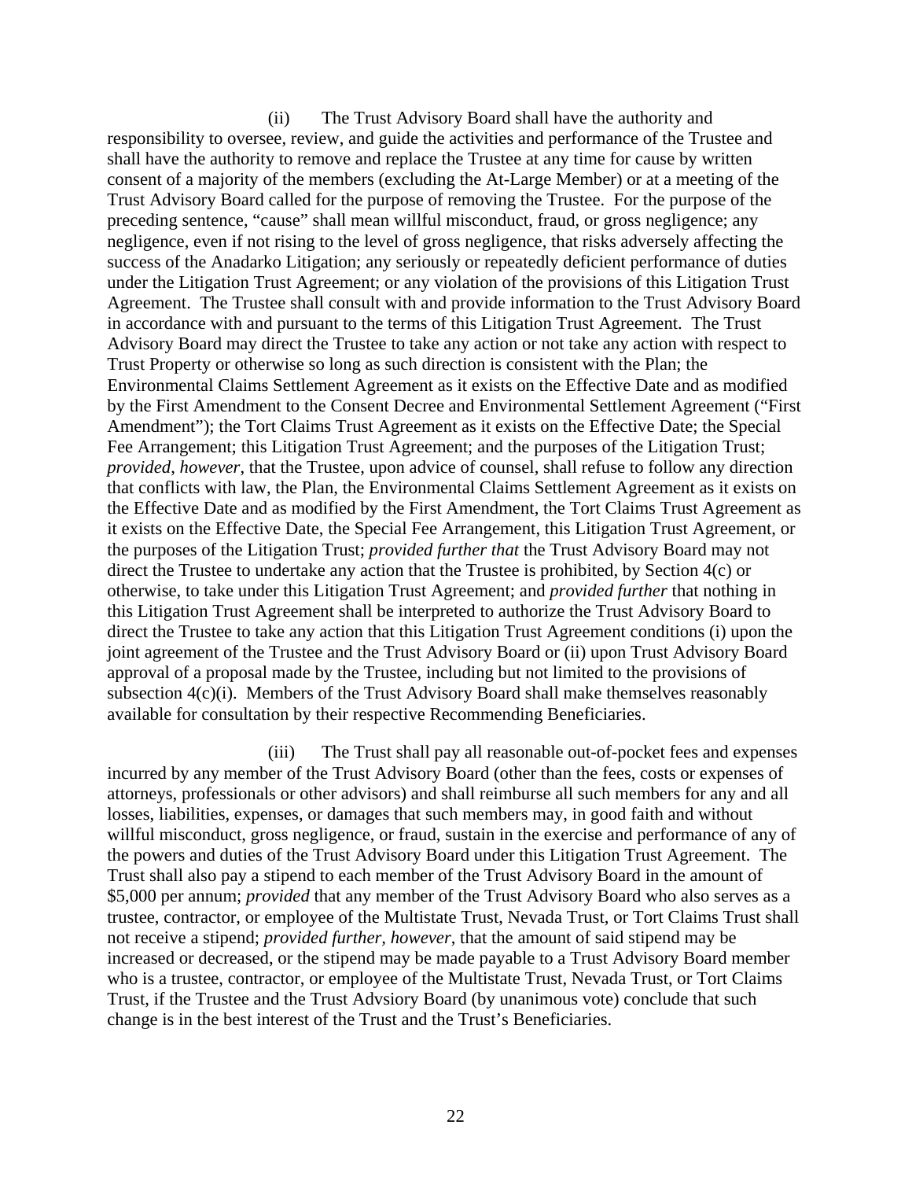(ii) The Trust Advisory Board shall have the authority and responsibility to oversee, review, and guide the activities and performance of the Trustee and shall have the authority to remove and replace the Trustee at any time for cause by written consent of a majority of the members (excluding the At-Large Member) or at a meeting of the Trust Advisory Board called for the purpose of removing the Trustee. For the purpose of the preceding sentence, "cause" shall mean willful misconduct, fraud, or gross negligence; any negligence, even if not rising to the level of gross negligence, that risks adversely affecting the success of the Anadarko Litigation; any seriously or repeatedly deficient performance of duties under the Litigation Trust Agreement; or any violation of the provisions of this Litigation Trust Agreement. The Trustee shall consult with and provide information to the Trust Advisory Board in accordance with and pursuant to the terms of this Litigation Trust Agreement. The Trust Advisory Board may direct the Trustee to take any action or not take any action with respect to Trust Property or otherwise so long as such direction is consistent with the Plan; the Environmental Claims Settlement Agreement as it exists on the Effective Date and as modified by the First Amendment to the Consent Decree and Environmental Settlement Agreement ("First Amendment"); the Tort Claims Trust Agreement as it exists on the Effective Date; the Special Fee Arrangement; this Litigation Trust Agreement; and the purposes of the Litigation Trust; *provided, however*, that the Trustee, upon advice of counsel, shall refuse to follow any direction that conflicts with law, the Plan, the Environmental Claims Settlement Agreement as it exists on the Effective Date and as modified by the First Amendment, the Tort Claims Trust Agreement as it exists on the Effective Date, the Special Fee Arrangement, this Litigation Trust Agreement, or the purposes of the Litigation Trust; *provided further that* the Trust Advisory Board may not direct the Trustee to undertake any action that the Trustee is prohibited, by Section 4(c) or otherwise, to take under this Litigation Trust Agreement; and *provided further* that nothing in this Litigation Trust Agreement shall be interpreted to authorize the Trust Advisory Board to direct the Trustee to take any action that this Litigation Trust Agreement conditions (i) upon the joint agreement of the Trustee and the Trust Advisory Board or (ii) upon Trust Advisory Board approval of a proposal made by the Trustee, including but not limited to the provisions of subsection 4(c)(i). Members of the Trust Advisory Board shall make themselves reasonably available for consultation by their respective Recommending Beneficiaries.

(iii) The Trust shall pay all reasonable out-of-pocket fees and expenses incurred by any member of the Trust Advisory Board (other than the fees, costs or expenses of attorneys, professionals or other advisors) and shall reimburse all such members for any and all losses, liabilities, expenses, or damages that such members may, in good faith and without willful misconduct, gross negligence, or fraud, sustain in the exercise and performance of any of the powers and duties of the Trust Advisory Board under this Litigation Trust Agreement. The Trust shall also pay a stipend to each member of the Trust Advisory Board in the amount of $5,000 per annum; *provided* that any member of the Trust Advisory Board who also serves as a trustee, contractor, or employee of the Multistate Trust, Nevada Trust, or Tort Claims Trust shall not receive a stipend; *provided further, however*, that the amount of said stipend may be increased or decreased, or the stipend may be made payable to a Trust Advisory Board member who is a trustee, contractor, or employee of the Multistate Trust, Nevada Trust, or Tort Claims Trust, if the Trustee and the Trust Advsiory Board (by unanimous vote) conclude that such change is in the best interest of the Trust and the Trust's Beneficiaries.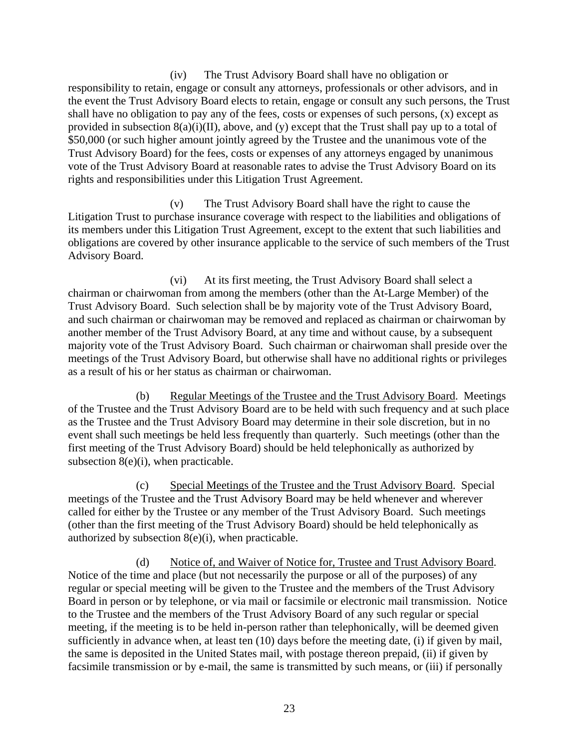(iv) The Trust Advisory Board shall have no obligation or responsibility to retain, engage or consult any attorneys, professionals or other advisors, and in the event the Trust Advisory Board elects to retain, engage or consult any such persons, the Trust shall have no obligation to pay any of the fees, costs or expenses of such persons, (x) except as provided in subsection 8(a)(i)(II), above, and (y) except that the Trust shall pay up to a total of $50,000 (or such higher amount jointly agreed by the Trustee and the unanimous vote of the Trust Advisory Board) for the fees, costs or expenses of any attorneys engaged by unanimous vote of the Trust Advisory Board at reasonable rates to advise the Trust Advisory Board on its rights and responsibilities under this Litigation Trust Agreement.

(v) The Trust Advisory Board shall have the right to cause the Litigation Trust to purchase insurance coverage with respect to the liabilities and obligations of its members under this Litigation Trust Agreement, except to the extent that such liabilities and obligations are covered by other insurance applicable to the service of such members of the Trust Advisory Board.

(vi) At its first meeting, the Trust Advisory Board shall select a chairman or chairwoman from among the members (other than the At-Large Member) of the Trust Advisory Board. Such selection shall be by majority vote of the Trust Advisory Board, and such chairman or chairwoman may be removed and replaced as chairman or chairwoman by another member of the Trust Advisory Board, at any time and without cause, by a subsequent majority vote of the Trust Advisory Board. Such chairman or chairwoman shall preside over the meetings of the Trust Advisory Board, but otherwise shall have no additional rights or privileges as a result of his or her status as chairman or chairwoman.

(b) <u>Regular Meetings of the Trustee and the Trust Advisory Board</u>. Meetings of the Trustee and the Trust Advisory Board are to be held with such frequency and at such place as the Trustee and the Trust Advisory Board may determine in their sole discretion, but in no event shall such meetings be held less frequently than quarterly. Such meetings (other than the first meeting of the Trust Advisory Board) should be held telephonically as authorized by subsection 8(e)(i), when practicable.

(c) <u>Special Meetings of the Trustee and the Trust Advisory Board</u>. Special meetings of the Trustee and the Trust Advisory Board may be held whenever and wherever called for either by the Trustee or any member of the Trust Advisory Board. Such meetings (other than the first meeting of the Trust Advisory Board) should be held telephonically as authorized by subsection 8(e)(i), when practicable.

(d) <u>Notice of, and Waiver of Notice for, Trustee and Trust Advisory Board</u>. Notice of the time and place (but not necessarily the purpose or all of the purposes) of any regular or special meeting will be given to the Trustee and the members of the Trust Advisory Board in person or by telephone, or via mail or facsimile or electronic mail transmission. Notice to the Trustee and the members of the Trust Advisory Board of any such regular or special meeting, if the meeting is to be held in-person rather than telephonically, will be deemed given sufficiently in advance when, at least ten (10) days before the meeting date, (i) if given by mail, the same is deposited in the United States mail, with postage thereon prepaid, (ii) if given by facsimile transmission or by e-mail, the same is transmitted by such means, or (iii) if personally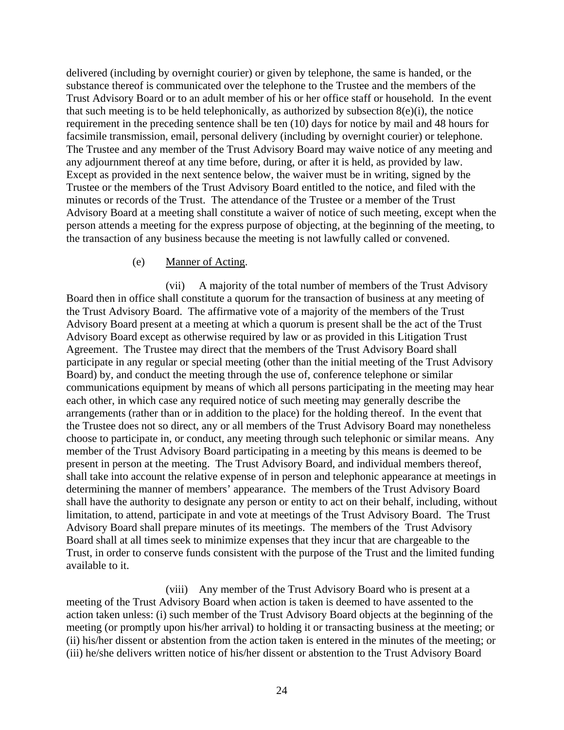delivered (including by overnight courier) or given by telephone, the same is handed, or the substance thereof is communicated over the telephone to the Trustee and the members of the Trust Advisory Board or to an adult member of his or her office staff or household. In the event that such meeting is to be held telephonically, as authorized by subsection 8(e)(i), the notice requirement in the preceding sentence shall be ten (10) days for notice by mail and 48 hours for facsimile transmission, email, personal delivery (including by overnight courier) or telephone. The Trustee and any member of the Trust Advisory Board may waive notice of any meeting and any adjournment thereof at any time before, during, or after it is held, as provided by law. Except as provided in the next sentence below, the waiver must be in writing, signed by the Trustee or the members of the Trust Advisory Board entitled to the notice, and filed with the minutes or records of the Trust. The attendance of the Trustee or a member of the Trust Advisory Board at a meeting shall constitute a waiver of notice of such meeting, except when the person attends a meeting for the express purpose of objecting, at the beginning of the meeting, to the transaction of any business because the meeting is not lawfully called or convened.

(e) Manner of Acting.

(vii) A majority of the total number of members of the Trust Advisory Board then in office shall constitute a quorum for the transaction of business at any meeting of the Trust Advisory Board. The affirmative vote of a majority of the members of the Trust Advisory Board present at a meeting at which a quorum is present shall be the act of the Trust Advisory Board except as otherwise required by law or as provided in this Litigation Trust Agreement. The Trustee may direct that the members of the Trust Advisory Board shall participate in any regular or special meeting (other than the initial meeting of the Trust Advisory Board) by, and conduct the meeting through the use of, conference telephone or similar communications equipment by means of which all persons participating in the meeting may hear each other, in which case any required notice of such meeting may generally describe the arrangements (rather than or in addition to the place) for the holding thereof. In the event that the Trustee does not so direct, any or all members of the Trust Advisory Board may nonetheless choose to participate in, or conduct, any meeting through such telephonic or similar means. Any member of the Trust Advisory Board participating in a meeting by this means is deemed to be present in person at the meeting. The Trust Advisory Board, and individual members thereof, shall take into account the relative expense of in person and telephonic appearance at meetings in determining the manner of members' appearance. The members of the Trust Advisory Board shall have the authority to designate any person or entity to act on their behalf, including, without limitation, to attend, participate in and vote at meetings of the Trust Advisory Board. The Trust Advisory Board shall prepare minutes of its meetings. The members of the Trust Advisory Board shall at all times seek to minimize expenses that they incur that are chargeable to the Trust, in order to conserve funds consistent with the purpose of the Trust and the limited funding available to it.

(viii) Any member of the Trust Advisory Board who is present at a meeting of the Trust Advisory Board when action is taken is deemed to have assented to the action taken unless: (i) such member of the Trust Advisory Board objects at the beginning of the meeting (or promptly upon his/her arrival) to holding it or transacting business at the meeting; or (ii) his/her dissent or abstention from the action taken is entered in the minutes of the meeting; or (iii) he/she delivers written notice of his/her dissent or abstention to the Trust Advisory Board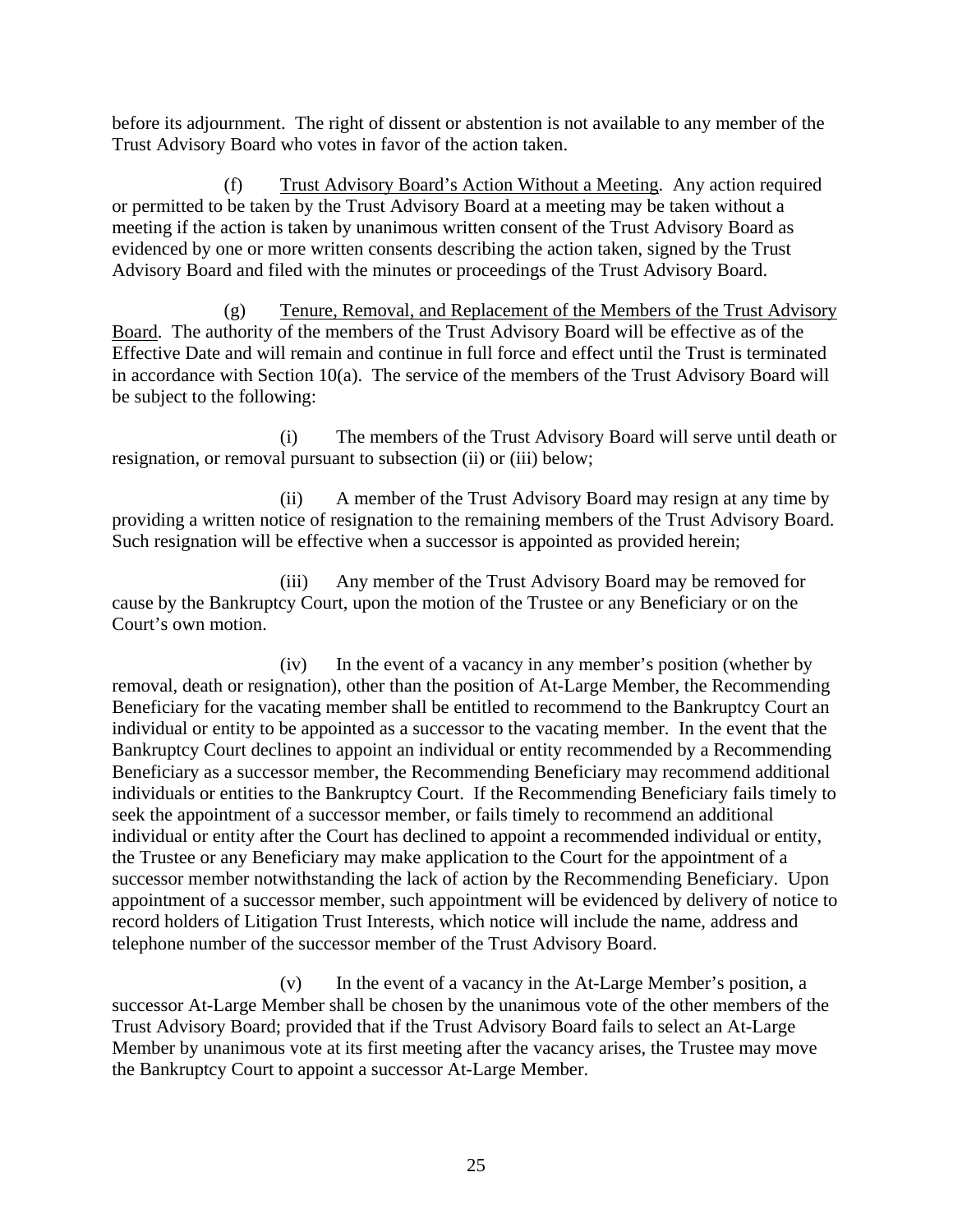before its adjournment. The right of dissent or abstention is not available to any member of the Trust Advisory Board who votes in favor of the action taken.

(f) Trust Advisory Board's Action Without a Meeting. Any action required or permitted to be taken by the Trust Advisory Board at a meeting may be taken without a meeting if the action is taken by unanimous written consent of the Trust Advisory Board as evidenced by one or more written consents describing the action taken, signed by the Trust Advisory Board and filed with the minutes or proceedings of the Trust Advisory Board.

(g) Tenure, Removal, and Replacement of the Members of the Trust Advisory Board. The authority of the members of the Trust Advisory Board will be effective as of the Effective Date and will remain and continue in full force and effect until the Trust is terminated in accordance with Section 10(a). The service of the members of the Trust Advisory Board will be subject to the following:

(i) The members of the Trust Advisory Board will serve until death or resignation, or removal pursuant to subsection (ii) or (iii) below;

(ii) A member of the Trust Advisory Board may resign at any time by providing a written notice of resignation to the remaining members of the Trust Advisory Board. Such resignation will be effective when a successor is appointed as provided herein;

(iii) Any member of the Trust Advisory Board may be removed for cause by the Bankruptcy Court, upon the motion of the Trustee or any Beneficiary or on the Court's own motion.

(iv) In the event of a vacancy in any member's position (whether by removal, death or resignation), other than the position of At-Large Member, the Recommending Beneficiary for the vacating member shall be entitled to recommend to the Bankruptcy Court an individual or entity to be appointed as a successor to the vacating member. In the event that the Bankruptcy Court declines to appoint an individual or entity recommended by a Recommending Beneficiary as a successor member, the Recommending Beneficiary may recommend additional individuals or entities to the Bankruptcy Court. If the Recommending Beneficiary fails timely to seek the appointment of a successor member, or fails timely to recommend an additional individual or entity after the Court has declined to appoint a recommended individual or entity, the Trustee or any Beneficiary may make application to the Court for the appointment of a successor member notwithstanding the lack of action by the Recommending Beneficiary. Upon appointment of a successor member, such appointment will be evidenced by delivery of notice to record holders of Litigation Trust Interests, which notice will include the name, address and telephone number of the successor member of the Trust Advisory Board.

(v) In the event of a vacancy in the At-Large Member's position, a successor At-Large Member shall be chosen by the unanimous vote of the other members of the Trust Advisory Board; provided that if the Trust Advisory Board fails to select an At-Large Member by unanimous vote at its first meeting after the vacancy arises, the Trustee may move the Bankruptcy Court to appoint a successor At-Large Member.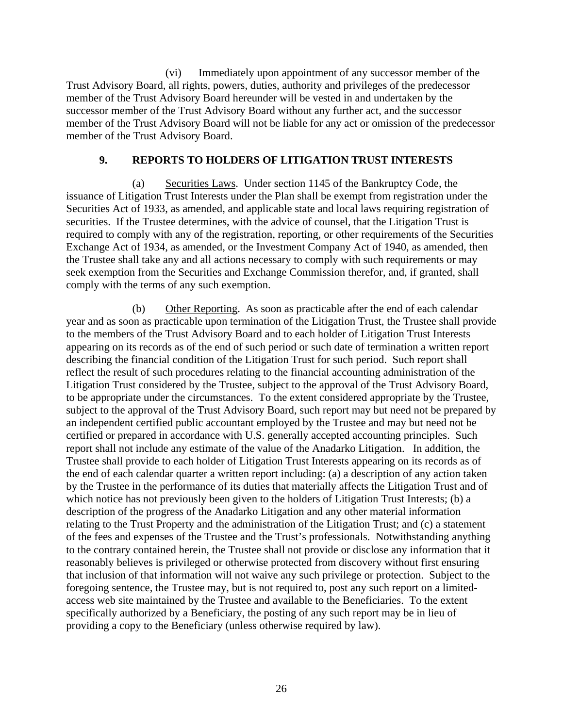(vi) Immediately upon appointment of any successor member of the Trust Advisory Board, all rights, powers, duties, authority and privileges of the predecessor member of the Trust Advisory Board hereunder will be vested in and undertaken by the successor member of the Trust Advisory Board without any further act, and the successor member of the Trust Advisory Board will not be liable for any act or omission of the predecessor member of the Trust Advisory Board.

## 9. REPORTS TO HOLDERS OF LITIGATION TRUST INTERESTS

(a) Securities Laws. Under section 1145 of the Bankruptcy Code, the issuance of Litigation Trust Interests under the Plan shall be exempt from registration under the Securities Act of 1933, as amended, and applicable state and local laws requiring registration of securities. If the Trustee determines, with the advice of counsel, that the Litigation Trust is required to comply with any of the registration, reporting, or other requirements of the Securities Exchange Act of 1934, as amended, or the Investment Company Act of 1940, as amended, then the Trustee shall take any and all actions necessary to comply with such requirements or may seek exemption from the Securities and Exchange Commission therefor, and, if granted, shall comply with the terms of any such exemption.

(b) Other Reporting. As soon as practicable after the end of each calendar year and as soon as practicable upon termination of the Litigation Trust, the Trustee shall provide to the members of the Trust Advisory Board and to each holder of Litigation Trust Interests appearing on its records as of the end of such period or such date of termination a written report describing the financial condition of the Litigation Trust for such period. Such report shall reflect the result of such procedures relating to the financial accounting administration of the Litigation Trust considered by the Trustee, subject to the approval of the Trust Advisory Board, to be appropriate under the circumstances. To the extent considered appropriate by the Trustee, subject to the approval of the Trust Advisory Board, such report may but need not be prepared by an independent certified public accountant employed by the Trustee and may but need not be certified or prepared in accordance with U.S. generally accepted accounting principles. Such report shall not include any estimate of the value of the Anadarko Litigation. In addition, the Trustee shall provide to each holder of Litigation Trust Interests appearing on its records as of the end of each calendar quarter a written report including: (a) a description of any action taken by the Trustee in the performance of its duties that materially affects the Litigation Trust and of which notice has not previously been given to the holders of Litigation Trust Interests; (b) a description of the progress of the Anadarko Litigation and any other material information relating to the Trust Property and the administration of the Litigation Trust; and (c) a statement of the fees and expenses of the Trustee and the Trust's professionals. Notwithstanding anything to the contrary contained herein, the Trustee shall not provide or disclose any information that it reasonably believes is privileged or otherwise protected from discovery without first ensuring that inclusion of that information will not waive any such privilege or protection. Subject to the foregoing sentence, the Trustee may, but is not required to, post any such report on a limited-access web site maintained by the Trustee and available to the Beneficiaries. To the extent specifically authorized by a Beneficiary, the posting of any such report may be in lieu of providing a copy to the Beneficiary (unless otherwise required by law).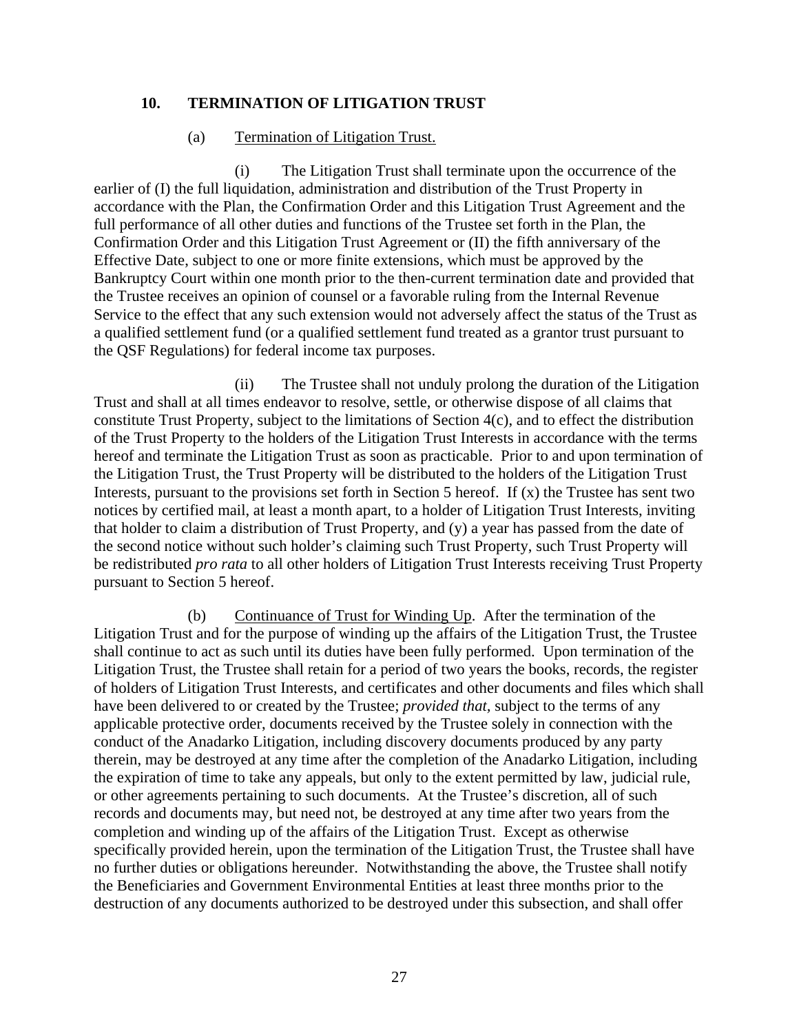## 10. TERMINATION OF LITIGATION TRUST

(a) Termination of Litigation Trust.

(i) The Litigation Trust shall terminate upon the occurrence of the earlier of (I) the full liquidation, administration and distribution of the Trust Property in accordance with the Plan, the Confirmation Order and this Litigation Trust Agreement and the full performance of all other duties and functions of the Trustee set forth in the Plan, the Confirmation Order and this Litigation Trust Agreement or (II) the fifth anniversary of the Effective Date, subject to one or more finite extensions, which must be approved by the Bankruptcy Court within one month prior to the then-current termination date and provided that the Trustee receives an opinion of counsel or a favorable ruling from the Internal Revenue Service to the effect that any such extension would not adversely affect the status of the Trust as a qualified settlement fund (or a qualified settlement fund treated as a grantor trust pursuant to the QSF Regulations) for federal income tax purposes.

(ii) The Trustee shall not unduly prolong the duration of the Litigation Trust and shall at all times endeavor to resolve, settle, or otherwise dispose of all claims that constitute Trust Property, subject to the limitations of Section 4(c), and to effect the distribution of the Trust Property to the holders of the Litigation Trust Interests in accordance with the terms hereof and terminate the Litigation Trust as soon as practicable. Prior to and upon termination of the Litigation Trust, the Trust Property will be distributed to the holders of the Litigation Trust Interests, pursuant to the provisions set forth in Section 5 hereof. If (x) the Trustee has sent two notices by certified mail, at least a month apart, to a holder of Litigation Trust Interests, inviting that holder to claim a distribution of Trust Property, and (y) a year has passed from the date of the second notice without such holder's claiming such Trust Property, such Trust Property will be redistributed *pro rata* to all other holders of Litigation Trust Interests receiving Trust Property pursuant to Section 5 hereof.

(b) Continuance of Trust for Winding Up. After the termination of the Litigation Trust and for the purpose of winding up the affairs of the Litigation Trust, the Trustee shall continue to act as such until its duties have been fully performed. Upon termination of the Litigation Trust, the Trustee shall retain for a period of two years the books, records, the register of holders of Litigation Trust Interests, and certificates and other documents and files which shall have been delivered to or created by the Trustee; *provided that,* subject to the terms of any applicable protective order, documents received by the Trustee solely in connection with the conduct of the Anadarko Litigation, including discovery documents produced by any party therein, may be destroyed at any time after the completion of the Anadarko Litigation, including the expiration of time to take any appeals, but only to the extent permitted by law, judicial rule, or other agreements pertaining to such documents. At the Trustee's discretion, all of such records and documents may, but need not, be destroyed at any time after two years from the completion and winding up of the affairs of the Litigation Trust. Except as otherwise specifically provided herein, upon the termination of the Litigation Trust, the Trustee shall have no further duties or obligations hereunder. Notwithstanding the above, the Trustee shall notify the Beneficiaries and Government Environmental Entities at least three months prior to the destruction of any documents authorized to be destroyed under this subsection, and shall offer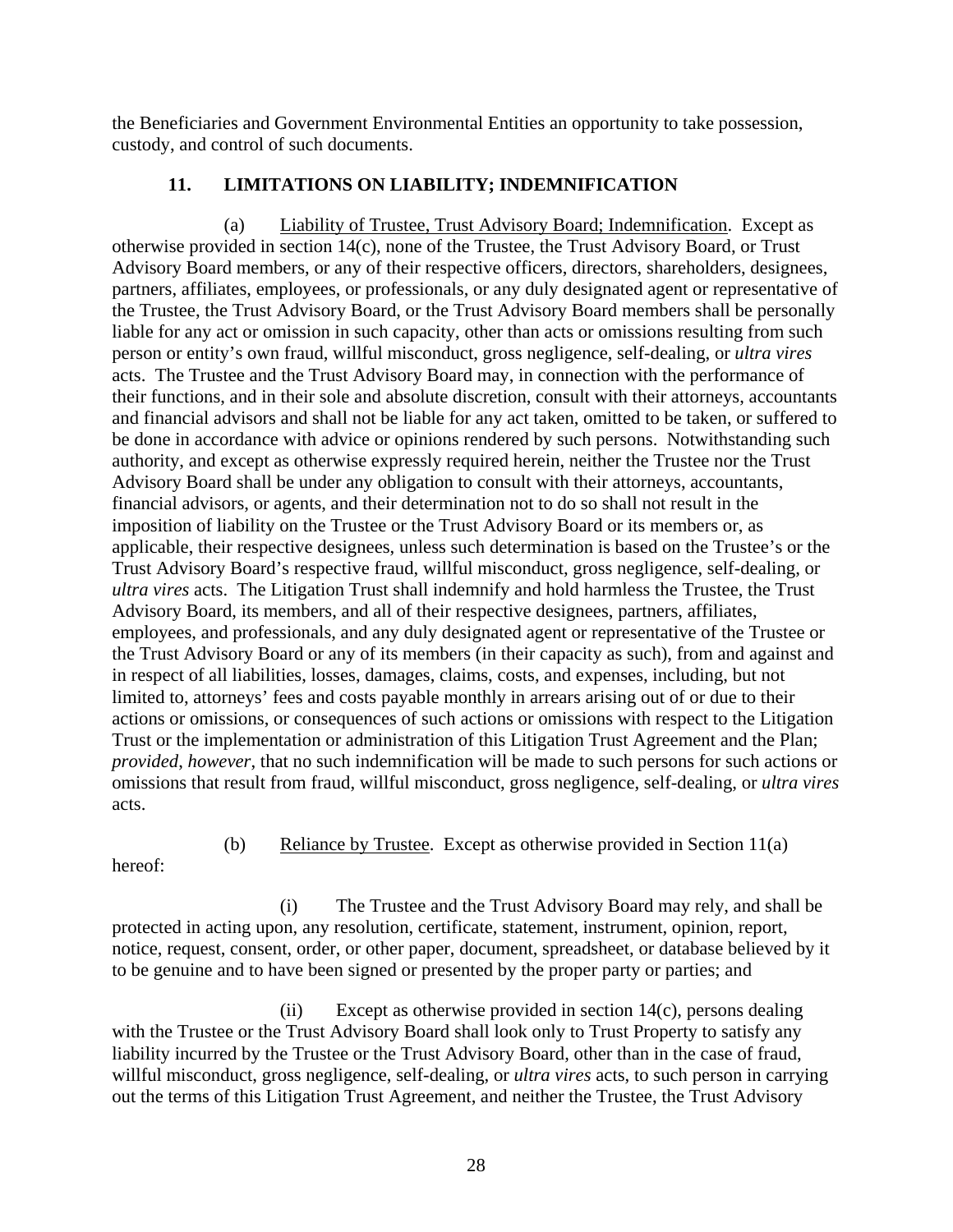the Beneficiaries and Government Environmental Entities an opportunity to take possession, custody, and control of such documents.

## 11. LIMITATIONS ON LIABILITY; INDEMNIFICATION

(a) Liability of Trustee, Trust Advisory Board; Indemnification. Except as otherwise provided in section 14(c), none of the Trustee, the Trust Advisory Board, or Trust Advisory Board members, or any of their respective officers, directors, shareholders, designees, partners, affiliates, employees, or professionals, or any duly designated agent or representative of the Trustee, the Trust Advisory Board, or the Trust Advisory Board members shall be personally liable for any act or omission in such capacity, other than acts or omissions resulting from such person or entity's own fraud, willful misconduct, gross negligence, self-dealing, or *ultra vires* acts. The Trustee and the Trust Advisory Board may, in connection with the performance of their functions, and in their sole and absolute discretion, consult with their attorneys, accountants and financial advisors and shall not be liable for any act taken, omitted to be taken, or suffered to be done in accordance with advice or opinions rendered by such persons. Notwithstanding such authority, and except as otherwise expressly required herein, neither the Trustee nor the Trust Advisory Board shall be under any obligation to consult with their attorneys, accountants, financial advisors, or agents, and their determination not to do so shall not result in the imposition of liability on the Trustee or the Trust Advisory Board or its members or, as applicable, their respective designees, unless such determination is based on the Trustee's or the Trust Advisory Board's respective fraud, willful misconduct, gross negligence, self-dealing, or *ultra vires* acts. The Litigation Trust shall indemnify and hold harmless the Trustee, the Trust Advisory Board, its members, and all of their respective designees, partners, affiliates, employees, and professionals, and any duly designated agent or representative of the Trustee or the Trust Advisory Board or any of its members (in their capacity as such), from and against and in respect of all liabilities, losses, damages, claims, costs, and expenses, including, but not limited to, attorneys' fees and costs payable monthly in arrears arising out of or due to their actions or omissions, or consequences of such actions or omissions with respect to the Litigation Trust or the implementation or administration of this Litigation Trust Agreement and the Plan; *provided*, *however*, that no such indemnification will be made to such persons for such actions or omissions that result from fraud, willful misconduct, gross negligence, self-dealing, or *ultra vires* acts.

(b) Reliance by Trustee. Except as otherwise provided in Section 11(a) hereof:

(i) The Trustee and the Trust Advisory Board may rely, and shall be protected in acting upon, any resolution, certificate, statement, instrument, opinion, report, notice, request, consent, order, or other paper, document, spreadsheet, or database believed by it to be genuine and to have been signed or presented by the proper party or parties; and

(ii) Except as otherwise provided in section 14(c), persons dealing with the Trustee or the Trust Advisory Board shall look only to Trust Property to satisfy any liability incurred by the Trustee or the Trust Advisory Board, other than in the case of fraud, willful misconduct, gross negligence, self-dealing, or *ultra vires* acts, to such person in carrying out the terms of this Litigation Trust Agreement, and neither the Trustee, the Trust Advisory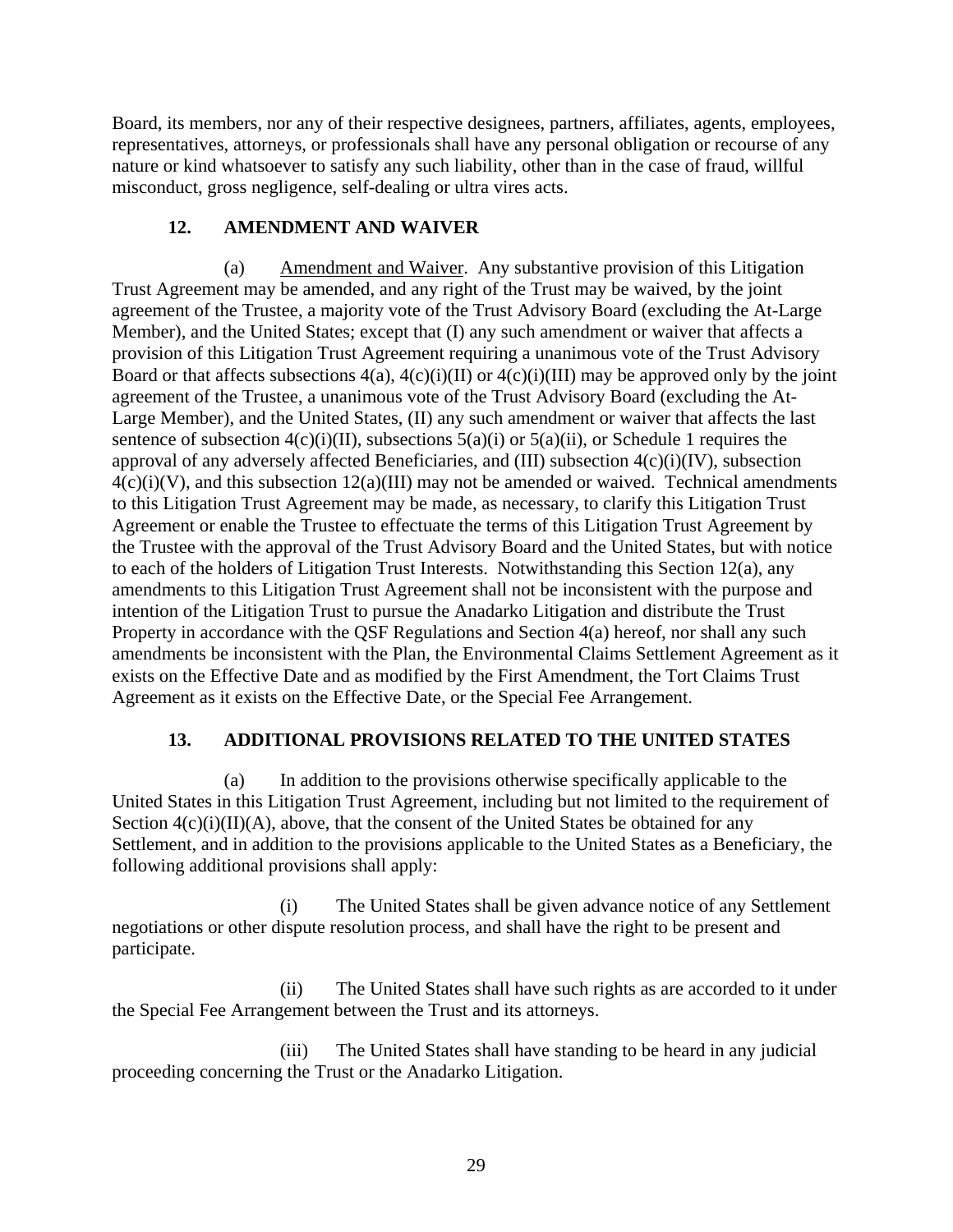Board, its members, nor any of their respective designees, partners, affiliates, agents, employees, representatives, attorneys, or professionals shall have any personal obligation or recourse of any nature or kind whatsoever to satisfy any such liability, other than in the case of fraud, willful misconduct, gross negligence, self-dealing or ultra vires acts.

## 12. AMENDMENT AND WAIVER

(a) Amendment and Waiver. Any substantive provision of this Litigation Trust Agreement may be amended, and any right of the Trust may be waived, by the joint agreement of the Trustee, a majority vote of the Trust Advisory Board (excluding the At-Large Member), and the United States; except that (I) any such amendment or waiver that affects a provision of this Litigation Trust Agreement requiring a unanimous vote of the Trust Advisory Board or that affects subsections 4(a), 4(c)(i)(II) or 4(c)(i)(III) may be approved only by the joint agreement of the Trustee, a unanimous vote of the Trust Advisory Board (excluding the At-Large Member), and the United States, (II) any such amendment or waiver that affects the last sentence of subsection 4(c)(i)(II), subsections 5(a)(i) or 5(a)(ii), or Schedule 1 requires the approval of any adversely affected Beneficiaries, and (III) subsection 4(c)(i)(IV), subsection 4(c)(i)(V), and this subsection 12(a)(III) may not be amended or waived. Technical amendments to this Litigation Trust Agreement may be made, as necessary, to clarify this Litigation Trust Agreement or enable the Trustee to effectuate the terms of this Litigation Trust Agreement by the Trustee with the approval of the Trust Advisory Board and the United States, but with notice to each of the holders of Litigation Trust Interests. Notwithstanding this Section 12(a), any amendments to this Litigation Trust Agreement shall not be inconsistent with the purpose and intention of the Litigation Trust to pursue the Anadarko Litigation and distribute the Trust Property in accordance with the QSF Regulations and Section 4(a) hereof, nor shall any such amendments be inconsistent with the Plan, the Environmental Claims Settlement Agreement as it exists on the Effective Date and as modified by the First Amendment, the Tort Claims Trust Agreement as it exists on the Effective Date, or the Special Fee Arrangement.

## 13. ADDITIONAL PROVISIONS RELATED TO THE UNITED STATES

(a) In addition to the provisions otherwise specifically applicable to the United States in this Litigation Trust Agreement, including but not limited to the requirement of Section 4(c)(i)(II)(A), above, that the consent of the United States be obtained for any Settlement, and in addition to the provisions applicable to the United States as a Beneficiary, the following additional provisions shall apply:

(i) The United States shall be given advance notice of any Settlement negotiations or other dispute resolution process, and shall have the right to be present and participate.

(ii) The United States shall have such rights as are accorded to it under the Special Fee Arrangement between the Trust and its attorneys.

(iii) The United States shall have standing to be heard in any judicial proceeding concerning the Trust or the Anadarko Litigation.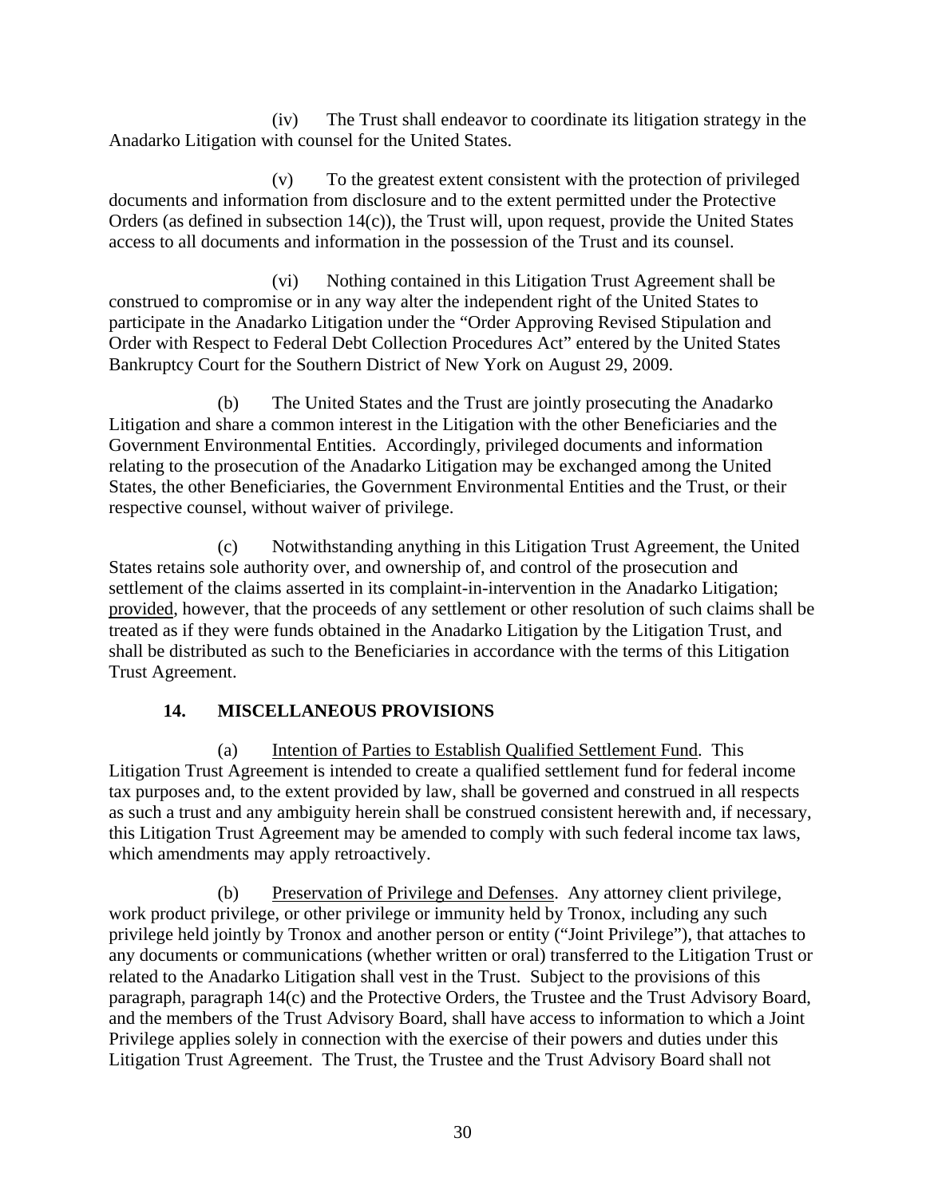(iv) The Trust shall endeavor to coordinate its litigation strategy in the Anadarko Litigation with counsel for the United States.

(v) To the greatest extent consistent with the protection of privileged documents and information from disclosure and to the extent permitted under the Protective Orders (as defined in subsection 14(c)), the Trust will, upon request, provide the United States access to all documents and information in the possession of the Trust and its counsel.

(vi) Nothing contained in this Litigation Trust Agreement shall be construed to compromise or in any way alter the independent right of the United States to participate in the Anadarko Litigation under the "Order Approving Revised Stipulation and Order with Respect to Federal Debt Collection Procedures Act" entered by the United States Bankruptcy Court for the Southern District of New York on August 29, 2009.

(b) The United States and the Trust are jointly prosecuting the Anadarko Litigation and share a common interest in the Litigation with the other Beneficiaries and the Government Environmental Entities. Accordingly, privileged documents and information relating to the prosecution of the Anadarko Litigation may be exchanged among the United States, the other Beneficiaries, the Government Environmental Entities and the Trust, or their respective counsel, without waiver of privilege.

(c) Notwithstanding anything in this Litigation Trust Agreement, the United States retains sole authority over, and ownership of, and control of the prosecution and settlement of the claims asserted in its complaint-in-intervention in the Anadarko Litigation; provided, however, that the proceeds of any settlement or other resolution of such claims shall be treated as if they were funds obtained in the Anadarko Litigation by the Litigation Trust, and shall be distributed as such to the Beneficiaries in accordance with the terms of this Litigation Trust Agreement.

## 14. MISCELLANEOUS PROVISIONS

(a) Intention of Parties to Establish Qualified Settlement Fund. This Litigation Trust Agreement is intended to create a qualified settlement fund for federal income tax purposes and, to the extent provided by law, shall be governed and construed in all respects as such a trust and any ambiguity herein shall be construed consistent herewith and, if necessary, this Litigation Trust Agreement may be amended to comply with such federal income tax laws, which amendments may apply retroactively.

(b) Preservation of Privilege and Defenses. Any attorney client privilege, work product privilege, or other privilege or immunity held by Tronox, including any such privilege held jointly by Tronox and another person or entity ("Joint Privilege"), that attaches to any documents or communications (whether written or oral) transferred to the Litigation Trust or related to the Anadarko Litigation shall vest in the Trust. Subject to the provisions of this paragraph, paragraph 14(c) and the Protective Orders, the Trustee and the Trust Advisory Board, and the members of the Trust Advisory Board, shall have access to information to which a Joint Privilege applies solely in connection with the exercise of their powers and duties under this Litigation Trust Agreement. The Trust, the Trustee and the Trust Advisory Board shall not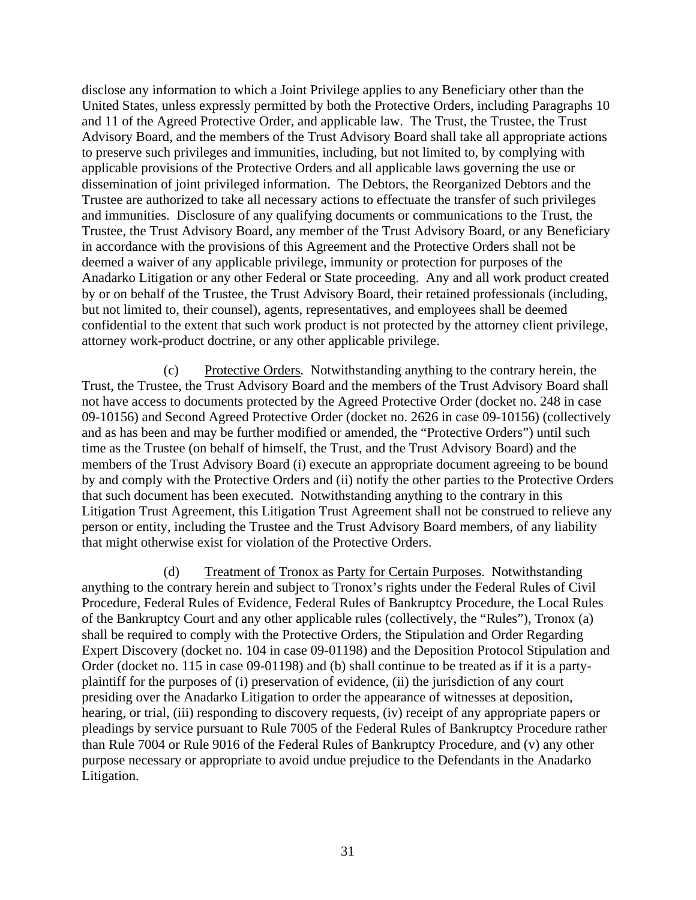disclose any information to which a Joint Privilege applies to any Beneficiary other than the United States, unless expressly permitted by both the Protective Orders, including Paragraphs 10 and 11 of the Agreed Protective Order, and applicable law. The Trust, the Trustee, the Trust Advisory Board, and the members of the Trust Advisory Board shall take all appropriate actions to preserve such privileges and immunities, including, but not limited to, by complying with applicable provisions of the Protective Orders and all applicable laws governing the use or dissemination of joint privileged information. The Debtors, the Reorganized Debtors and the Trustee are authorized to take all necessary actions to effectuate the transfer of such privileges and immunities. Disclosure of any qualifying documents or communications to the Trust, the Trustee, the Trust Advisory Board, any member of the Trust Advisory Board, or any Beneficiary in accordance with the provisions of this Agreement and the Protective Orders shall not be deemed a waiver of any applicable privilege, immunity or protection for purposes of the Anadarko Litigation or any other Federal or State proceeding. Any and all work product created by or on behalf of the Trustee, the Trust Advisory Board, their retained professionals (including, but not limited to, their counsel), agents, representatives, and employees shall be deemed confidential to the extent that such work product is not protected by the attorney client privilege, attorney work-product doctrine, or any other applicable privilege.

(c) Protective Orders. Notwithstanding anything to the contrary herein, the Trust, the Trustee, the Trust Advisory Board and the members of the Trust Advisory Board shall not have access to documents protected by the Agreed Protective Order (docket no. 248 in case 09-10156) and Second Agreed Protective Order (docket no. 2626 in case 09-10156) (collectively and as has been and may be further modified or amended, the "Protective Orders") until such time as the Trustee (on behalf of himself, the Trust, and the Trust Advisory Board) and the members of the Trust Advisory Board (i) execute an appropriate document agreeing to be bound by and comply with the Protective Orders and (ii) notify the other parties to the Protective Orders that such document has been executed. Notwithstanding anything to the contrary in this Litigation Trust Agreement, this Litigation Trust Agreement shall not be construed to relieve any person or entity, including the Trustee and the Trust Advisory Board members, of any liability that might otherwise exist for violation of the Protective Orders.

(d) Treatment of Tronox as Party for Certain Purposes. Notwithstanding anything to the contrary herein and subject to Tronox's rights under the Federal Rules of Civil Procedure, Federal Rules of Evidence, Federal Rules of Bankruptcy Procedure, the Local Rules of the Bankruptcy Court and any other applicable rules (collectively, the "Rules"), Tronox (a) shall be required to comply with the Protective Orders, the Stipulation and Order Regarding Expert Discovery (docket no. 104 in case 09-01198) and the Deposition Protocol Stipulation and Order (docket no. 115 in case 09-01198) and (b) shall continue to be treated as if it is a party-plaintiff for the purposes of (i) preservation of evidence, (ii) the jurisdiction of any court presiding over the Anadarko Litigation to order the appearance of witnesses at deposition, hearing, or trial, (iii) responding to discovery requests, (iv) receipt of any appropriate papers or pleadings by service pursuant to Rule 7005 of the Federal Rules of Bankruptcy Procedure rather than Rule 7004 or Rule 9016 of the Federal Rules of Bankruptcy Procedure, and (v) any other purpose necessary or appropriate to avoid undue prejudice to the Defendants in the Anadarko Litigation.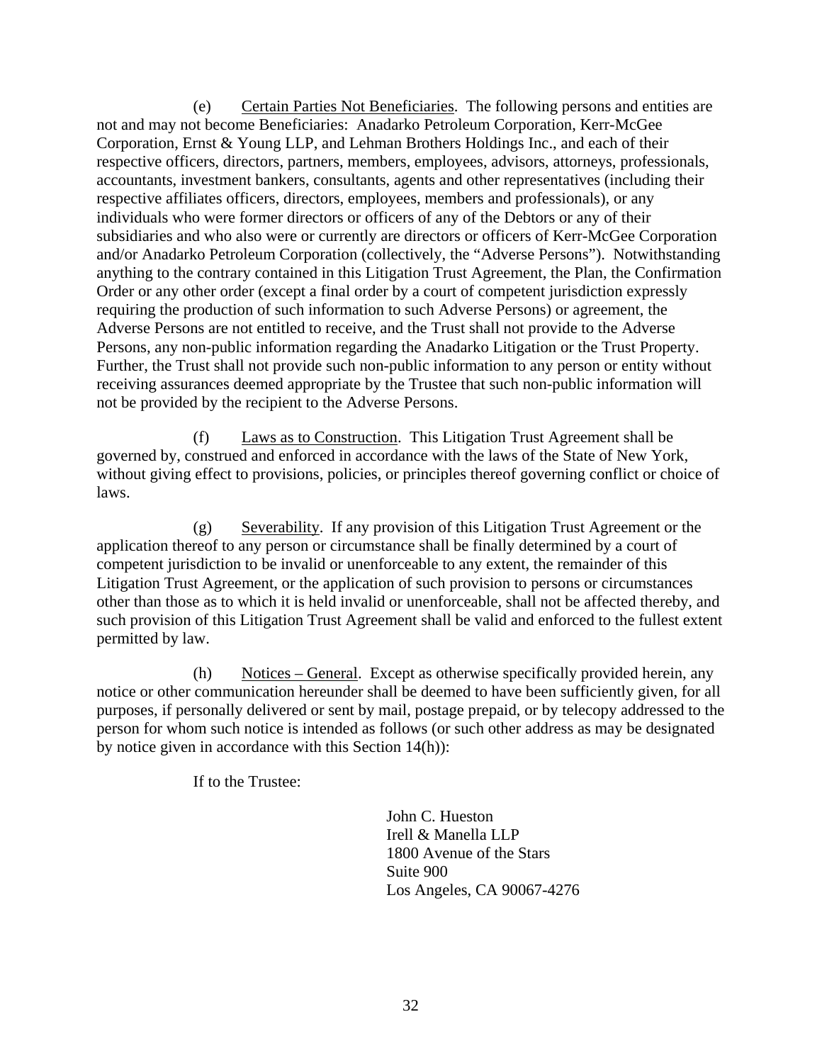(e) Certain Parties Not Beneficiaries. The following persons and entities are not and may not become Beneficiaries: Anadarko Petroleum Corporation, Kerr-McGee Corporation, Ernst & Young LLP, and Lehman Brothers Holdings Inc., and each of their respective officers, directors, partners, members, employees, advisors, attorneys, professionals, accountants, investment bankers, consultants, agents and other representatives (including their respective affiliates officers, directors, employees, members and professionals), or any individuals who were former directors or officers of any of the Debtors or any of their subsidiaries and who also were or currently are directors or officers of Kerr-McGee Corporation and/or Anadarko Petroleum Corporation (collectively, the "Adverse Persons"). Notwithstanding anything to the contrary contained in this Litigation Trust Agreement, the Plan, the Confirmation Order or any other order (except a final order by a court of competent jurisdiction expressly requiring the production of such information to such Adverse Persons) or agreement, the Adverse Persons are not entitled to receive, and the Trust shall not provide to the Adverse Persons, any non-public information regarding the Anadarko Litigation or the Trust Property. Further, the Trust shall not provide such non-public information to any person or entity without receiving assurances deemed appropriate by the Trustee that such non-public information will not be provided by the recipient to the Adverse Persons.

(f) Laws as to Construction. This Litigation Trust Agreement shall be governed by, construed and enforced in accordance with the laws of the State of New York, without giving effect to provisions, policies, or principles thereof governing conflict or choice of laws.

(g) Severability. If any provision of this Litigation Trust Agreement or the application thereof to any person or circumstance shall be finally determined by a court of competent jurisdiction to be invalid or unenforceable to any extent, the remainder of this Litigation Trust Agreement, or the application of such provision to persons or circumstances other than those as to which it is held invalid or unenforceable, shall not be affected thereby, and such provision of this Litigation Trust Agreement shall be valid and enforced to the fullest extent permitted by law.

(h) Notices – General. Except as otherwise specifically provided herein, any notice or other communication hereunder shall be deemed to have been sufficiently given, for all purposes, if personally delivered or sent by mail, postage prepaid, or by telecopy addressed to the person for whom such notice is intended as follows (or such other address as may be designated by notice given in accordance with this Section 14(h)):

If to the Trustee:

John C. Hueston
Irell & Manella LLP
1800 Avenue of the Stars
Suite 900
Los Angeles, CA 90067-4276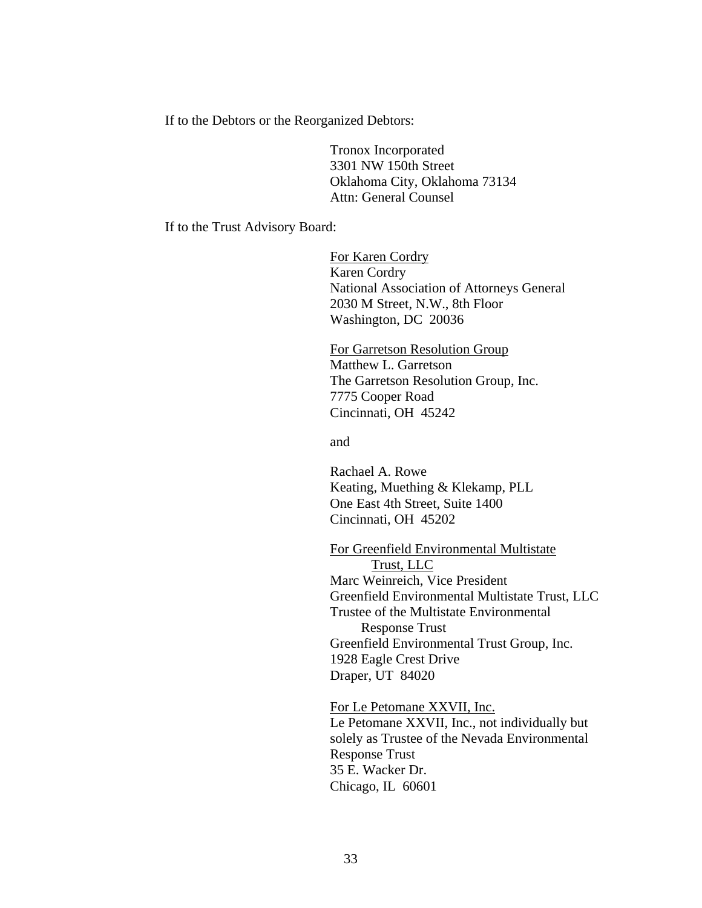If to the Debtors or the Reorganized Debtors:

Tronox Incorporated
3301 NW 150th Street
Oklahoma City, Oklahoma 73134
Attn: General Counsel

If to the Trust Advisory Board:

<u>For Karen Cordry</u>
Karen Cordry
National Association of Attorneys General
2030 M Street, N.W., 8th Floor
Washington, DC 20036

<u>For Garretson Resolution Group</u>
Matthew L. Garretson
The Garretson Resolution Group, Inc.
7775 Cooper Road
Cincinnati, OH 45242

and

Rachael A. Rowe
Keating, Muething & Klekamp, PLL
One East 4th Street, Suite 1400
Cincinnati, OH 45202

<u>For Greenfield Environmental Multistate Trust, LLC</u>
Marc Weinreich, Vice President
Greenfield Environmental Multistate Trust, LLC
Trustee of the Multistate Environmental Response Trust
Greenfield Environmental Trust Group, Inc.
1928 Eagle Crest Drive
Draper, UT 84020

<u>For Le Petomane XXVII, Inc.</u>
Le Petomane XXVII, Inc., not individually but solely as Trustee of the Nevada Environmental Response Trust
35 E. Wacker Dr.
Chicago, IL 60601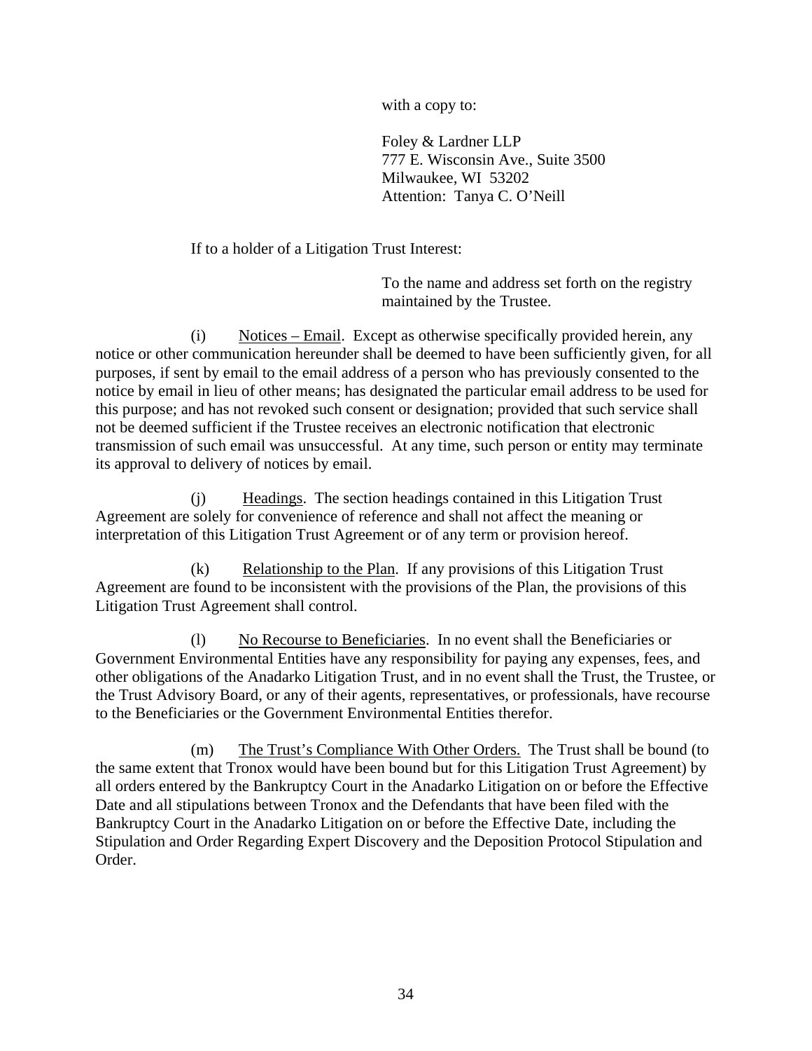with a copy to:

Foley & Lardner LLP
777 E. Wisconsin Ave., Suite 3500
Milwaukee, WI 53202
Attention: Tanya C. O'Neill

If to a holder of a Litigation Trust Interest:

To the name and address set forth on the registry maintained by the Trustee.

(i) Notices – Email. Except as otherwise specifically provided herein, any notice or other communication hereunder shall be deemed to have been sufficiently given, for all purposes, if sent by email to the email address of a person who has previously consented to the notice by email in lieu of other means; has designated the particular email address to be used for this purpose; and has not revoked such consent or designation; provided that such service shall not be deemed sufficient if the Trustee receives an electronic notification that electronic transmission of such email was unsuccessful. At any time, such person or entity may terminate its approval to delivery of notices by email.

(j) Headings. The section headings contained in this Litigation Trust Agreement are solely for convenience of reference and shall not affect the meaning or interpretation of this Litigation Trust Agreement or of any term or provision hereof.

(k) Relationship to the Plan. If any provisions of this Litigation Trust Agreement are found to be inconsistent with the provisions of the Plan, the provisions of this Litigation Trust Agreement shall control.

(l) No Recourse to Beneficiaries. In no event shall the Beneficiaries or Government Environmental Entities have any responsibility for paying any expenses, fees, and other obligations of the Anadarko Litigation Trust, and in no event shall the Trust, the Trustee, or the Trust Advisory Board, or any of their agents, representatives, or professionals, have recourse to the Beneficiaries or the Government Environmental Entities therefor.

(m) The Trust's Compliance With Other Orders. The Trust shall be bound (to the same extent that Tronox would have been bound but for this Litigation Trust Agreement) by all orders entered by the Bankruptcy Court in the Anadarko Litigation on or before the Effective Date and all stipulations between Tronox and the Defendants that have been filed with the Bankruptcy Court in the Anadarko Litigation on or before the Effective Date, including the Stipulation and Order Regarding Expert Discovery and the Deposition Protocol Stipulation and Order.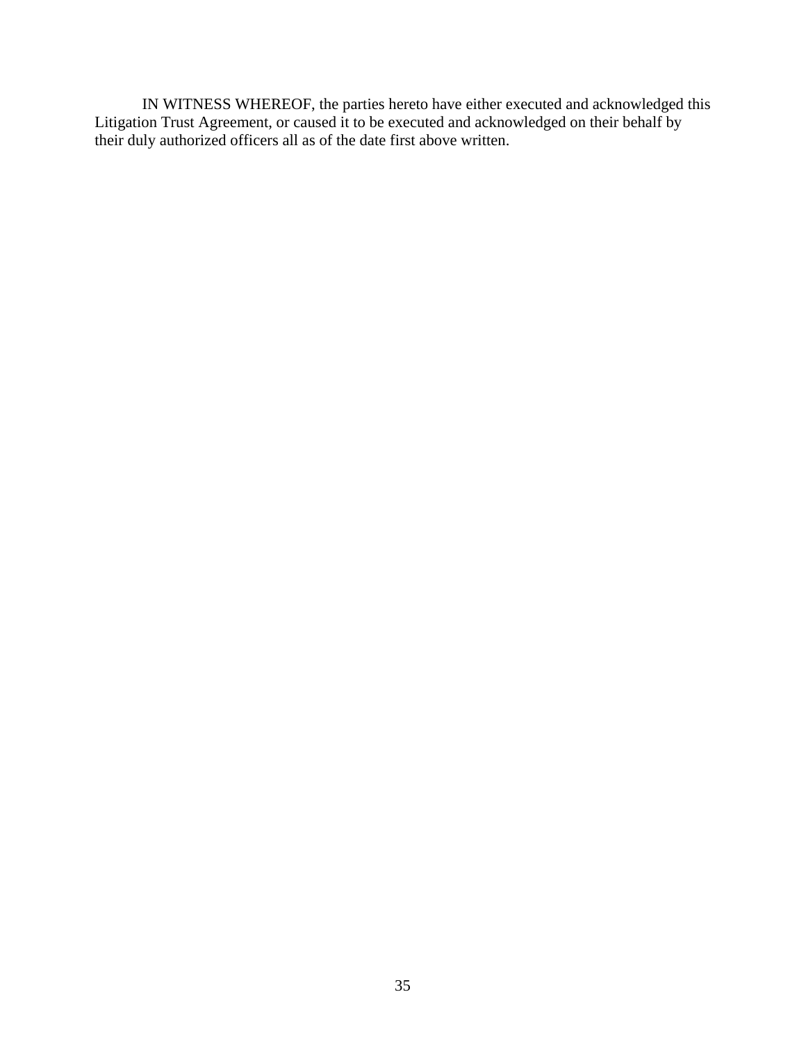IN WITNESS WHEREOF, the parties hereto have either executed and acknowledged this Litigation Trust Agreement, or caused it to be executed and acknowledged on their behalf by their duly authorized officers all as of the date first above written.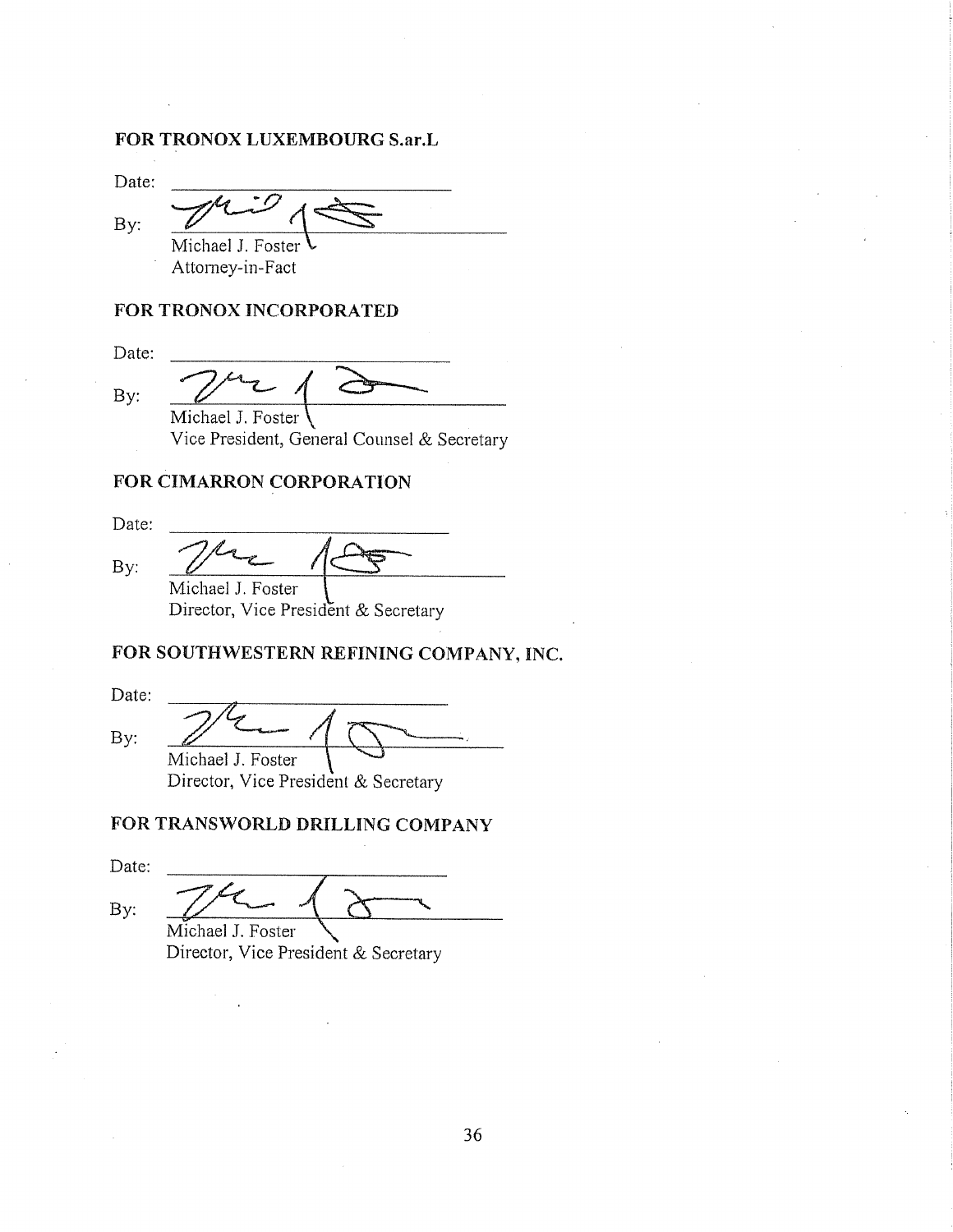**FOR TRONOX LUXEMBOURG S.ar.L**

Date: \_\_\_\_\_\_\_\_\_\_\_\_\_\_\_\_\_\_\_\_\_\_\_\_

By: \_\_\_\_\_\_\_\_\_\_\_\_\_\_\_\_\_\_\_\_\_\_\_\_
Michael J. Foster
Attorney-in-Fact

**FOR TRONOX INCORPORATED**

Date: \_\_\_\_\_\_\_\_\_\_\_\_\_\_\_\_\_\_\_\_\_\_\_\_

By: \_\_\_\_\_\_\_\_\_\_\_\_\_\_\_\_\_\_\_\_\_\_\_\_
Michael J. Foster
Vice President, General Counsel & Secretary

**FOR CIMARRON CORPORATION**

Date: \_\_\_\_\_\_\_\_\_\_\_\_\_\_\_\_\_\_\_\_\_\_\_\_

By: \_\_\_\_\_\_\_\_\_\_\_\_\_\_\_\_\_\_\_\_\_\_\_\_
Michael J. Foster
Director, Vice President & Secretary

**FOR SOUTHWESTERN REFINING COMPANY, INC.**

Date: \_\_\_\_\_\_\_\_\_\_\_\_\_\_\_\_\_\_\_\_\_\_\_\_

By: \_\_\_\_\_\_\_\_\_\_\_\_\_\_\_\_\_\_\_\_\_\_\_\_
Michael J. Foster
Director, Vice President & Secretary

**FOR TRANSWORLD DRILLING COMPANY**

Date: \_\_\_\_\_\_\_\_\_\_\_\_\_\_\_\_\_\_\_\_\_\_\_\_

By: \_\_\_\_\_\_\_\_\_\_\_\_\_\_\_\_\_\_\_\_\_\_\_\_
Michael J. Foster
Director, Vice President & Secretary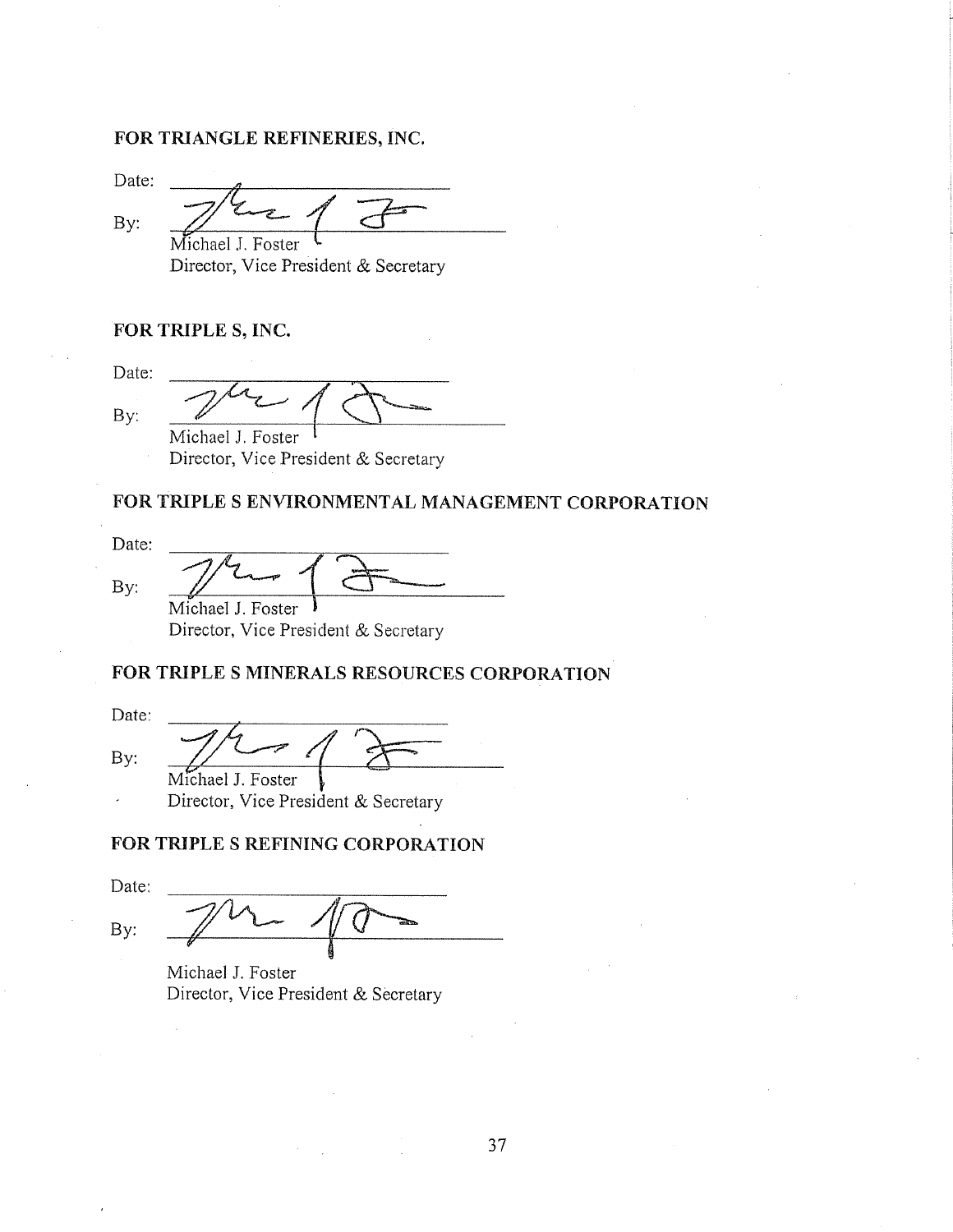**FOR TRIANGLE REFINERIES, INC.**

Date: \_\_\_\_\_\_\_\_\_\_\_\_\_\_\_\_\_\_\_\_

By: \_\_\_\_\_\_\_\_\_\_\_\_\_\_\_\_\_\_\_\_

Michael J. Foster
Director, Vice President & Secretary

**FOR TRIPLE S, INC.**

Date: \_\_\_\_\_\_\_\_\_\_\_\_\_\_\_\_\_\_\_\_

By: \_\_\_\_\_\_\_\_\_\_\_\_\_\_\_\_\_\_\_\_

Michael J. Foster
Director, Vice President & Secretary

**FOR TRIPLE S ENVIRONMENTAL MANAGEMENT CORPORATION**

Date: \_\_\_\_\_\_\_\_\_\_\_\_\_\_\_\_\_\_\_\_

By: \_\_\_\_\_\_\_\_\_\_\_\_\_\_\_\_\_\_\_\_

Michael J. Foster
Director, Vice President & Secretary

**FOR TRIPLE S MINERALS RESOURCES CORPORATION**

Date: \_\_\_\_\_\_\_\_\_\_\_\_\_\_\_\_\_\_\_\_

By: \_\_\_\_\_\_\_\_\_\_\_\_\_\_\_\_\_\_\_\_

Michael J. Foster
Director, Vice President & Secretary

**FOR TRIPLE S REFINING CORPORATION**

Date: \_\_\_\_\_\_\_\_\_\_\_\_\_\_\_\_\_\_\_\_

By: \_\_\_\_\_\_\_\_\_\_\_\_\_\_\_\_\_\_\_\_

Michael J. Foster
Director, Vice President & Secretary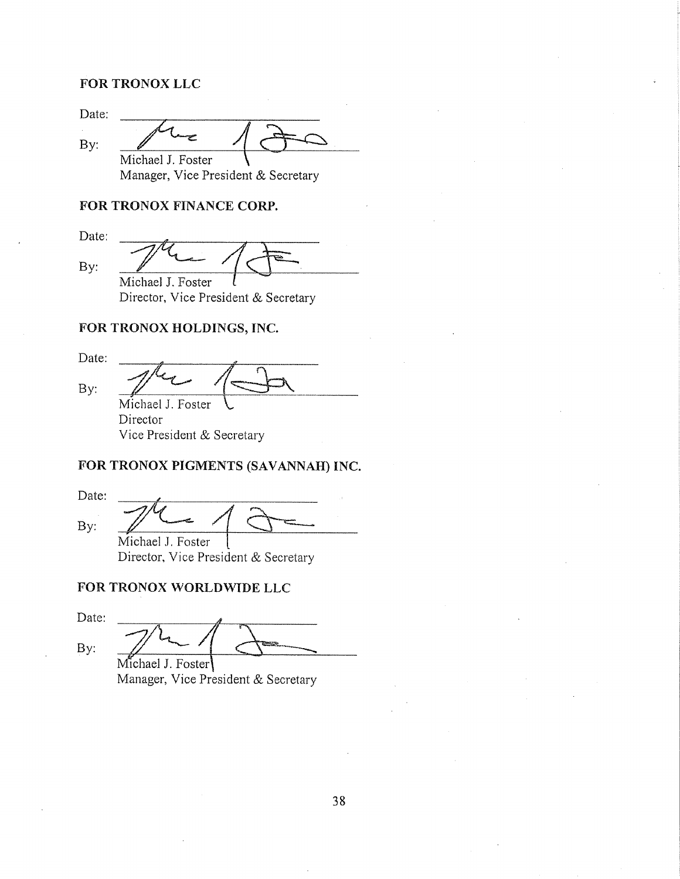**FOR TRONOX LLC**

Date: \_\_\_\_\_\_\_\_\_\_\_\_\_\_\_\_\_\_\_\_\_\_\_\_

By: \_\_\_\_\_\_\_\_\_\_\_\_\_\_\_\_\_\_\_\_\_\_\_\_
Michael J. Foster
Manager, Vice President & Secretary

**FOR TRONOX FINANCE CORP.**

Date: \_\_\_\_\_\_\_\_\_\_\_\_\_\_\_\_\_\_\_\_\_\_\_\_

By: \_\_\_\_\_\_\_\_\_\_\_\_\_\_\_\_\_\_\_\_\_\_\_\_
Michael J. Foster
Director, Vice President & Secretary

**FOR TRONOX HOLDINGS, INC.**

Date: \_\_\_\_\_\_\_\_\_\_\_\_\_\_\_\_\_\_\_\_\_\_\_\_

By: \_\_\_\_\_\_\_\_\_\_\_\_\_\_\_\_\_\_\_\_\_\_\_\_
Michael J. Foster
Director
Vice President & Secretary

**FOR TRONOX PIGMENTS (SAVANNAH) INC.**

Date: \_\_\_\_\_\_\_\_\_\_\_\_\_\_\_\_\_\_\_\_\_\_\_\_

By: \_\_\_\_\_\_\_\_\_\_\_\_\_\_\_\_\_\_\_\_\_\_\_\_
Michael J. Foster
Director, Vice President & Secretary

**FOR TRONOX WORLDWIDE LLC**

Date: \_\_\_\_\_\_\_\_\_\_\_\_\_\_\_\_\_\_\_\_\_\_\_\_

By: \_\_\_\_\_\_\_\_\_\_\_\_\_\_\_\_\_\_\_\_\_\_\_\_
Michael J. Foster
Manager, Vice President & Secretary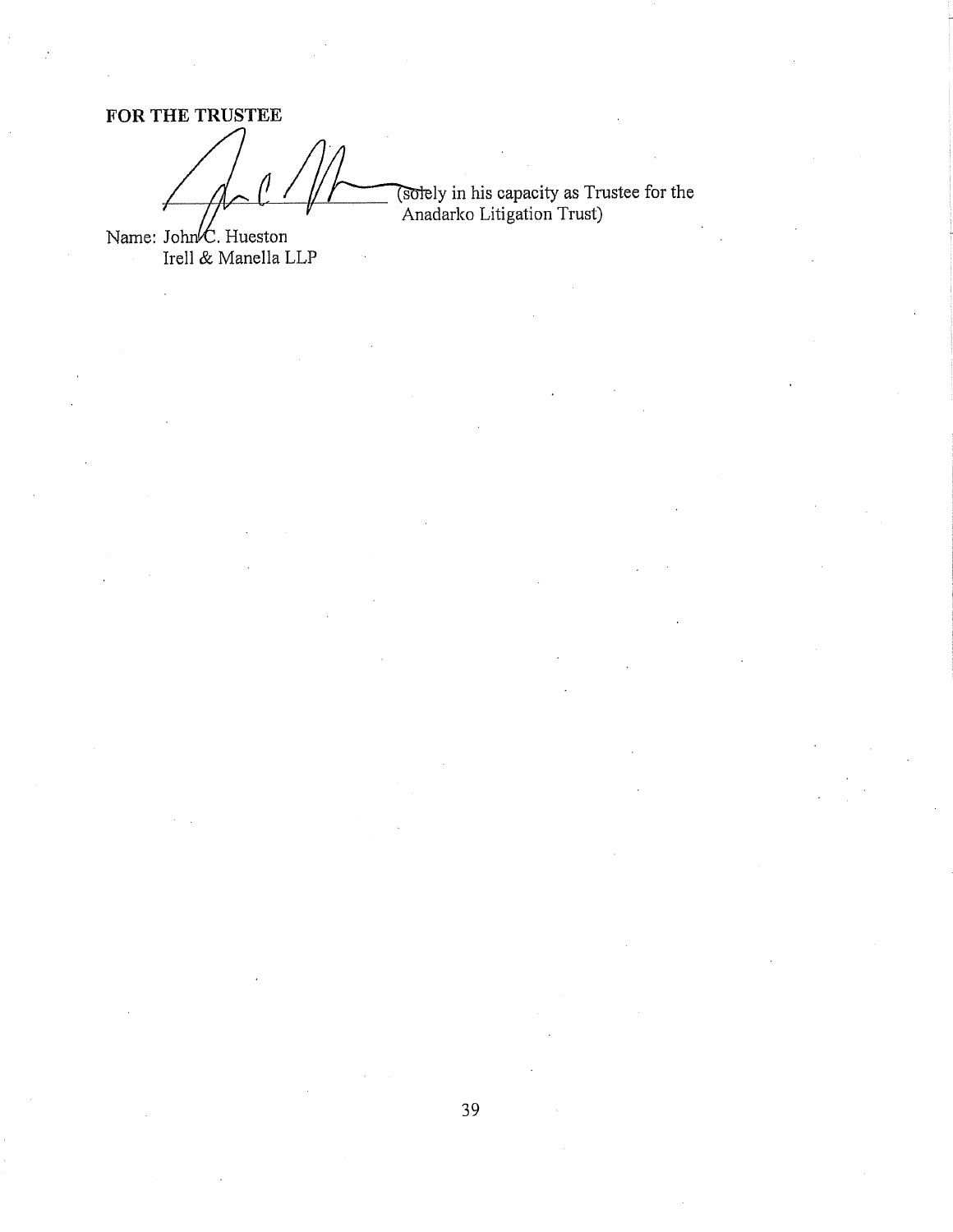**FOR THE TRUSTEE**

\_\_\_\_\_\_\_\_\_\_\_\_\_\_\_\_\_\_\_\_\_\_\_\_\_\_\_\_\_\_ (solely in his capacity as Trustee for the Anadarko Litigation Trust)

Name: John C. Hueston
Irell & Manella LLP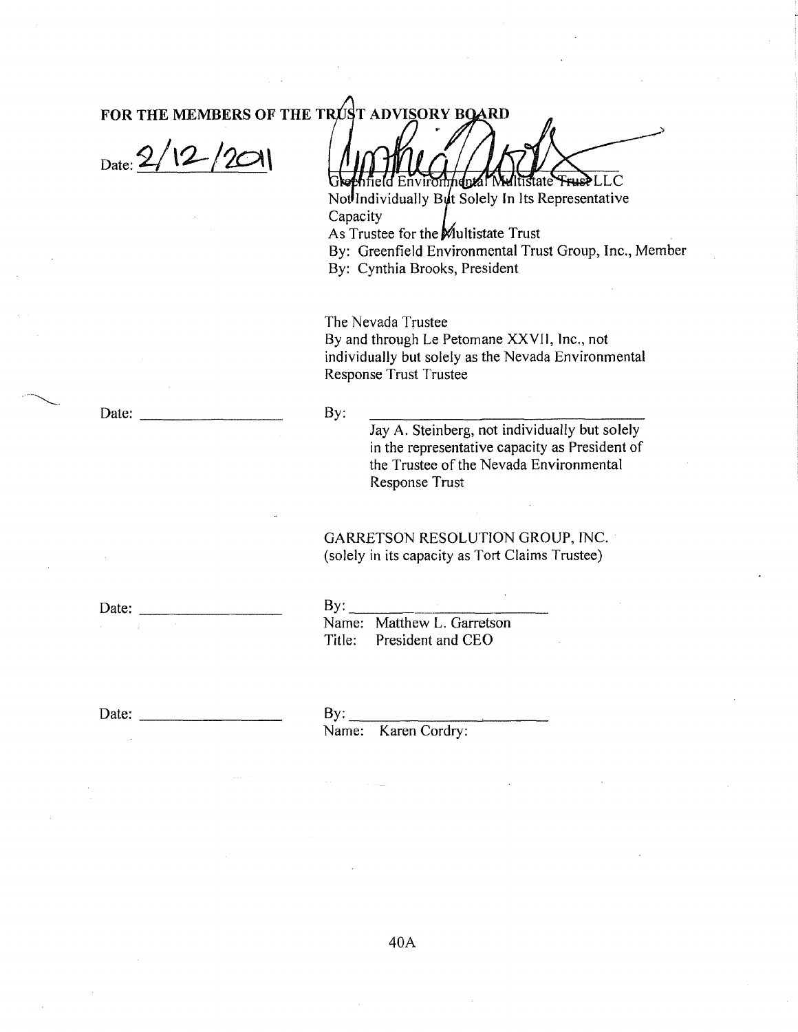**FOR THE MEMBERS OF THE TRUST ADVISORY BOARD**

Date: 2/12/2011

Greenfield Environmental Multistate Trust LLC
Not Individually But Solely In Its Representative Capacity
As Trustee for the Multistate Trust
By: Greenfield Environmental Trust Group, Inc., Member
By: Cynthia Brooks, President

The Nevada Trustee
By and through Le Petomane XXVII, Inc., not individually but solely as the Nevada Environmental Response Trust Trustee

Date: \_\_\_\_\_\_\_\_\_\_\_\_\_\_\_\_\_\_

By: \_\_\_\_\_\_\_\_\_\_\_\_\_\_\_\_\_\_\_\_\_\_\_\_\_\_\_\_\_\_
Jay A. Steinberg, not individually but solely in the representative capacity as President of the Trustee of the Nevada Environmental Response Trust

GARRETSON RESOLUTION GROUP, INC.
(solely in its capacity as Tort Claims Trustee)

Date: \_\_\_\_\_\_\_\_\_\_\_\_\_\_\_\_\_\_

By: \_\_\_\_\_\_\_\_\_\_\_\_\_\_\_\_\_\_\_\_\_\_\_
Name: Matthew L. Garretson
Title: President and CEO

Date: \_\_\_\_\_\_\_\_\_\_\_\_\_\_\_\_\_\_

By: \_\_\_\_\_\_\_\_\_\_\_\_\_\_\_\_\_\_\_\_\_\_\_
Name: Karen Cordry:

40A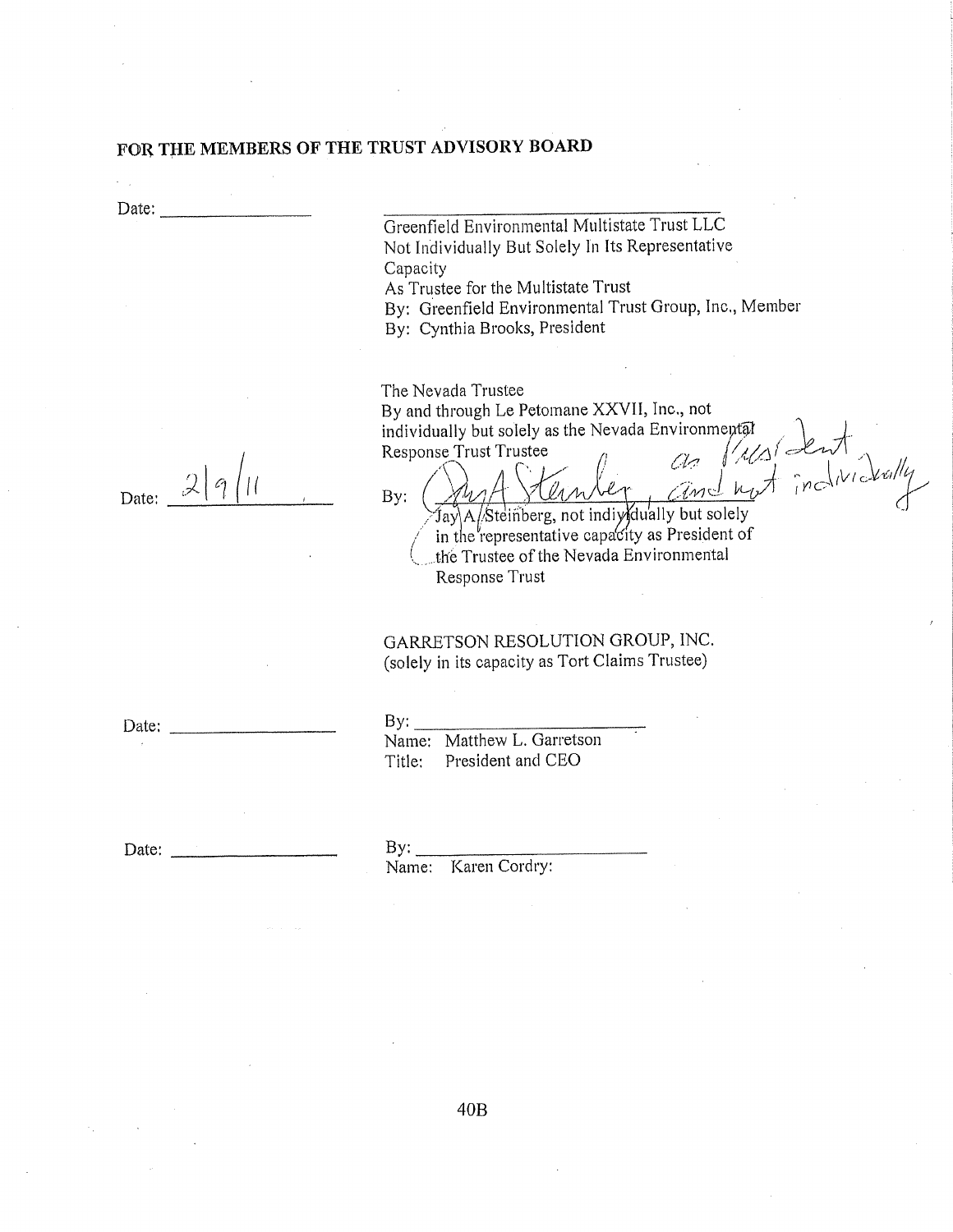**FOR THE MEMBERS OF THE TRUST ADVISORY BOARD**

Date: ________________

________________________________
Greenfield Environmental Multistate Trust LLC
Not Individually But Solely In Its Representative Capacity
As Trustee for the Multistate Trust
By: Greenfield Environmental Trust Group, Inc., Member
By: Cynthia Brooks, President

The Nevada Trustee
By and through Le Petomane XXVII, Inc., not individually but solely as the Nevada Environmental Response Trust Trustee

Date: 2/9/11

By: Jay A. Steinberg, as President and not individually
Jay A. Steinberg, not individually but solely in the representative capacity as President of the Trustee of the Nevada Environmental Response Trust

GARRETSON RESOLUTION GROUP, INC.
(solely in its capacity as Tort Claims Trustee)

Date: ________________

By: ________________________
Name: Matthew L. Garretson
Title: President and CEO

Date: ________________

By: ________________________
Name: Karen Cordry:

40B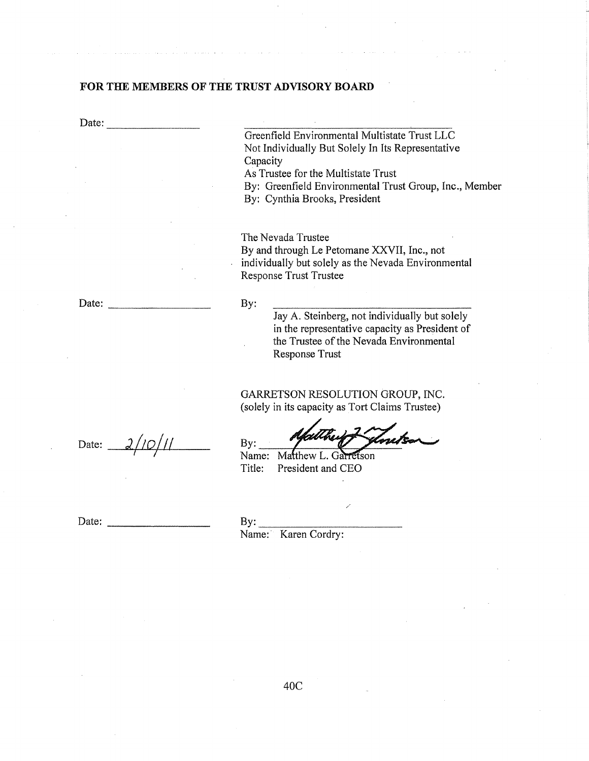**FOR THE MEMBERS OF THE TRUST ADVISORY BOARD**

Date: ________________

\_\_\_\_\_\_\_\_\_\_\_\_\_\_\_\_\_\_\_\_\_\_\_\_\_\_\_\_\_\_\_\_\_\_\_\_\_\_\_\_

Greenfield Environmental Multistate Trust LLC
Not Individually But Solely In Its Representative Capacity
As Trustee for the Multistate Trust
By: Greenfield Environmental Trust Group, Inc., Member
By: Cynthia Brooks, President

The Nevada Trustee
By and through Le Petomane XXVII, Inc., not individually but solely as the Nevada Environmental Response Trust Trustee

Date: ________________

By: ________________________________

Jay A. Steinberg, not individually but solely in the representative capacity as President of the Trustee of the Nevada Environmental Response Trust

GARRETSON RESOLUTION GROUP, INC.
(solely in its capacity as Tort Claims Trustee)

Date: 2/10/11

By: [signature]
Name: Matthew L. Garretson
Title: President and CEO

Date: ________________

By: ________________________
Name: Karen Cordry: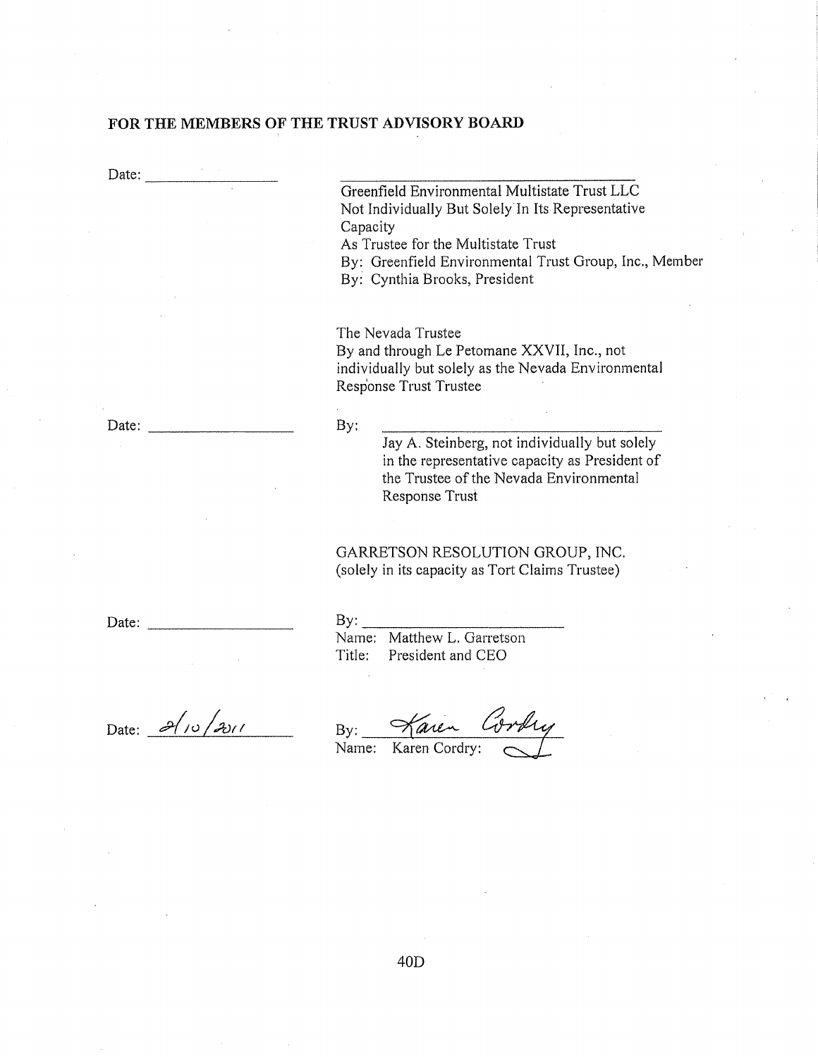**FOR THE MEMBERS OF THE TRUST ADVISORY BOARD**

Date: ____________________

____________________________________________
Greenfield Environmental Multistate Trust LLC
Not Individually But Solely In Its Representative Capacity
As Trustee for the Multistate Trust
By: Greenfield Environmental Trust Group, Inc., Member
By: Cynthia Brooks, President

The Nevada Trustee
By and through Le Petomane XXVII, Inc., not individually but solely as the Nevada Environmental Response Trust Trustee

Date: ____________________

By: ____________________________________________
Jay A. Steinberg, not individually but solely in the representative capacity as President of the Trustee of the Nevada Environmental Response Trust

GARRETSON RESOLUTION GROUP, INC.
(solely in its capacity as Tort Claims Trustee)

Date: ____________________

By: ____________________________
Name: Matthew L. Garretson
Title: President and CEO

Date: 2/10/2011

By: Karen Cordry
Name: Karen Cordry:

40D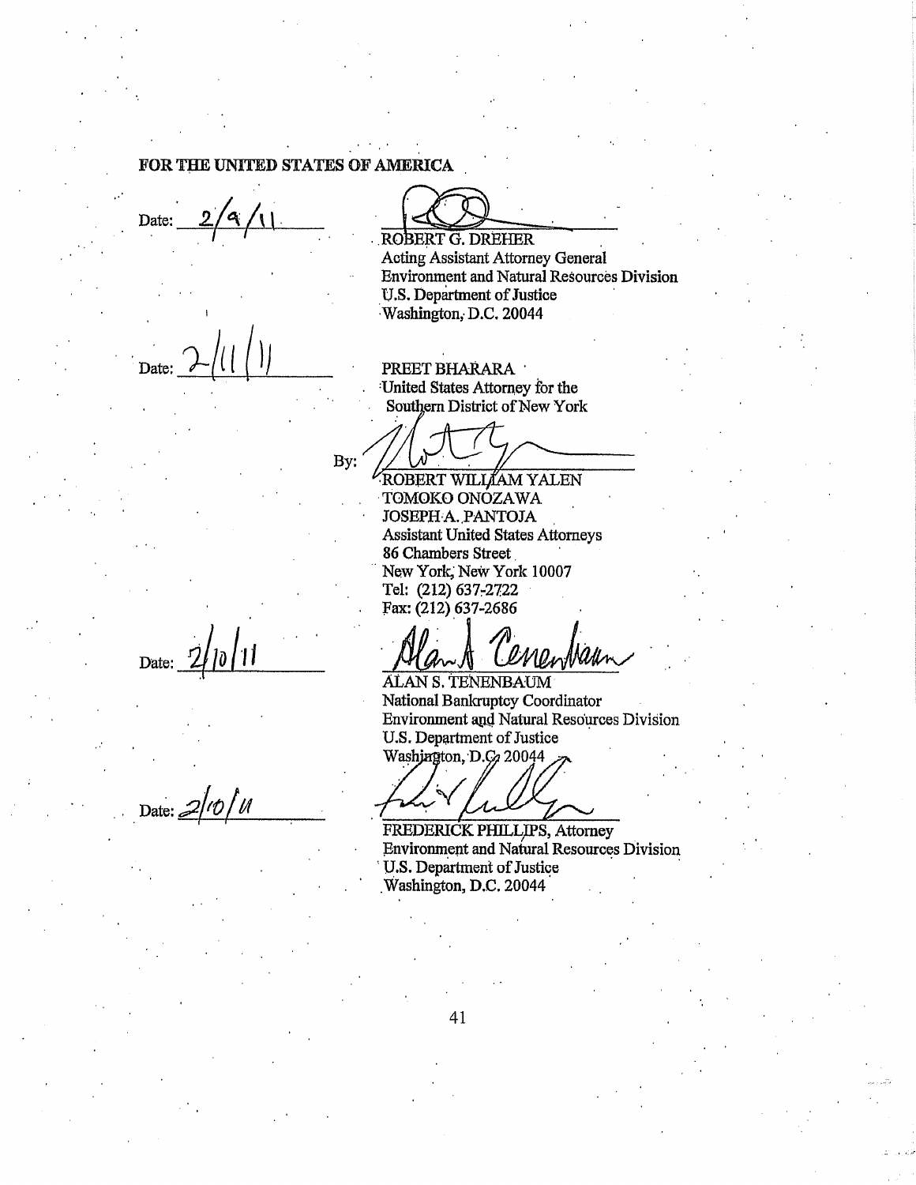**FOR THE UNITED STATES OF AMERICA**

Date: 2/9/11

ROBERT G. DREHER
Acting Assistant Attorney General
Environment and Natural Resources Division
U.S. Department of Justice
Washington, D.C. 20044

Date: 2/11/11

PREET BHARARA
United States Attorney for the
Southern District of New York

By:

ROBERT WILLIAM YALEN
TOMOKO ONOZAWA
JOSEPH A. PANTOJA
Assistant United States Attorneys
86 Chambers Street
New York, New York 10007
Tel: (212) 637-2722
Fax: (212) 637-2686

Date: 2/10/11

ALAN S. TENENBAUM
National Bankruptcy Coordinator
Environment and Natural Resources Division
U.S. Department of Justice
Washington, D.C. 20044

Date: 2/10/11

FREDERICK PHILLIPS, Attorney
Environment and Natural Resources Division
U.S. Department of Justice
Washington, D.C. 20044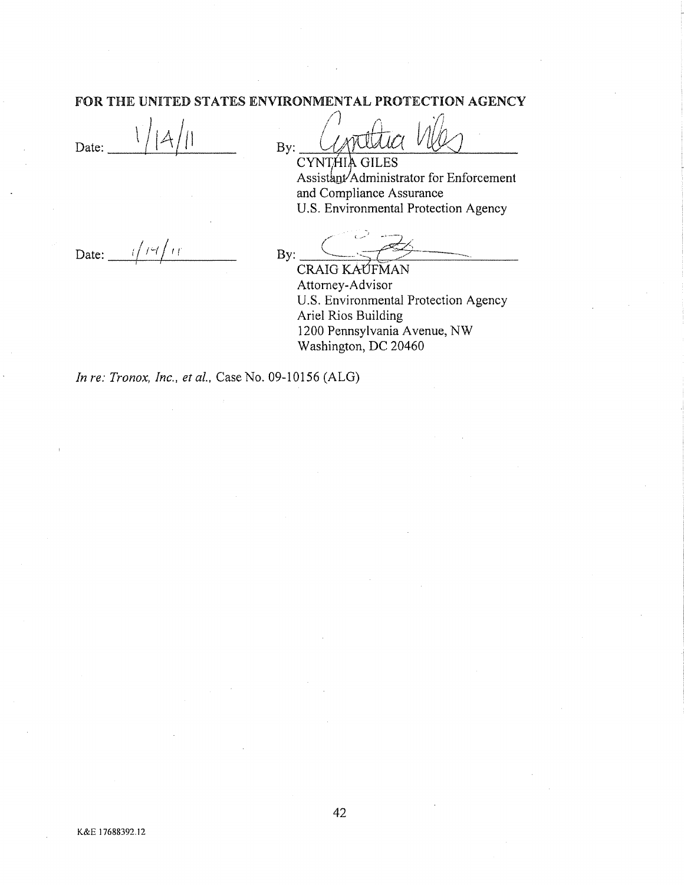**FOR THE UNITED STATES ENVIRONMENTAL PROTECTION AGENCY**

Date: 1/14/11

By: ______________________
CYNTHIA GILES
Assistant Administrator for Enforcement
and Compliance Assurance
U.S. Environmental Protection Agency

Date: 1/14/11

By: ______________________
CRAIG KAUFMAN
Attorney-Advisor
U.S. Environmental Protection Agency
Ariel Rios Building
1200 Pennsylvania Avenue, NW
Washington, DC 20460

*In re: Tronox, Inc., et al.*, Case No. 09-10156 (ALG)

K&E 17688392.12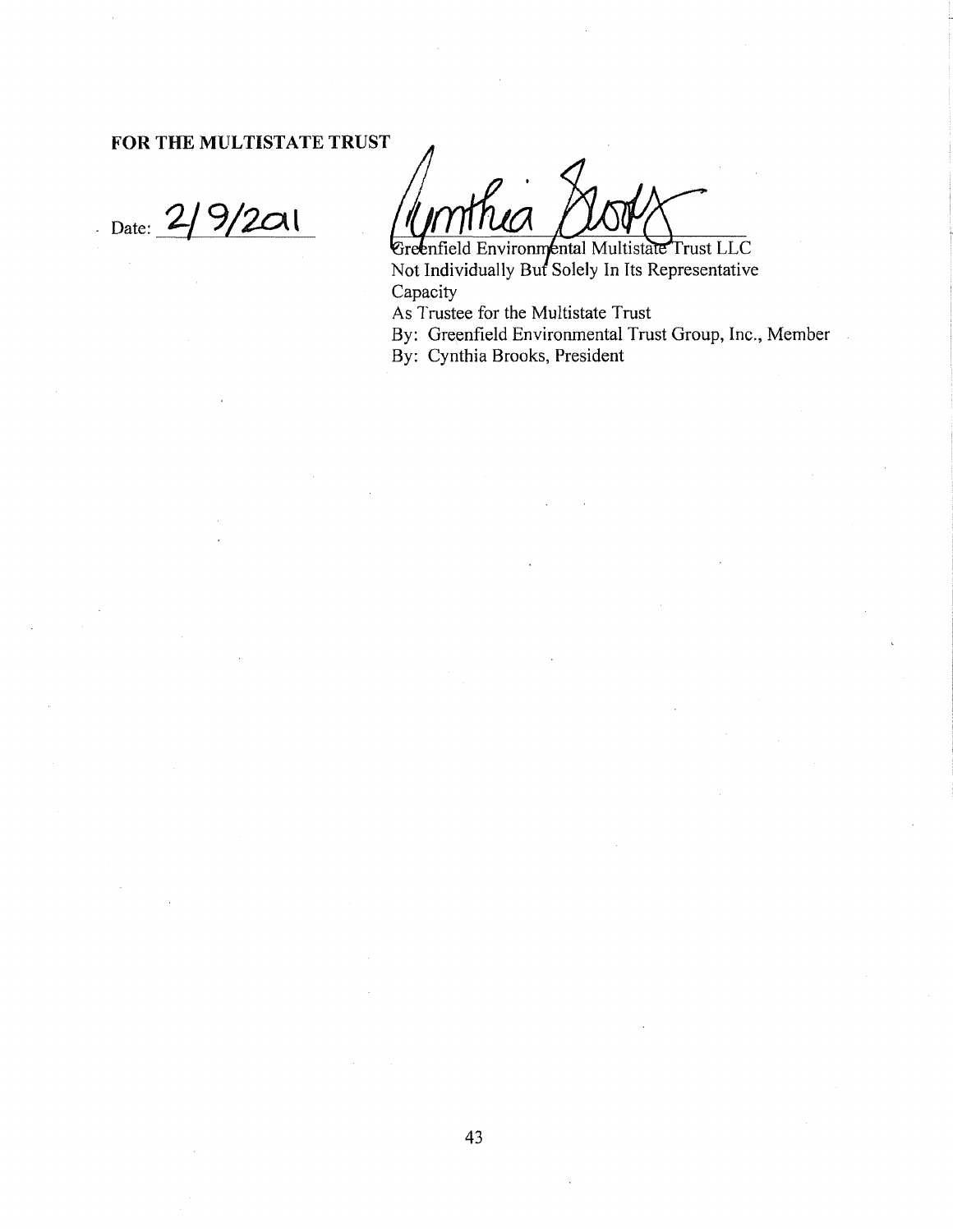**FOR THE MULTISTATE TRUST**

Date: 2/9/2011

Greenfield Environmental Multistate Trust LLC
Not Individually But Solely In Its Representative Capacity
As Trustee for the Multistate Trust
By: Greenfield Environmental Trust Group, Inc., Member
By: Cynthia Brooks, President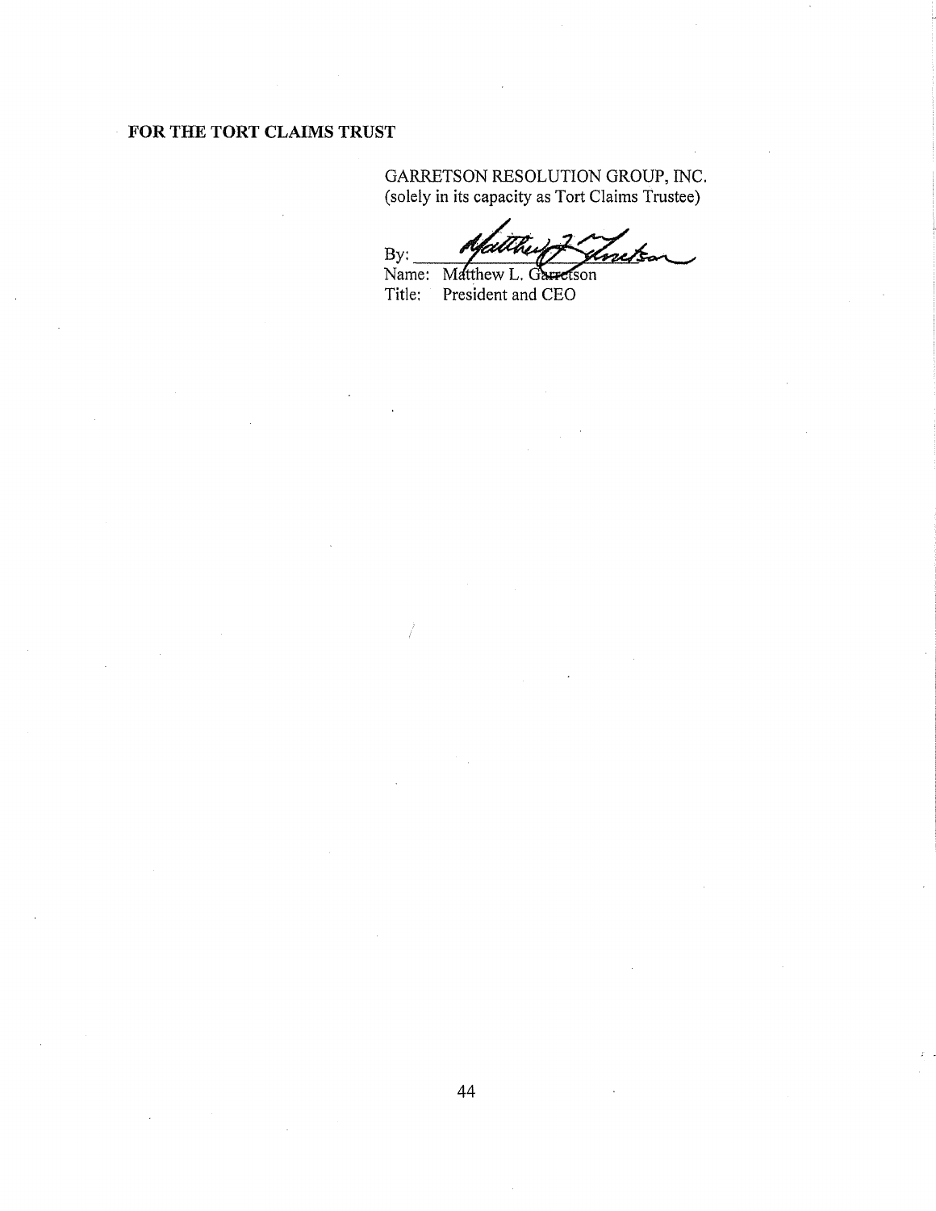**FOR THE TORT CLAIMS TRUST**

GARRETSON RESOLUTION GROUP, INC.
(solely in its capacity as Tort Claims Trustee)

By: ______________________
Name: Matthew L. Garretson
Title: President and CEO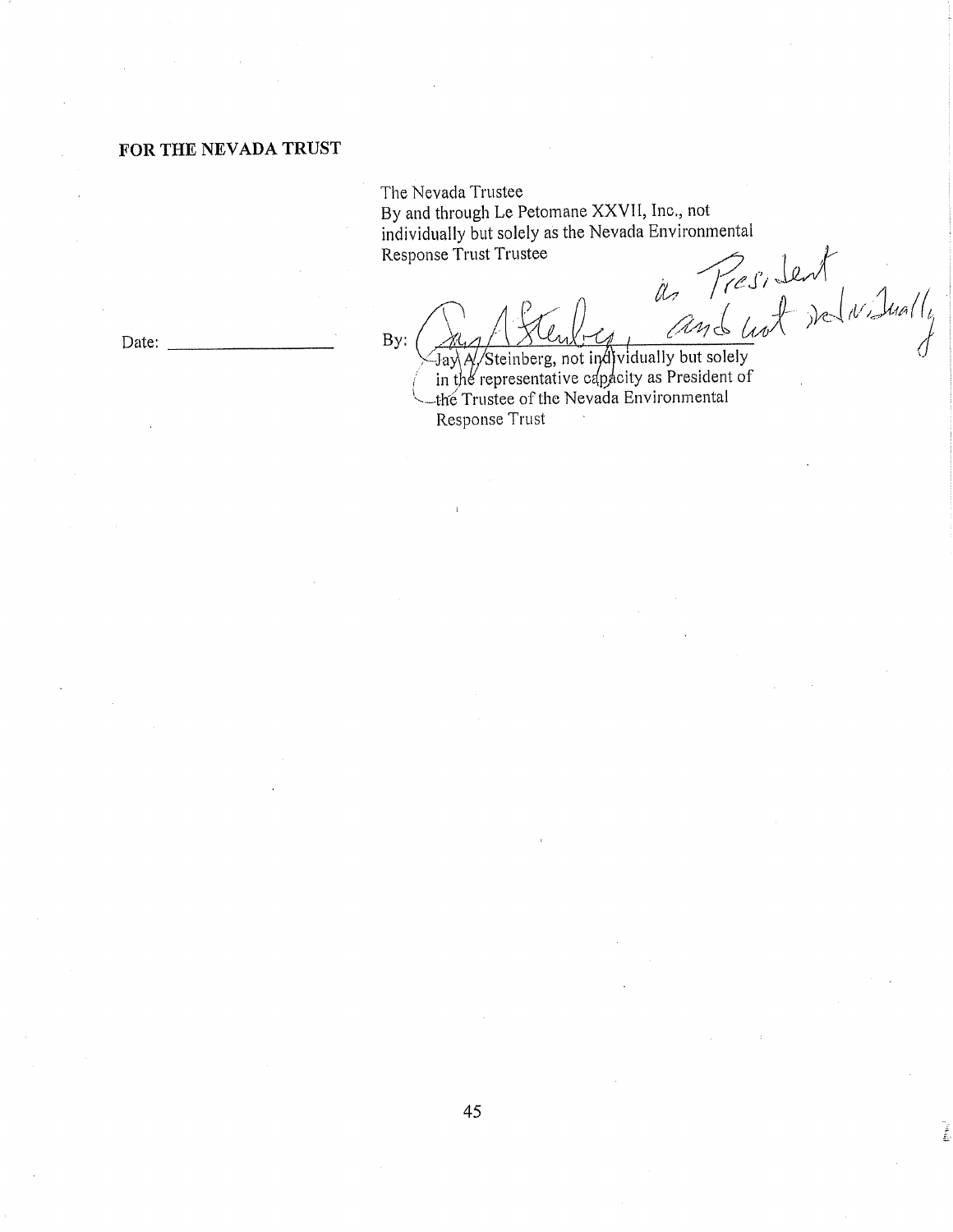**FOR THE NEVADA TRUST**

The Nevada Trustee
By and through Le Petomane XXVII, Inc., not individually but solely as the Nevada Environmental Response Trust Trustee

Date: ____________________

By: ______________________________ as President and not individually

Jay A. Steinberg, not individually but solely in the representative capacity as President of the Trustee of the Nevada Environmental Response Trust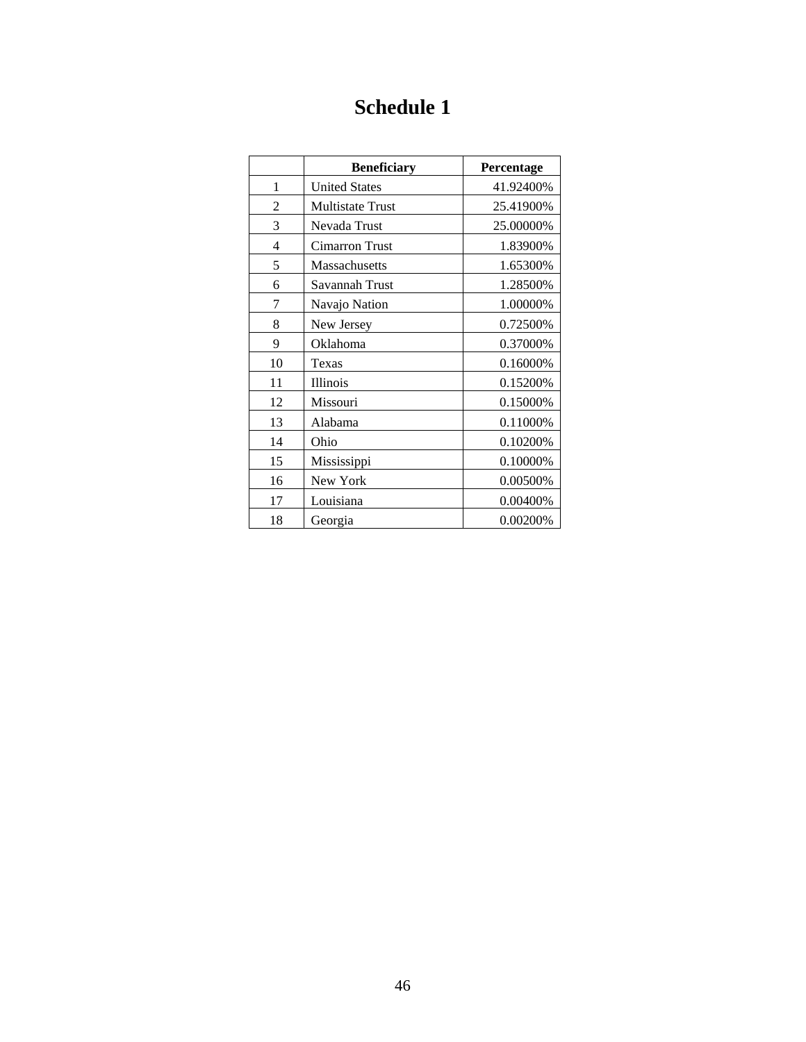# Schedule 1

| | Beneficiary | Percentage |
|---|---|---|
| 1 | United States | 41.92400% |
| 2 | Multistate Trust | 25.41900% |
| 3 | Nevada Trust | 25.00000% |
| 4 | Cimarron Trust | 1.83900% |
| 5 | Massachusetts | 1.65300% |
| 6 | Savannah Trust | 1.28500% |
| 7 | Navajo Nation | 1.00000% |
| 8 | New Jersey | 0.72500% |
| 9 | Oklahoma | 0.37000% |
| 10 | Texas | 0.16000% |
| 11 | Illinois | 0.15200% |
| 12 | Missouri | 0.15000% |
| 13 | Alabama | 0.11000% |
| 14 | Ohio | 0.10200% |
| 15 | Mississippi | 0.10000% |
| 16 | New York | 0.00500% |
| 17 | Louisiana | 0.00400% |
| 18 | Georgia | 0.00200% |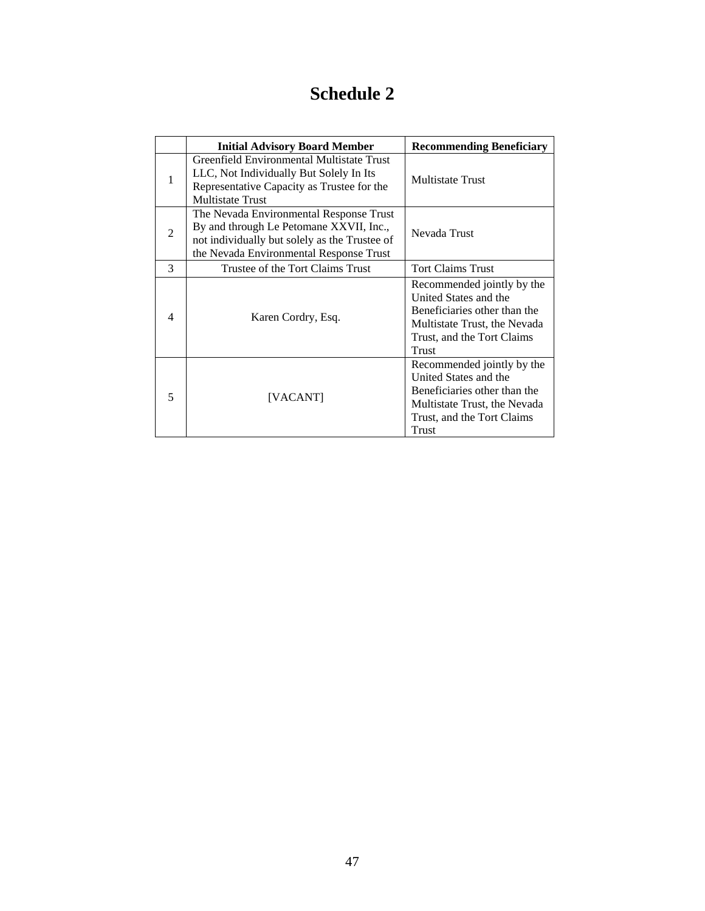# Schedule 2

| | Initial Advisory Board Member | Recommending Beneficiary |
|---|---|---|
| 1 | Greenfield Environmental Multistate Trust LLC, Not Individually But Solely In Its Representative Capacity as Trustee for the Multistate Trust | Multistate Trust |
| 2 | The Nevada Environmental Response Trust By and through Le Petomane XXVII, Inc., not individually but solely as the Trustee of the Nevada Environmental Response Trust | Nevada Trust |
| 3 | Trustee of the Tort Claims Trust | Tort Claims Trust |
| 4 | Karen Cordry, Esq. | Recommended jointly by the United States and the Beneficiaries other than the Multistate Trust, the Nevada Trust, and the Tort Claims Trust |
| 5 | [VACANT] | Recommended jointly by the United States and the Beneficiaries other than the Multistate Trust, the Nevada Trust, and the Tort Claims Trust |